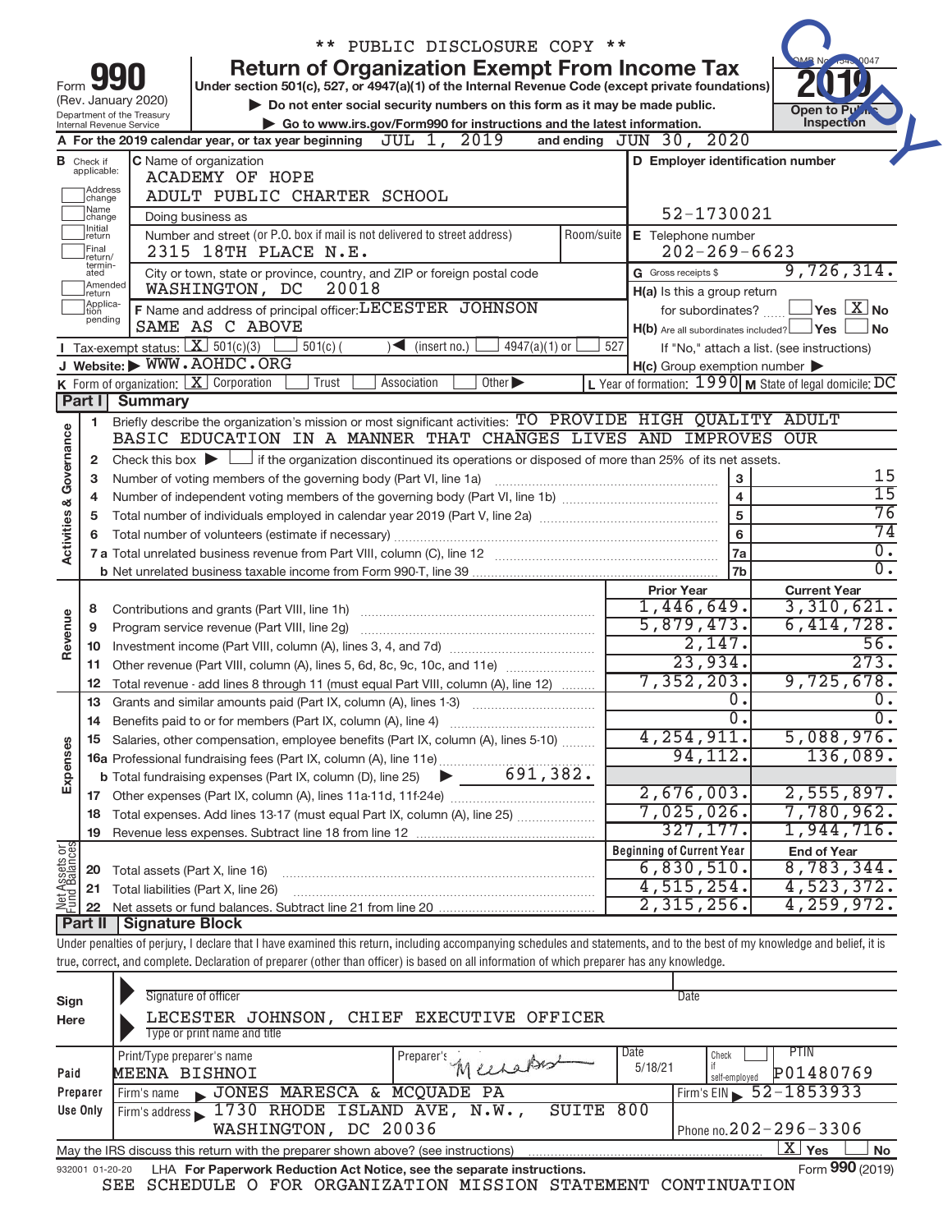** PUBLIC DISCLOSURE COPY **

# Form 990 — Return of Organization Exempt From Income Tax

Form **990** (Rev. January 2020)
Department of the Treasury
Internal Revenue Service

Under section 501(c), 527, or 4947(a)(1) of the Internal Revenue Code (except private foundations)

▶ Do not enter social security numbers on this form as it may be made public.

▶ Go to www.irs.gov/Form990 for instructions and the latest information.

OMB No. 1545-0047

**2019**

**Open to Public Inspection**

COPY

**A** For the 2019 calendar year, or tax year beginning JUL 1, 2019 and ending JUN 30, 2020

**B** Check if applicable: Address change, Name change, Initial return, Final return/terminated, Amended return, Application pending

**C** Name of organization
ACADEMY OF HOPE
ADULT PUBLIC CHARTER SCHOOL

Doing business as

Number and street (or P.O. box if mail is not delivered to street address): 2315 18TH PLACE N.E. Room/suite

City or town, state or province, country, and ZIP or foreign postal code: WASHINGTON, DC 20018

**D** Employer identification number: 52-1730021

**E** Telephone number: 202-269-6623

**G** Gross receipts $ 9,726,314.

**F** Name and address of principal officer: LECESTER JOHNSON
SAME AS C ABOVE

**H(a)** Is this a group return for subordinates? ☐ Yes ☒ No

**H(b)** Are all subordinates included? ☐ Yes ☐ No
If "No," attach a list. (see instructions)

**I** Tax-exempt status: ☒ 501(c)(3) ☐ 501(c) ( ) ◀ (insert no.) ☐ 4947(a)(1) or ☐ 527

**J** Website: ▶ WWW.AOHDC.ORG

**H(c)** Group exemption number ▶

**K** Form of organization: ☒ Corporation ☐ Trust ☐ Association ☐ Other ▶

**L** Year of formation: 1990 **M** State of legal domicile: DC

## Part I Summary

**Activities & Governance**

1 Briefly describe the organization's mission or most significant activities: TO PROVIDE HIGH QUALITY ADULT BASIC EDUCATION IN A MANNER THAT CHANGES LIVES AND IMPROVES OUR

2 Check this box ▶ ☐ if the organization discontinued its operations or disposed of more than 25% of its net assets.

| Line | Description | | Value |
|---|---|---|---|
| 3 | Number of voting members of the governing body (Part VI, line 1a) | 3 | 15 |
| 4 | Number of independent voting members of the governing body (Part VI, line 1b) | 4 | 15 |
| 5 | Total number of individuals employed in calendar year 2019 (Part V, line 2a) | 5 | 76 |
| 6 | Total number of volunteers (estimate if necessary) | 6 | 74 |
| 7a | Total unrelated business revenue from Part VIII, column (C), line 12 | 7a | 0. |
| 7b | Net unrelated business taxable income from Form 990-T, line 39 | 7b | 0. |

| | Line | Description | Prior Year | Current Year |
|---|---|---|---|---|
| Revenue | 8 | Contributions and grants (Part VIII, line 1h) | 1,446,649. | 3,310,621. |
| | 9 | Program service revenue (Part VIII, line 2g) | 5,879,473. | 6,414,728. |
| | 10 | Investment income (Part VIII, column (A), lines 3, 4, and 7d) | 2,147. | 56. |
| | 11 | Other revenue (Part VIII, column (A), lines 5, 6d, 8c, 9c, 10c, and 11e) | 23,934. | 273. |
| | 12 | Total revenue - add lines 8 through 11 (must equal Part VIII, column (A), line 12) | 7,352,203. | 9,725,678. |
| Expenses | 13 | Grants and similar amounts paid (Part IX, column (A), lines 1-3) | 0. | 0. |
| | 14 | Benefits paid to or for members (Part IX, column (A), line 4) | 0. | 0. |
| | 15 | Salaries, other compensation, employee benefits (Part IX, column (A), lines 5-10) | 4,254,911. | 5,088,976. |
| | 16a | Professional fundraising fees (Part IX, column (A), line 11e) | 94,112. | 136,089. |
| | b | Total fundraising expenses (Part IX, column (D), line 25) ▶ 691,382. | | |
| | 17 | Other expenses (Part IX, column (A), lines 11a-11d, 11f-24e) | 2,676,003. | 2,555,897. |
| | 18 | Total expenses. Add lines 13-17 (must equal Part IX, column (A), line 25) | 7,025,026. | 7,780,962. |
| | 19 | Revenue less expenses. Subtract line 18 from line 12 | 327,177. | 1,944,716. |

| | Line | Description | Beginning of Current Year | End of Year |
|---|---|---|---|---|
| Net Assets or Fund Balances | 20 | Total assets (Part X, line 16) | 6,830,510. | 8,783,344. |
| | 21 | Total liabilities (Part X, line 26) | 4,515,254. | 4,523,372. |
| | 22 | Net assets or fund balances. Subtract line 21 from line 20 | 2,315,256. | 4,259,972. |

## Part II Signature Block

Under penalties of perjury, I declare that I have examined this return, including accompanying schedules and statements, and to the best of my knowledge and belief, it is true, correct, and complete. Declaration of preparer (other than officer) is based on all information of which preparer has any knowledge.

**Sign Here**

Signature of officer | Date

LECESTER JOHNSON, CHIEF EXECUTIVE OFFICER
Type or print name and title

**Paid Preparer Use Only**

| Print/Type preparer's name | Preparer's signature | Date | Check ☐ if self-employed | PTIN |
|---|---|---|---|---|
| MEENA BISHNOI | Meena Bishnoi | 5/18/21 | | P01480769 |

Firm's name ▶ JONES MARESCA & MCQUADE PA — Firm's EIN ▶ 52-1853933

Firm's address ▶ 1730 RHODE ISLAND AVE, N.W., SUITE 800, WASHINGTON, DC 20036 — Phone no. 202-296-3306

May the IRS discuss this return with the preparer shown above? (see instructions) ☒ Yes ☐ No

932001 01-20-20 LHA For Paperwork Reduction Act Notice, see the separate instructions. Form **990** (2019)

SEE SCHEDULE O FOR ORGANIZATION MISSION STATEMENT CONTINUATION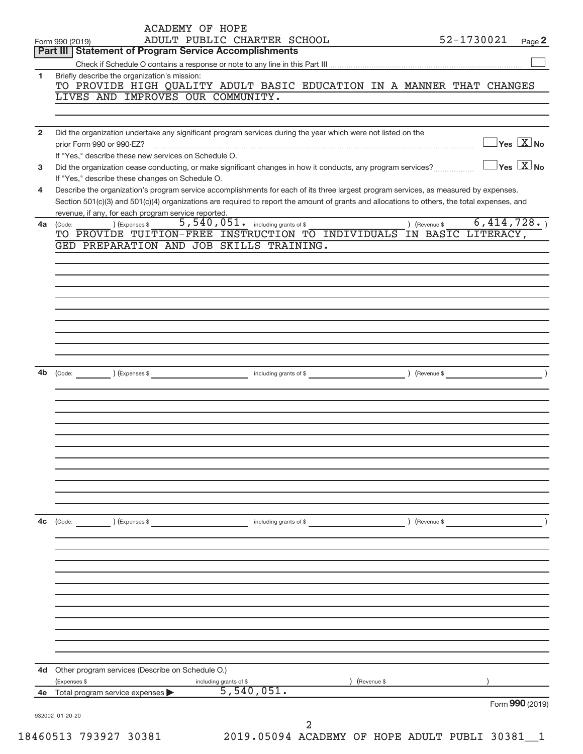ACADEMY OF HOPE
ADULT PUBLIC CHARTER SCHOOL

52-1730021

Form 990 (2019)

## Part III Statement of Program Service Accomplishments

Check if Schedule O contains a response or note to any line in this Part III ☐

**1** Briefly describe the organization's mission:

TO PROVIDE HIGH QUALITY ADULT BASIC EDUCATION IN A MANNER THAT CHANGES LIVES AND IMPROVES OUR COMMUNITY.

**2** Did the organization undertake any significant program services during the year which were not listed on the prior Form 990 or 990-EZ? ☐ Yes ☒ No

If "Yes," describe these new services on Schedule O.

**3** Did the organization cease conducting, or make significant changes in how it conducts, any program services? ☐ Yes ☒ No

If "Yes," describe these changes on Schedule O.

**4** Describe the organization's program service accomplishments for each of its three largest program services, as measured by expenses. Section 501(c)(3) and 501(c)(4) organizations are required to report the amount of grants and allocations to others, the total expenses, and revenue, if any, for each program service reported.

**4a** (Code: ) (Expenses $ 5,540,051. including grants of $ ) (Revenue $ 6,414,728. )

TO PROVIDE TUITION-FREE INSTRUCTION TO INDIVIDUALS IN BASIC LITERACY, GED PREPARATION AND JOB SKILLS TRAINING.

**4b** (Code: ) (Expenses $ including grants of $ ) (Revenue $ )

**4c** (Code: ) (Expenses $ including grants of $ ) (Revenue $ )

**4d** Other program services (Describe on Schedule O.)

(Expenses $ including grants of $ ) (Revenue $ )

**4e** Total program service expenses ▶ 5,540,051.

Form **990** (2019)

932002 01-20-20

18460513 793927 30381 2019.05094 ACADEMY OF HOPE ADULT PUBLI 30381__1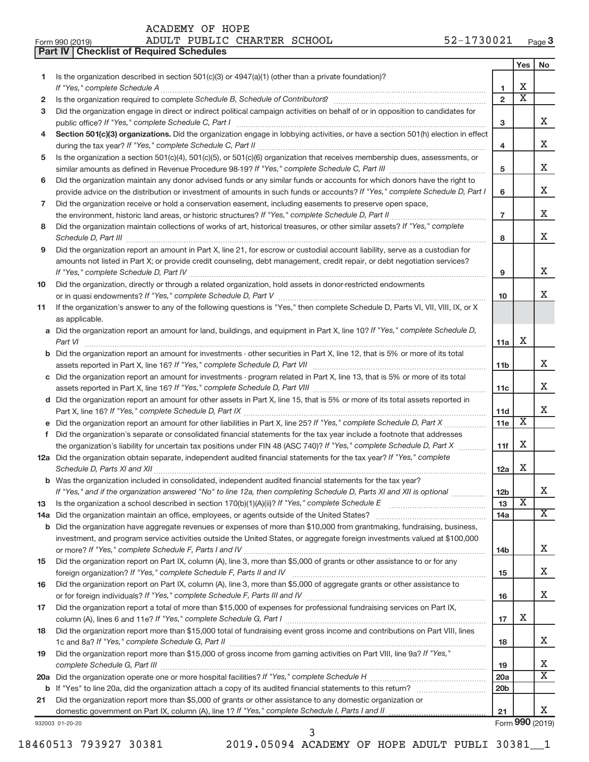ACADEMY OF HOPE
Form 990 (2019) ADULT PUBLIC CHARTER SCHOOL 52-1730021 Page 3

## Part IV | Checklist of Required Schedules

| | | | Yes | No |
|---|---|---|---|---|
| 1 | Is the organization described in section 501(c)(3) or 4947(a)(1) (other than a private foundation)? *If "Yes," complete Schedule A* | 1 | X | |
| 2 | Is the organization required to complete *Schedule B, Schedule of Contributors*? | 2 | X | |
| 3 | Did the organization engage in direct or indirect political campaign activities on behalf of or in opposition to candidates for public office? *If "Yes," complete Schedule C, Part I* | 3 | | X |
| 4 | **Section 501(c)(3) organizations.** Did the organization engage in lobbying activities, or have a section 501(h) election in effect during the tax year? *If "Yes," complete Schedule C, Part II* | 4 | | X |
| 5 | Is the organization a section 501(c)(4), 501(c)(5), or 501(c)(6) organization that receives membership dues, assessments, or similar amounts as defined in Revenue Procedure 98-19? *If "Yes," complete Schedule C, Part III* | 5 | | X |
| 6 | Did the organization maintain any donor advised funds or any similar funds or accounts for which donors have the right to provide advice on the distribution or investment of amounts in such funds or accounts? *If "Yes," complete Schedule D, Part I* | 6 | | X |
| 7 | Did the organization receive or hold a conservation easement, including easements to preserve open space, the environment, historic land areas, or historic structures? *If "Yes," complete Schedule D, Part II* | 7 | | X |
| 8 | Did the organization maintain collections of works of art, historical treasures, or other similar assets? *If "Yes," complete Schedule D, Part III* | 8 | | X |
| 9 | Did the organization report an amount in Part X, line 21, for escrow or custodial account liability, serve as a custodian for amounts not listed in Part X; or provide credit counseling, debt management, credit repair, or debt negotiation services? *If "Yes," complete Schedule D, Part IV* | 9 | | X |
| 10 | Did the organization, directly or through a related organization, hold assets in donor-restricted endowments or in quasi endowments? *If "Yes," complete Schedule D, Part V* | 10 | | X |
| 11 | If the organization's answer to any of the following questions is "Yes," then complete Schedule D, Parts VI, VII, VIII, IX, or X as applicable. | | | |
| a | Did the organization report an amount for land, buildings, and equipment in Part X, line 10? *If "Yes," complete Schedule D, Part VI* | 11a | X | |
| b | Did the organization report an amount for investments - other securities in Part X, line 12, that is 5% or more of its total assets reported in Part X, line 16? *If "Yes," complete Schedule D, Part VII* | 11b | | X |
| c | Did the organization report an amount for investments - program related in Part X, line 13, that is 5% or more of its total assets reported in Part X, line 16? *If "Yes," complete Schedule D, Part VIII* | 11c | | X |
| d | Did the organization report an amount for other assets in Part X, line 15, that is 5% or more of its total assets reported in Part X, line 16? *If "Yes," complete Schedule D, Part IX* | 11d | | X |
| e | Did the organization report an amount for other liabilities in Part X, line 25? *If "Yes," complete Schedule D, Part X* | 11e | X | |
| f | Did the organization's separate or consolidated financial statements for the tax year include a footnote that addresses the organization's liability for uncertain tax positions under FIN 48 (ASC 740)? *If "Yes," complete Schedule D, Part X* | 11f | X | |
| 12a | Did the organization obtain separate, independent audited financial statements for the tax year? *If "Yes," complete Schedule D, Parts XI and XII* | 12a | X | |
| b | Was the organization included in consolidated, independent audited financial statements for the tax year? *If "Yes," and if the organization answered "No" to line 12a, then completing Schedule D, Parts XI and XII is optional* | 12b | | X |
| 13 | Is the organization a school described in section 170(b)(1)(A)(ii)? *If "Yes," complete Schedule E* | 13 | X | |
| 14a | Did the organization maintain an office, employees, or agents outside of the United States? | 14a | | X |
| b | Did the organization have aggregate revenues or expenses of more than $10,000 from grantmaking, fundraising, business, investment, and program service activities outside the United States, or aggregate foreign investments valued at $100,000 or more? *If "Yes," complete Schedule F, Parts I and IV* | 14b | | X |
| 15 | Did the organization report on Part IX, column (A), line 3, more than $5,000 of grants or other assistance to or for any foreign organization? *If "Yes," complete Schedule F, Parts II and IV* | 15 | | X |
| 16 | Did the organization report on Part IX, column (A), line 3, more than $5,000 of aggregate grants or other assistance to or for foreign individuals? *If "Yes," complete Schedule F, Parts III and IV* | 16 | | X |
| 17 | Did the organization report a total of more than $15,000 of expenses for professional fundraising services on Part IX, column (A), lines 6 and 11e? *If "Yes," complete Schedule G, Part I* | 17 | X | |
| 18 | Did the organization report more than $15,000 total of fundraising event gross income and contributions on Part VIII, lines 1c and 8a? *If "Yes," complete Schedule G, Part II* | 18 | | X |
| 19 | Did the organization report more than $15,000 of gross income from gaming activities on Part VIII, line 9a? *If "Yes," complete Schedule G, Part III* | 19 | | X |
| 20a | Did the organization operate one or more hospital facilities? *If "Yes," complete Schedule H* | 20a | | X |
| b | If "Yes" to line 20a, did the organization attach a copy of its audited financial statements to this return? | 20b | | |
| 21 | Did the organization report more than $5,000 of grants or other assistance to any domestic organization or domestic government on Part IX, column (A), line 1? *If "Yes," complete Schedule I, Parts I and II* | 21 | | X |

932003 01-20-20 Form **990** (2019)

18460513 793927 30381 2019.05094 ACADEMY OF HOPE ADULT PUBLI 30381__1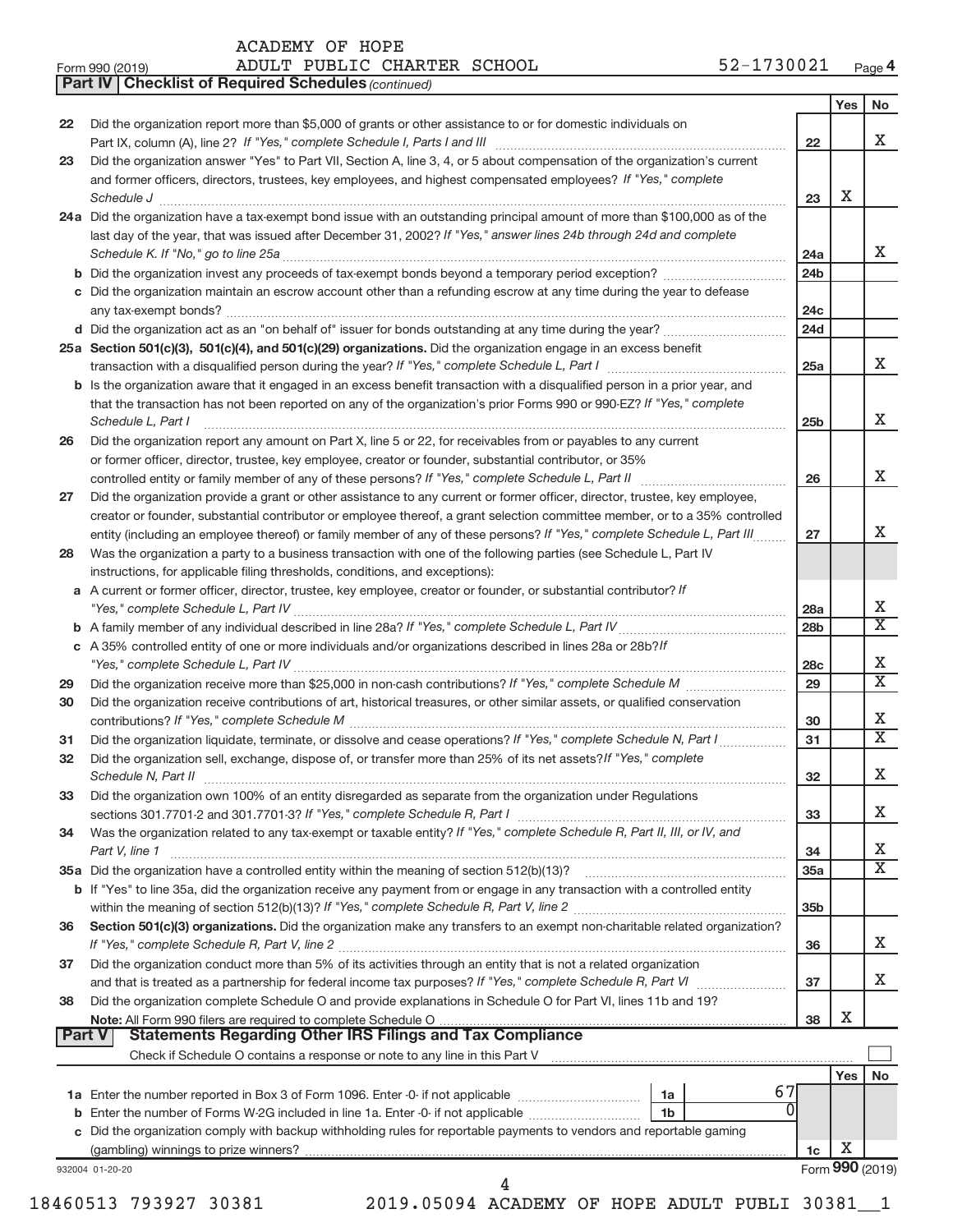ACADEMY OF HOPE

Form 990 (2019) ADULT PUBLIC CHARTER SCHOOL 52-1730021 Page 4

**Part IV | Checklist of Required Schedules** *(continued)*

| | | | Yes | No |
|---|---|---|---|---|
| 22 | Did the organization report more than $5,000 of grants or other assistance to or for domestic individuals on Part IX, column (A), line 2? *If "Yes," complete Schedule I, Parts I and III* | 22 | | X |
| 23 | Did the organization answer "Yes" to Part VII, Section A, line 3, 4, or 5 about compensation of the organization's current and former officers, directors, trustees, key employees, and highest compensated employees? *If "Yes," complete Schedule J* | 23 | X | |
| 24a | Did the organization have a tax-exempt bond issue with an outstanding principal amount of more than $100,000 as of the last day of the year, that was issued after December 31, 2002? *If "Yes," answer lines 24b through 24d and complete Schedule K. If "No," go to line 25a* | 24a | | X |
| b | Did the organization invest any proceeds of tax-exempt bonds beyond a temporary period exception? | 24b | | |
| c | Did the organization maintain an escrow account other than a refunding escrow at any time during the year to defease any tax-exempt bonds? | 24c | | |
| d | Did the organization act as an "on behalf of" issuer for bonds outstanding at any time during the year? | 24d | | |
| 25a | **Section 501(c)(3), 501(c)(4), and 501(c)(29) organizations.** Did the organization engage in an excess benefit transaction with a disqualified person during the year? *If "Yes," complete Schedule L, Part I* | 25a | | X |
| b | Is the organization aware that it engaged in an excess benefit transaction with a disqualified person in a prior year, and that the transaction has not been reported on any of the organization's prior Forms 990 or 990-EZ? *If "Yes," complete Schedule L, Part I* | 25b | | X |
| 26 | Did the organization report any amount on Part X, line 5 or 22, for receivables from or payables to any current or former officer, director, trustee, key employee, creator or founder, substantial contributor, or 35% controlled entity or family member of any of these persons? *If "Yes," complete Schedule L, Part II* | 26 | | X |
| 27 | Did the organization provide a grant or other assistance to any current or former officer, director, trustee, key employee, creator or founder, substantial contributor or employee thereof, a grant selection committee member, or to a 35% controlled entity (including an employee thereof) or family member of any of these persons? *If "Yes," complete Schedule L, Part III* | 27 | | X |
| 28 | Was the organization a party to a business transaction with one of the following parties (see Schedule L, Part IV instructions, for applicable filing thresholds, conditions, and exceptions): | | | |
| a | A current or former officer, director, trustee, key employee, creator or founder, or substantial contributor? *If "Yes," complete Schedule L, Part IV* | 28a | | X |
| b | A family member of any individual described in line 28a? *If "Yes," complete Schedule L, Part IV* | 28b | | X |
| c | A 35% controlled entity of one or more individuals and/or organizations described in lines 28a or 28b? *If "Yes," complete Schedule L, Part IV* | 28c | | X |
| 29 | Did the organization receive more than $25,000 in non-cash contributions? *If "Yes," complete Schedule M* | 29 | | X |
| 30 | Did the organization receive contributions of art, historical treasures, or other similar assets, or qualified conservation contributions? *If "Yes," complete Schedule M* | 30 | | X |
| 31 | Did the organization liquidate, terminate, or dissolve and cease operations? *If "Yes," complete Schedule N, Part I* | 31 | | X |
| 32 | Did the organization sell, exchange, dispose of, or transfer more than 25% of its net assets? *If "Yes," complete Schedule N, Part II* | 32 | | X |
| 33 | Did the organization own 100% of an entity disregarded as separate from the organization under Regulations sections 301.7701-2 and 301.7701-3? *If "Yes," complete Schedule R, Part I* | 33 | | X |
| 34 | Was the organization related to any tax-exempt or taxable entity? *If "Yes," complete Schedule R, Part II, III, or IV, and Part V, line 1* | 34 | | X |
| 35a | Did the organization have a controlled entity within the meaning of section 512(b)(13)? | 35a | | X |
| b | If "Yes" to line 35a, did the organization receive any payment from or engage in any transaction with a controlled entity within the meaning of section 512(b)(13)? *If "Yes," complete Schedule R, Part V, line 2* | 35b | | |
| 36 | **Section 501(c)(3) organizations.** Did the organization make any transfers to an exempt non-charitable related organization? *If "Yes," complete Schedule R, Part V, line 2* | 36 | | X |
| 37 | Did the organization conduct more than 5% of its activities through an entity that is not a related organization and that is treated as a partnership for federal income tax purposes? *If "Yes," complete Schedule R, Part VI* | 37 | | X |
| 38 | Did the organization complete Schedule O and provide explanations in Schedule O for Part VI, lines 11b and 19? **Note:** All Form 990 filers are required to complete Schedule O | 38 | X | |

**Part V | Statements Regarding Other IRS Filings and Tax Compliance**

Check if Schedule O contains a response or note to any line in this Part V

| | | | | | Yes | No |
|---|---|---|---|---|---|---|
| 1a | Enter the number reported in Box 3 of Form 1096. Enter -0- if not applicable | 1a | 67 | | | |
| b | Enter the number of Forms W-2G included in line 1a. Enter -0- if not applicable | 1b | 0 | | | |
| c | Did the organization comply with backup withholding rules for reportable payments to vendors and reportable gaming (gambling) winnings to prize winners? | | | 1c | X | |

932004 01-20-20 Form **990** (2019)

18460513 793927 30381 2019.05094 ACADEMY OF HOPE ADULT PUBLI 30381__1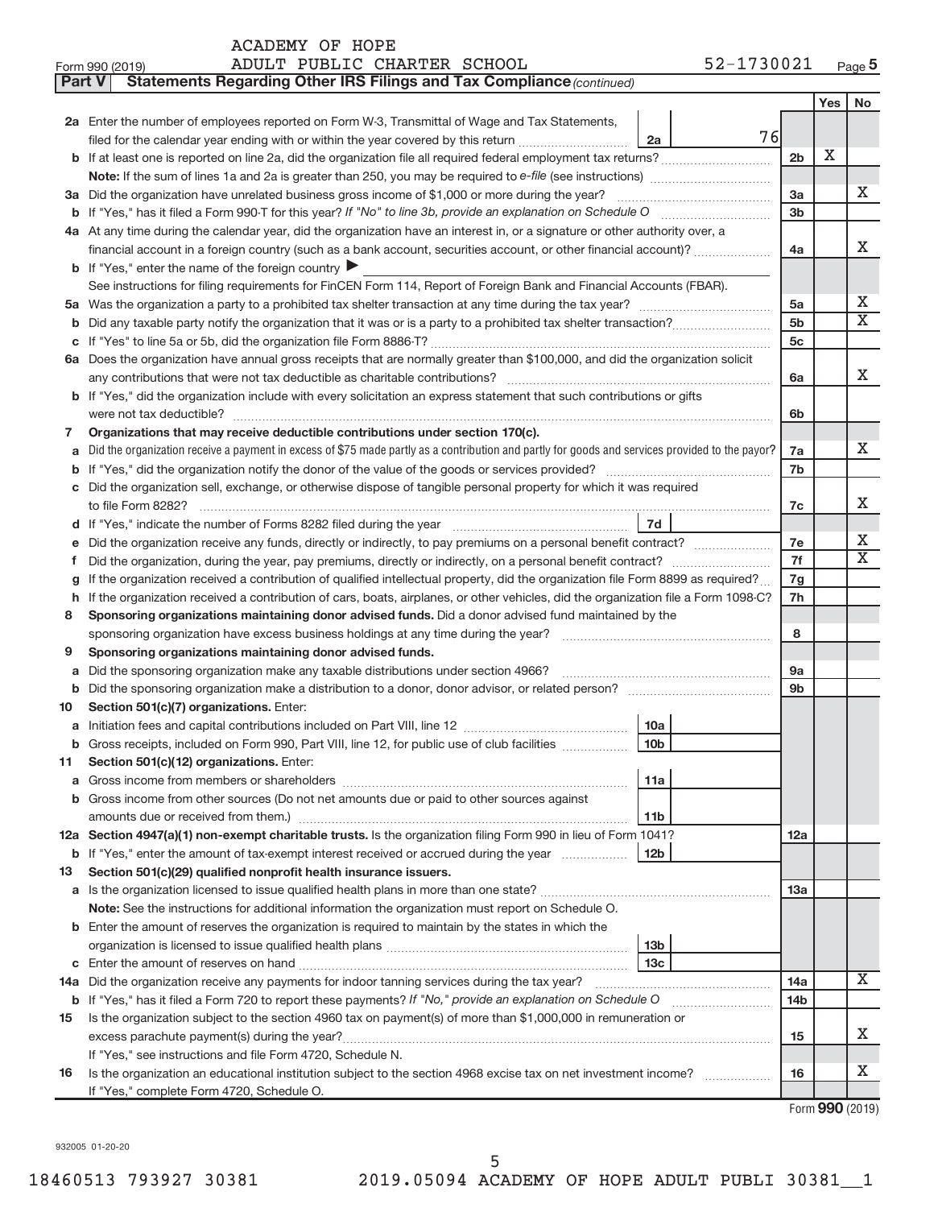ACADEMY OF HOPE

Form 990 (2019) ADULT PUBLIC CHARTER SCHOOL 52-1730021 Page 5

**Part V | Statements Regarding Other IRS Filings and Tax Compliance** *(continued)*

| | | | | Yes | No |
|---|---|---|---|---|---|
| **2a** | Enter the number of employees reported on Form W-3, Transmittal of Wage and Tax Statements, filed for the calendar year ending with or within the year covered by this return | 2a | 76 | | |
| **b** | If at least one is reported on line 2a, did the organization file all required federal employment tax returns? | | 2b | X | |
| | **Note:** If the sum of lines 1a and 2a is greater than 250, you may be required to *e-file* (see instructions) | | | | |
| **3a** | Did the organization have unrelated business gross income of $1,000 or more during the year? | | 3a | | X |
| **b** | If "Yes," has it filed a Form 990-T for this year? *If "No" to line 3b, provide an explanation on Schedule O* | | 3b | | |
| **4a** | At any time during the calendar year, did the organization have an interest in, or a signature or other authority over, a financial account in a foreign country (such as a bank account, securities account, or other financial account)? | | 4a | | X |
| **b** | If "Yes," enter the name of the foreign country ▶ | | | | |
| | See instructions for filing requirements for FinCEN Form 114, Report of Foreign Bank and Financial Accounts (FBAR). | | | | |
| **5a** | Was the organization a party to a prohibited tax shelter transaction at any time during the tax year? | | 5a | | X |
| **b** | Did any taxable party notify the organization that it was or is a party to a prohibited tax shelter transaction? | | 5b | | X |
| **c** | If "Yes" to line 5a or 5b, did the organization file Form 8886-T? | | 5c | | |
| **6a** | Does the organization have annual gross receipts that are normally greater than $100,000, and did the organization solicit any contributions that were not tax deductible as charitable contributions? | | 6a | | X |
| **b** | If "Yes," did the organization include with every solicitation an express statement that such contributions or gifts were not tax deductible? | | 6b | | |
| **7** | **Organizations that may receive deductible contributions under section 170(c).** | | | | |
| **a** | Did the organization receive a payment in excess of $75 made partly as a contribution and partly for goods and services provided to the payor? | | 7a | | X |
| **b** | If "Yes," did the organization notify the donor of the value of the goods or services provided? | | 7b | | |
| **c** | Did the organization sell, exchange, or otherwise dispose of tangible personal property for which it was required to file Form 8282? | | 7c | | X |
| **d** | If "Yes," indicate the number of Forms 8282 filed during the year | 7d | | | |
| **e** | Did the organization receive any funds, directly or indirectly, to pay premiums on a personal benefit contract? | | 7e | | X |
| **f** | Did the organization, during the year, pay premiums, directly or indirectly, on a personal benefit contract? | | 7f | | X |
| **g** | If the organization received a contribution of qualified intellectual property, did the organization file Form 8899 as required? | | 7g | | |
| **h** | If the organization received a contribution of cars, boats, airplanes, or other vehicles, did the organization file a Form 1098-C? | | 7h | | |
| **8** | **Sponsoring organizations maintaining donor advised funds.** Did a donor advised fund maintained by the sponsoring organization have excess business holdings at any time during the year? | | 8 | | |
| **9** | **Sponsoring organizations maintaining donor advised funds.** | | | | |
| **a** | Did the sponsoring organization make any taxable distributions under section 4966? | | 9a | | |
| **b** | Did the sponsoring organization make a distribution to a donor, donor advisor, or related person? | | 9b | | |
| **10** | **Section 501(c)(7) organizations.** Enter: | | | | |
| **a** | Initiation fees and capital contributions included on Part VIII, line 12 | 10a | | | |
| **b** | Gross receipts, included on Form 990, Part VIII, line 12, for public use of club facilities | 10b | | | |
| **11** | **Section 501(c)(12) organizations.** Enter: | | | | |
| **a** | Gross income from members or shareholders | 11a | | | |
| **b** | Gross income from other sources (Do not net amounts due or paid to other sources against amounts due or received from them.) | 11b | | | |
| **12a** | **Section 4947(a)(1) non-exempt charitable trusts.** Is the organization filing Form 990 in lieu of Form 1041? | | 12a | | |
| **b** | If "Yes," enter the amount of tax-exempt interest received or accrued during the year | 12b | | | |
| **13** | **Section 501(c)(29) qualified nonprofit health insurance issuers.** | | | | |
| **a** | Is the organization licensed to issue qualified health plans in more than one state? | | 13a | | |
| | **Note:** See the instructions for additional information the organization must report on Schedule O. | | | | |
| **b** | Enter the amount of reserves the organization is required to maintain by the states in which the organization is licensed to issue qualified health plans | 13b | | | |
| **c** | Enter the amount of reserves on hand | 13c | | | |
| **14a** | Did the organization receive any payments for indoor tanning services during the tax year? | | 14a | | X |
| **b** | If "Yes," has it filed a Form 720 to report these payments? *If "No," provide an explanation on Schedule O* | | 14b | | |
| **15** | Is the organization subject to the section 4960 tax on payment(s) of more than $1,000,000 in remuneration or excess parachute payment(s) during the year? | | 15 | | X |
| | If "Yes," see instructions and file Form 4720, Schedule N. | | | | |
| **16** | Is the organization an educational institution subject to the section 4968 excise tax on net investment income? | | 16 | | X |
| | If "Yes," complete Form 4720, Schedule O. | | | | |

Form **990** (2019)

932005 01-20-20

18460513 793927 30381 2019.05094 ACADEMY OF HOPE ADULT PUBLI 30381__1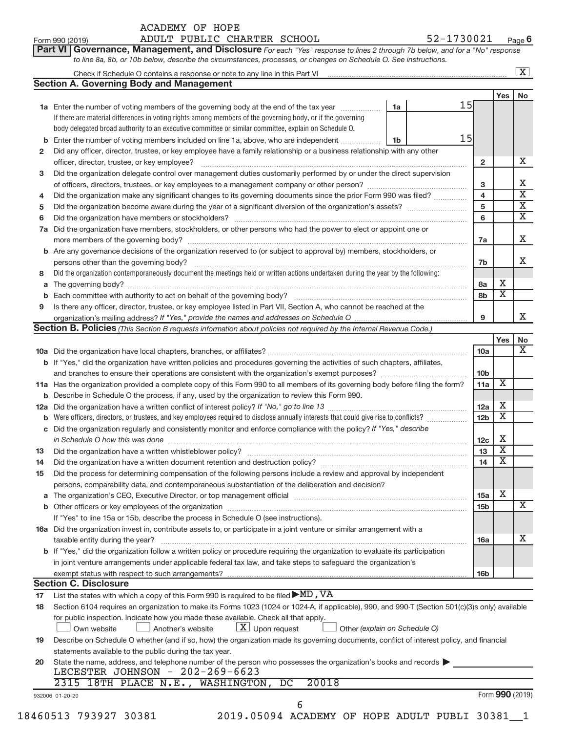ACADEMY OF HOPE

Form 990 (2019) ADULT PUBLIC CHARTER SCHOOL 52-1730021 Page 6

**Part VI Governance, Management, and Disclosure** *For each "Yes" response to lines 2 through 7b below, and for a "No" response to line 8a, 8b, or 10b below, describe the circumstances, processes, or changes on Schedule O. See instructions.*

Check if Schedule O contains a response or note to any line in this Part VI ..... [X]

## Section A. Governing Body and Management

| | | | | Yes | No |
|---|---|---|---|---|---|
| **1a** | Enter the number of voting members of the governing body at the end of the tax year ..... 1a | 15 | | | |
| | If there are material differences in voting rights among members of the governing body, or if the governing body delegated broad authority to an executive committee or similar committee, explain on Schedule O. | | | | |
| **b** | Enter the number of voting members included on line 1a, above, who are independent ..... 1b | 15 | | | |
| **2** | Did any officer, director, trustee, or key employee have a family relationship or a business relationship with any other officer, director, trustee, or key employee? | | 2 | | X |
| **3** | Did the organization delegate control over management duties customarily performed by or under the direct supervision of officers, directors, trustees, or key employees to a management company or other person? | | 3 | | X |
| **4** | Did the organization make any significant changes to its governing documents since the prior Form 990 was filed? | | 4 | | X |
| **5** | Did the organization become aware during the year of a significant diversion of the organization's assets? | | 5 | | X |
| **6** | Did the organization have members or stockholders? | | 6 | | X |
| **7a** | Did the organization have members, stockholders, or other persons who had the power to elect or appoint one or more members of the governing body? | | 7a | | X |
| **b** | Are any governance decisions of the organization reserved to (or subject to approval by) members, stockholders, or persons other than the governing body? | | 7b | | X |
| **8** | Did the organization contemporaneously document the meetings held or written actions undertaken during the year by the following: | | | | |
| **a** | The governing body? | | 8a | X | |
| **b** | Each committee with authority to act on behalf of the governing body? | | 8b | X | |
| **9** | Is there any officer, director, trustee, or key employee listed in Part VII, Section A, who cannot be reached at the organization's mailing address? *If "Yes," provide the names and addresses on Schedule O* | | 9 | | X |

## Section B. Policies *(This Section B requests information about policies not required by the Internal Revenue Code.)*

| | | | Yes | No |
|---|---|---|---|---|
| **10a** | Did the organization have local chapters, branches, or affiliates? | 10a | | X |
| **b** | If "Yes," did the organization have written policies and procedures governing the activities of such chapters, affiliates, and branches to ensure their operations are consistent with the organization's exempt purposes? | 10b | | |
| **11a** | Has the organization provided a complete copy of this Form 990 to all members of its governing body before filing the form? | 11a | X | |
| **b** | Describe in Schedule O the process, if any, used by the organization to review this Form 990. | | | |
| **12a** | Did the organization have a written conflict of interest policy? *If "No," go to line 13* | 12a | X | |
| **b** | Were officers, directors, or trustees, and key employees required to disclose annually interests that could give rise to conflicts? | 12b | X | |
| **c** | Did the organization regularly and consistently monitor and enforce compliance with the policy? *If "Yes," describe in Schedule O how this was done* | 12c | X | |
| **13** | Did the organization have a written whistleblower policy? | 13 | X | |
| **14** | Did the organization have a written document retention and destruction policy? | 14 | X | |
| **15** | Did the process for determining compensation of the following persons include a review and approval by independent persons, comparability data, and contemporaneous substantiation of the deliberation and decision? | | | |
| **a** | The organization's CEO, Executive Director, or top management official | 15a | X | |
| **b** | Other officers or key employees of the organization | 15b | | X |
| | If "Yes" to line 15a or 15b, describe the process in Schedule O (see instructions). | | | |
| **16a** | Did the organization invest in, contribute assets to, or participate in a joint venture or similar arrangement with a taxable entity during the year? | 16a | | X |
| **b** | If "Yes," did the organization follow a written policy or procedure requiring the organization to evaluate its participation in joint venture arrangements under applicable federal tax law, and take steps to safeguard the organization's exempt status with respect to such arrangements? | 16b | | |

## Section C. Disclosure

**17** List the states with which a copy of this Form 990 is required to be filed ▶ MD, VA

**18** Section 6104 requires an organization to make its Forms 1023 (1024 or 1024-A, if applicable), 990, and 990-T (Section 501(c)(3)s only) available for public inspection. Indicate how you made these available. Check all that apply.

[ ] Own website [ ] Another's website [X] Upon request [ ] Other *(explain on Schedule O)*

**19** Describe on Schedule O whether (and if so, how) the organization made its governing documents, conflict of interest policy, and financial statements available to the public during the tax year.

**20** State the name, address, and telephone number of the person who possesses the organization's books and records ▶
LECESTER JOHNSON - 202-269-6623
2315 18TH PLACE N.E., WASHINGTON, DC 20018

932006 01-20-20 Form **990** (2019)

18460513 793927 30381 2019.05094 ACADEMY OF HOPE ADULT PUBLI 30381__1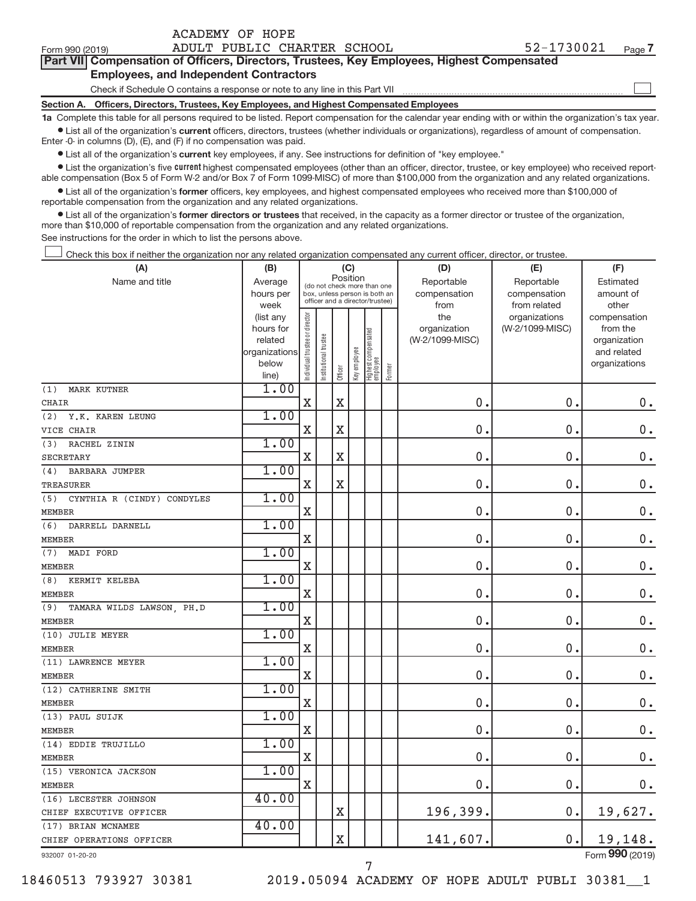ACADEMY OF HOPE
Form 990 (2019) ADULT PUBLIC CHARTER SCHOOL 52-1730021 Page 7

**Part VII Compensation of Officers, Directors, Trustees, Key Employees, Highest Compensated Employees, and Independent Contractors**

Check if Schedule O contains a response or note to any line in this Part VII

**Section A. Officers, Directors, Trustees, Key Employees, and Highest Compensated Employees**

**1a** Complete this table for all persons required to be listed. Report compensation for the calendar year ending with or within the organization's tax year.

- List all of the organization's **current** officers, directors, trustees (whether individuals or organizations), regardless of amount of compensation. Enter -0- in columns (D), (E), and (F) if no compensation was paid.
- List all of the organization's **current** key employees, if any. See instructions for definition of "key employee."
- List the organization's five **current** highest compensated employees (other than an officer, director, trustee, or key employee) who received reportable compensation (Box 5 of Form W-2 and/or Box 7 of Form 1099-MISC) of more than $100,000 from the organization and any related organizations.
- List all of the organization's **former** officers, key employees, and highest compensated employees who received more than $100,000 of reportable compensation from the organization and any related organizations.
- List all of the organization's **former directors or trustees** that received, in the capacity as a former director or trustee of the organization, more than $10,000 of reportable compensation from the organization and any related organizations.

See instructions for the order in which to list the persons above.

Check this box if neither the organization nor any related organization compensated any current officer, director, or trustee.

| (A) Name and title | (B) Average hours per week (list any hours for related organizations below line) | (C) Position: Individual trustee or director | Institutional trustee | Officer | Key employee | Highest compensated employee | Former | (D) Reportable compensation from the organization (W-2/1099-MISC) | (E) Reportable compensation from related organizations (W-2/1099-MISC) | (F) Estimated amount of other compensation from the organization and related organizations |
|---|---|---|---|---|---|---|---|---|---|---|
| (1) MARK KUTNER<br>CHAIR | 1.00 | X | | X | | | | 0. | 0. | 0. |
| (2) Y.K. KAREN LEUNG<br>VICE CHAIR | 1.00 | X | | X | | | | 0. | 0. | 0. |
| (3) RACHEL ZININ<br>SECRETARY | 1.00 | X | | X | | | | 0. | 0. | 0. |
| (4) BARBARA JUMPER<br>TREASURER | 1.00 | X | | X | | | | 0. | 0. | 0. |
| (5) CYNTHIA R (CINDY) CONDYLES<br>MEMBER | 1.00 | X | | | | | | 0. | 0. | 0. |
| (6) DARRELL DARNELL<br>MEMBER | 1.00 | X | | | | | | 0. | 0. | 0. |
| (7) MADI FORD<br>MEMBER | 1.00 | X | | | | | | 0. | 0. | 0. |
| (8) KERMIT KELEBA<br>MEMBER | 1.00 | X | | | | | | 0. | 0. | 0. |
| (9) TAMARA WILDS LAWSON, PH.D<br>MEMBER | 1.00 | X | | | | | | 0. | 0. | 0. |
| (10) JULIE MEYER<br>MEMBER | 1.00 | X | | | | | | 0. | 0. | 0. |
| (11) LAWRENCE MEYER<br>MEMBER | 1.00 | X | | | | | | 0. | 0. | 0. |
| (12) CATHERINE SMITH<br>MEMBER | 1.00 | X | | | | | | 0. | 0. | 0. |
| (13) PAUL SUIJK<br>MEMBER | 1.00 | X | | | | | | 0. | 0. | 0. |
| (14) EDDIE TRUJILLO<br>MEMBER | 1.00 | X | | | | | | 0. | 0. | 0. |
| (15) VERONICA JACKSON<br>MEMBER | 1.00 | X | | | | | | 0. | 0. | 0. |
| (16) LECESTER JOHNSON<br>CHIEF EXECUTIVE OFFICER | 40.00 | | | X | | | | 196,399. | 0. | 19,627. |
| (17) BRIAN MCNAMEE<br>CHIEF OPERATIONS OFFICER | 40.00 | | | X | | | | 141,607. | 0. | 19,148. |

932007 01-20-20 Form 990 (2019)

18460513 793927 30381 2019.05094 ACADEMY OF HOPE ADULT PUBLI 30381__1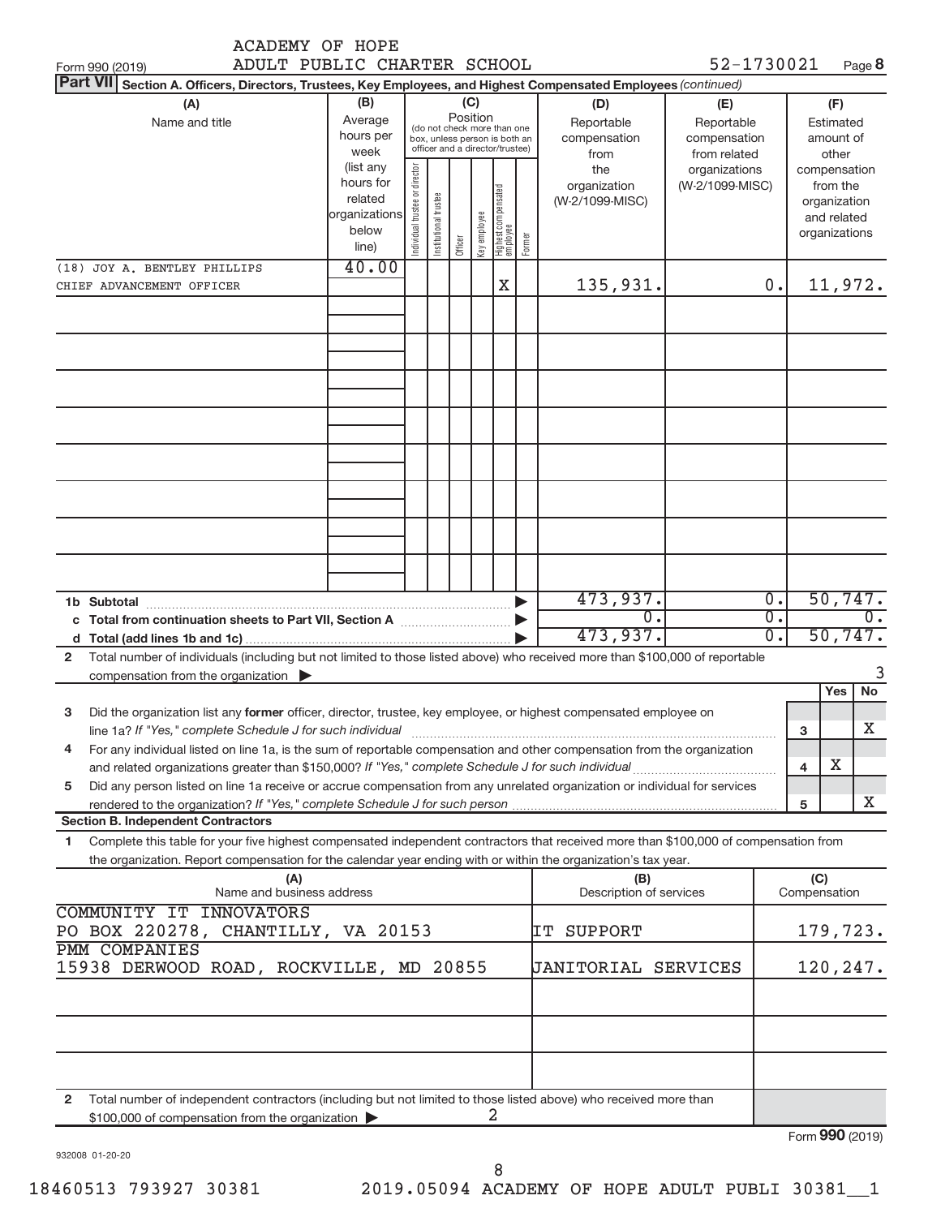Form 990 (2019) ACADEMY OF HOPE ADULT PUBLIC CHARTER SCHOOL 52-1730021 Page **8**

**Part VII** **Section A. Officers, Directors, Trustees, Key Employees, and Highest Compensated Employees** *(continued)*

| (A) Name and title | (B) Average hours per week (list any hours for related organizations below line) | (C) Position: Individual trustee or director | Institutional trustee | Officer | Key employee | Highest compensated employee | Former | (D) Reportable compensation from the organization (W-2/1099-MISC) | (E) Reportable compensation from related organizations (W-2/1099-MISC) | (F) Estimated amount of other compensation from the organization and related organizations |
|---|---|---|---|---|---|---|---|---|---|---|
| (18) JOY A. BENTLEY PHILLIPS<br>CHIEF ADVANCEMENT OFFICER | 40.00 | | | | | X | | 135,931. | 0. | 11,972. |

| | (D) | (E) | (F) |
|---|---|---|---|
| **1b Subtotal** | 473,937. | 0. | 50,747. |
| **c Total from continuation sheets to Part VII, Section A** | 0. | 0. | 0. |
| **d Total (add lines 1b and 1c)** | 473,937. | 0. | 50,747. |

**2** Total number of individuals (including but not limited to those listed above) who received more than $100,000 of reportable compensation from the organization ▶ 3

| | | Yes | No |
|---|---|---|---|
| **3** Did the organization list any **former** officer, director, trustee, key employee, or highest compensated employee on line 1a? *If "Yes," complete Schedule J for such individual* | 3 | | X |
| **4** For any individual listed on line 1a, is the sum of reportable compensation and other compensation from the organization and related organizations greater than $150,000? *If "Yes," complete Schedule J for such individual* | 4 | X | |
| **5** Did any person listed on line 1a receive or accrue compensation from any unrelated organization or individual for services rendered to the organization? *If "Yes," complete Schedule J for such person* | 5 | | X |

**Section B. Independent Contractors**

**1** Complete this table for your five highest compensated independent contractors that received more than $100,000 of compensation from the organization. Report compensation for the calendar year ending with or within the organization's tax year.

| (A) Name and business address | (B) Description of services | (C) Compensation |
|---|---|---|
| COMMUNITY IT INNOVATORS<br>PO BOX 220278, CHANTILLY, VA 20153 | IT SUPPORT | 179,723. |
| PMM COMPANIES<br>15938 DERWOOD ROAD, ROCKVILLE, MD 20855 | JANITORIAL SERVICES | 120,247. |

**2** Total number of independent contractors (including but not limited to those listed above) who received more than $100,000 of compensation from the organization ▶ 2

Form **990** (2019)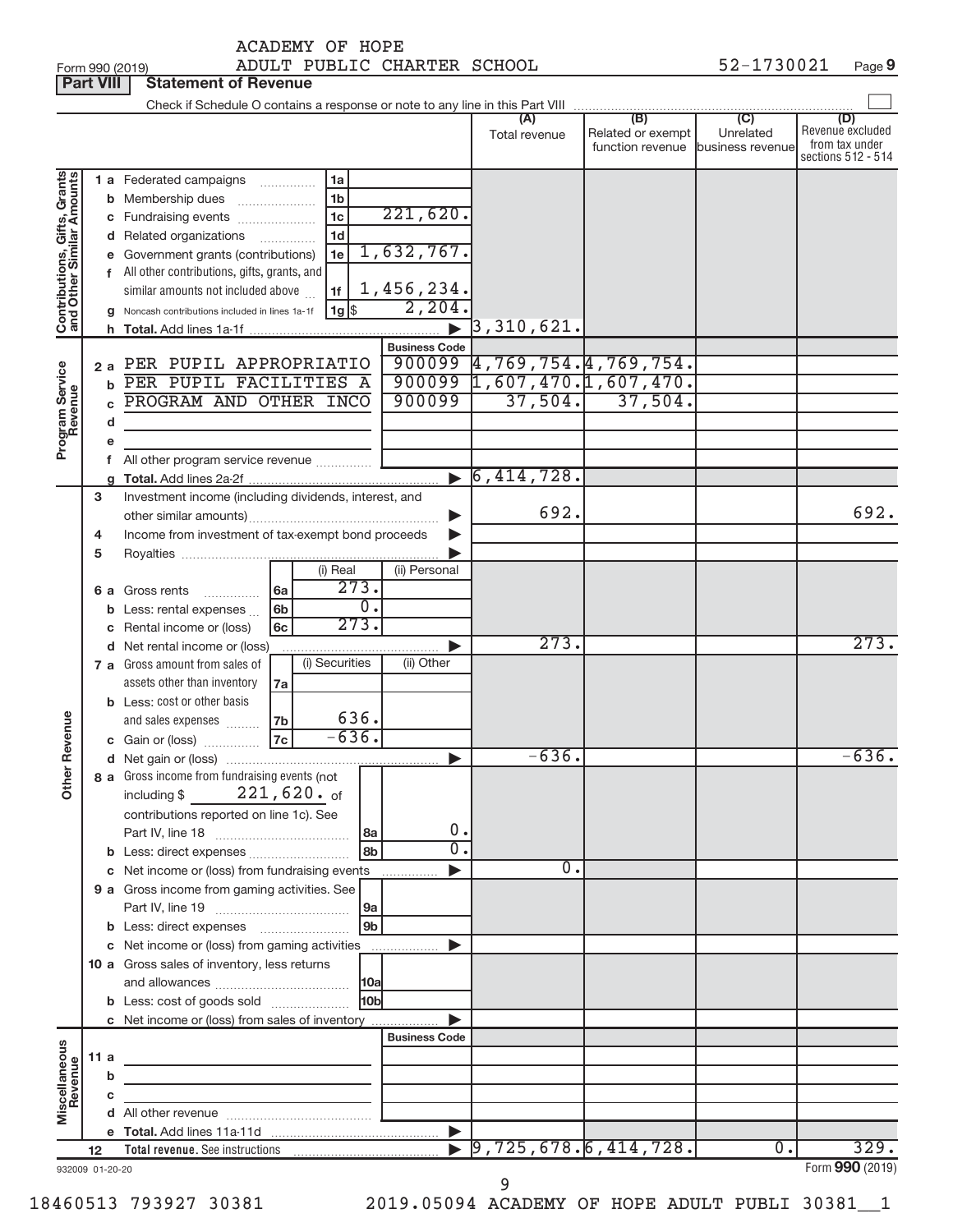ACADEMY OF HOPE
ADULT PUBLIC CHARTER SCHOOL

Form 990 (2019) 52-1730021 Page 9

**Part VIII Statement of Revenue**

Check if Schedule O contains a response or note to any line in this Part VIII

| | | | | (A) Total revenue | (B) Related or exempt function revenue | (C) Unrelated business revenue | (D) Revenue excluded from tax under sections 512 - 514 |
|---|---|---|---|---|---|---|---|
| **Contributions, Gifts, Grants and Other Similar Amounts** | 1 a Federated campaigns | 1a | | | | | |
| | b Membership dues | 1b | | | | | |
| | c Fundraising events | 1c | 221,620. | | | | |
| | d Related organizations | 1d | | | | | |
| | e Government grants (contributions) | 1e | 1,632,767. | | | | |
| | f All other contributions, gifts, grants, and similar amounts not included above | 1f | 1,456,234. | | | | |
| | g Noncash contributions included in lines 1a-1f | 1g $ | 2,204. | | | | |
| | h Total. Add lines 1a-1f | | | 3,310,621. | | | |
| | | | **Business Code** | | | | |
| **Program Service Revenue** | 2 a PER PUPIL APPROPRIATIO | | 900099 | 4,769,754. | 4,769,754. | | |
| | b PER PUPIL FACILITIES A | | 900099 | 1,607,470. | 1,607,470. | | |
| | c PROGRAM AND OTHER INCO | | 900099 | 37,504. | 37,504. | | |
| | d | | | | | | |
| | e | | | | | | |
| | f All other program service revenue | | | | | | |
| | g Total. Add lines 2a-2f | | | 6,414,728. | | | |
| **Other Revenue** | 3 Investment income (including dividends, interest, and other similar amounts) | | | 692. | | | 692. |
| | 4 Income from investment of tax-exempt bond proceeds | | | | | | |
| | 5 Royalties | | | | | | |
| | | | (i) Real / (ii) Personal | | | | |
| | 6 a Gross rents | 6a | 273. | | | | |
| | b Less: rental expenses | 6b | 0. | | | | |
| | c Rental income or (loss) | 6c | 273. | | | | |
| | d Net rental income or (loss) | | | 273. | | | 273. |
| | | | (i) Securities / (ii) Other | | | | |
| | 7 a Gross amount from sales of assets other than inventory | 7a | | | | | |
| | b Less: cost or other basis and sales expenses | 7b | 636. | | | | |
| | c Gain or (loss) | 7c | -636. | | | | |
| | d Net gain or (loss) | | | -636. | | | -636. |
| | 8 a Gross income from fundraising events (not including $ 221,620. of contributions reported on line 1c). See Part IV, line 18 | 8a | 0. | | | | |
| | b Less: direct expenses | 8b | 0. | | | | |
| | c Net income or (loss) from fundraising events | | | 0. | | | |
| | 9 a Gross income from gaming activities. See Part IV, line 19 | 9a | | | | | |
| | b Less: direct expenses | 9b | | | | | |
| | c Net income or (loss) from gaming activities | | | | | | |
| | 10 a Gross sales of inventory, less returns and allowances | 10a | | | | | |
| | b Less: cost of goods sold | 10b | | | | | |
| | c Net income or (loss) from sales of inventory | | | | | | |
| | | | **Business Code** | | | | |
| **Miscellaneous Revenue** | 11 a | | | | | | |
| | b | | | | | | |
| | c | | | | | | |
| | d All other revenue | | | | | | |
| | e Total. Add lines 11a-11d | | | | | | |
| | 12 **Total revenue.** See instructions | | | 9,725,678. | 6,414,728. | 0. | 329. |

932009 01-20-20

Form **990** (2019)

18460513 793927 30381 2019.05094 ACADEMY OF HOPE ADULT PUBLI 30381__1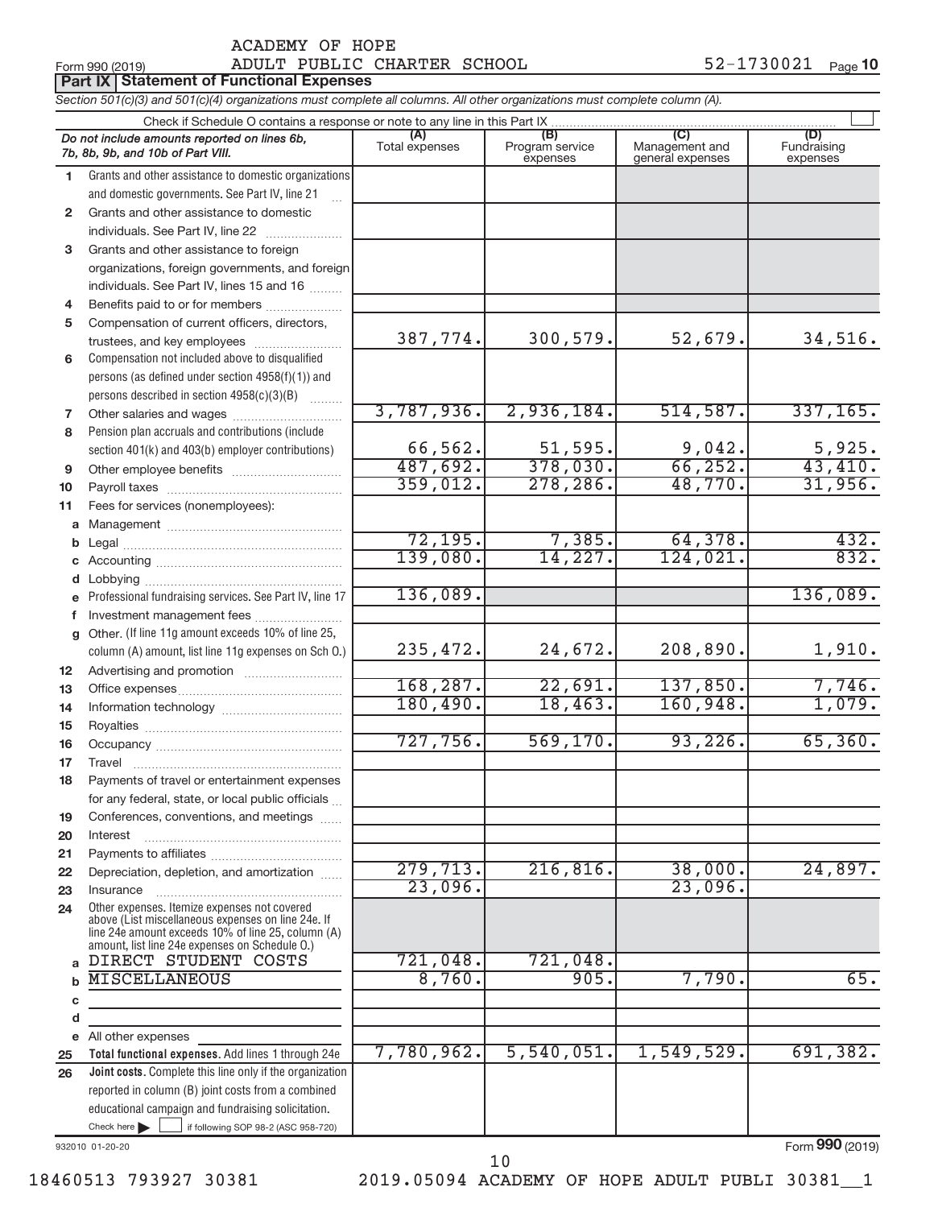ACADEMY OF HOPE
Form 990 (2019) ADULT PUBLIC CHARTER SCHOOL 52-1730021 Page **10**

## Part IX Statement of Functional Expenses

*Section 501(c)(3) and 501(c)(4) organizations must complete all columns. All other organizations must complete column (A).*

Check if Schedule O contains a response or note to any line in this Part IX ☐

| *Do not include amounts reported on lines 6b, 7b, 8b, 9b, and 10b of Part VIII.* | (A) Total expenses | (B) Program service expenses | (C) Management and general expenses | (D) Fundraising expenses |
|---|---|---|---|---|
| 1 Grants and other assistance to domestic organizations and domestic governments. See Part IV, line 21 | | | | |
| 2 Grants and other assistance to domestic individuals. See Part IV, line 22 | | | | |
| 3 Grants and other assistance to foreign organizations, foreign governments, and foreign individuals. See Part IV, lines 15 and 16 | | | | |
| 4 Benefits paid to or for members | | | | |
| 5 Compensation of current officers, directors, trustees, and key employees | 387,774. | 300,579. | 52,679. | 34,516. |
| 6 Compensation not included above to disqualified persons (as defined under section 4958(f)(1)) and persons described in section 4958(c)(3)(B) | | | | |
| 7 Other salaries and wages | 3,787,936. | 2,936,184. | 514,587. | 337,165. |
| 8 Pension plan accruals and contributions (include section 401(k) and 403(b) employer contributions) | 66,562. | 51,595. | 9,042. | 5,925. |
| 9 Other employee benefits | 487,692. | 378,030. | 66,252. | 43,410. |
| 10 Payroll taxes | 359,012. | 278,286. | 48,770. | 31,956. |
| 11 Fees for services (nonemployees): | | | | |
| a Management | | | | |
| b Legal | 72,195. | 7,385. | 64,378. | 432. |
| c Accounting | 139,080. | 14,227. | 124,021. | 832. |
| d Lobbying | | | | |
| e Professional fundraising services. See Part IV, line 17 | 136,089. | | | 136,089. |
| f Investment management fees | | | | |
| g Other. (If line 11g amount exceeds 10% of line 25, column (A) amount, list line 11g expenses on Sch O.) | 235,472. | 24,672. | 208,890. | 1,910. |
| 12 Advertising and promotion | | | | |
| 13 Office expenses | 168,287. | 22,691. | 137,850. | 7,746. |
| 14 Information technology | 180,490. | 18,463. | 160,948. | 1,079. |
| 15 Royalties | | | | |
| 16 Occupancy | 727,756. | 569,170. | 93,226. | 65,360. |
| 17 Travel | | | | |
| 18 Payments of travel or entertainment expenses for any federal, state, or local public officials | | | | |
| 19 Conferences, conventions, and meetings | | | | |
| 20 Interest | | | | |
| 21 Payments to affiliates | | | | |
| 22 Depreciation, depletion, and amortization | 279,713. | 216,816. | 38,000. | 24,897. |
| 23 Insurance | 23,096. | | 23,096. | |
| 24 Other expenses. Itemize expenses not covered above (List miscellaneous expenses on line 24e. If line 24e amount exceeds 10% of line 25, column (A) amount, list line 24e expenses on Schedule O.) | | | | |
| a DIRECT STUDENT COSTS | 721,048. | 721,048. | | |
| b MISCELLANEOUS | 8,760. | 905. | 7,790. | 65. |
| c | | | | |
| d | | | | |
| e All other expenses | | | | |
| 25 **Total functional expenses.** Add lines 1 through 24e | 7,780,962. | 5,540,051. | 1,549,529. | 691,382. |
| 26 **Joint costs.** Complete this line only if the organization reported in column (B) joint costs from a combined educational campaign and fundraising solicitation. Check here ☐ if following SOP 98-2 (ASC 958-720) | | | | |

932010 01-20-20

Form **990** (2019)

18460513 793927 30381 2019.05094 ACADEMY OF HOPE ADULT PUBLI 30381__1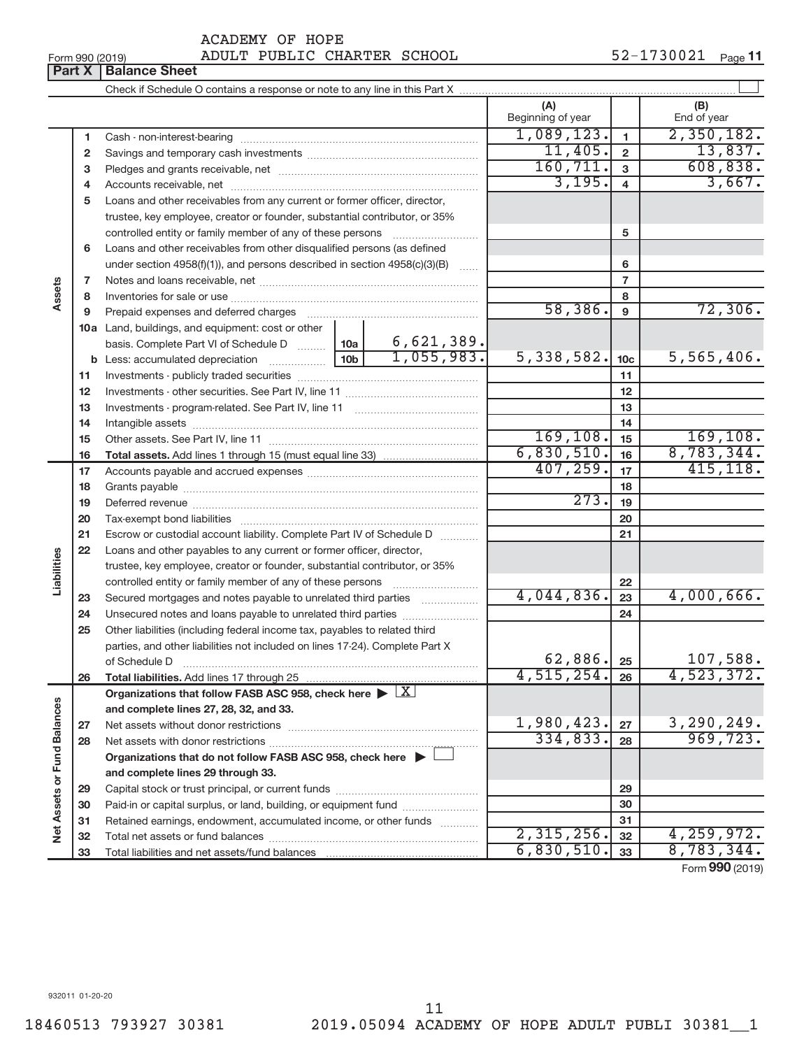ACADEMY OF HOPE
Form 990 (2019) ADULT PUBLIC CHARTER SCHOOL 52-1730021 Page 11

**Part X | Balance Sheet**

Check if Schedule O contains a response or note to any line in this Part X ☐

| Section | Line | Description | | (A) Beginning of year | Line | (B) End of year |
|---|---|---|---|---|---|---|
| Assets | 1 | Cash - non-interest-bearing | | 1,089,123. | 1 | 2,350,182. |
| | 2 | Savings and temporary cash investments | | 11,405. | 2 | 13,837. |
| | 3 | Pledges and grants receivable, net | | 160,711. | 3 | 608,838. |
| | 4 | Accounts receivable, net | | 3,195. | 4 | 3,667. |
| | 5 | Loans and other receivables from any current or former officer, director, trustee, key employee, creator or founder, substantial contributor, or 35% controlled entity or family member of any of these persons | | | 5 | |
| | 6 | Loans and other receivables from other disqualified persons (as defined under section 4958(f)(1)), and persons described in section 4958(c)(3)(B) | | | 6 | |
| | 7 | Notes and loans receivable, net | | | 7 | |
| | 8 | Inventories for sale or use | | | 8 | |
| | 9 | Prepaid expenses and deferred charges | | 58,386. | 9 | 72,306. |
| | 10a | Land, buildings, and equipment: cost or other basis. Complete Part VI of Schedule D | 10a 6,621,389. | | | |
| | b | Less: accumulated depreciation | 10b 1,055,983. | 5,338,582. | 10c | 5,565,406. |
| | 11 | Investments - publicly traded securities | | | 11 | |
| | 12 | Investments - other securities. See Part IV, line 11 | | | 12 | |
| | 13 | Investments - program-related. See Part IV, line 11 | | | 13 | |
| | 14 | Intangible assets | | | 14 | |
| | 15 | Other assets. See Part IV, line 11 | | 169,108. | 15 | 169,108. |
| | 16 | **Total assets.** Add lines 1 through 15 (must equal line 33) | | 6,830,510. | 16 | 8,783,344. |
| Liabilities | 17 | Accounts payable and accrued expenses | | 407,259. | 17 | 415,118. |
| | 18 | Grants payable | | | 18 | |
| | 19 | Deferred revenue | | 273. | 19 | |
| | 20 | Tax-exempt bond liabilities | | | 20 | |
| | 21 | Escrow or custodial account liability. Complete Part IV of Schedule D | | | 21 | |
| | 22 | Loans and other payables to any current or former officer, director, trustee, key employee, creator or founder, substantial contributor, or 35% controlled entity or family member of any of these persons | | | 22 | |
| | 23 | Secured mortgages and notes payable to unrelated third parties | | 4,044,836. | 23 | 4,000,666. |
| | 24 | Unsecured notes and loans payable to unrelated third parties | | | 24 | |
| | 25 | Other liabilities (including federal income tax, payables to related third parties, and other liabilities not included on lines 17-24). Complete Part X of Schedule D | | 62,886. | 25 | 107,588. |
| | 26 | **Total liabilities.** Add lines 17 through 25 | | 4,515,254. | 26 | 4,523,372. |
| Net Assets or Fund Balances | | **Organizations that follow FASB ASC 958, check here** ☒ **and complete lines 27, 28, 32, and 33.** | | | | |
| | 27 | Net assets without donor restrictions | | 1,980,423. | 27 | 3,290,249. |
| | 28 | Net assets with donor restrictions | | 334,833. | 28 | 969,723. |
| | | **Organizations that do not follow FASB ASC 958, check here** ☐ **and complete lines 29 through 33.** | | | | |
| | 29 | Capital stock or trust principal, or current funds | | | 29 | |
| | 30 | Paid-in or capital surplus, or land, building, or equipment fund | | | 30 | |
| | 31 | Retained earnings, endowment, accumulated income, or other funds | | | 31 | |
| | 32 | Total net assets or fund balances | | 2,315,256. | 32 | 4,259,972. |
| | 33 | Total liabilities and net assets/fund balances | | 6,830,510. | 33 | 8,783,344. |

Form **990** (2019)

932011 01-20-20

18460513 793927 30381 2019.05094 ACADEMY OF HOPE ADULT PUBLI 30381__1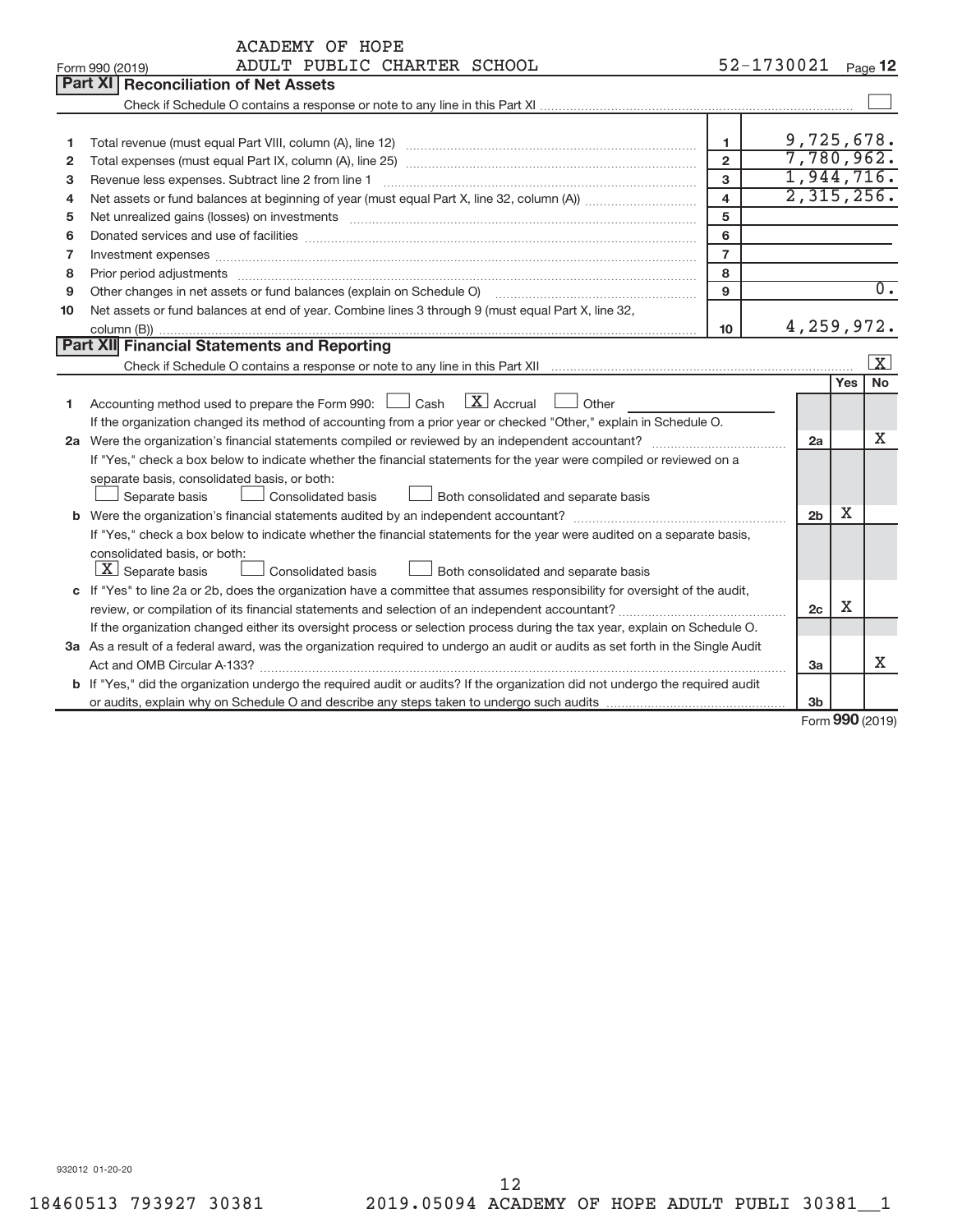ACADEMY OF HOPE
Form 990 (2019) ADULT PUBLIC CHARTER SCHOOL 52-1730021 Page 12

## Part XI Reconciliation of Net Assets

Check if Schedule O contains a response or note to any line in this Part XI ☐

| | | | |
|---|---|---|---|
| 1 | Total revenue (must equal Part VIII, column (A), line 12) | 1 | 9,725,678. |
| 2 | Total expenses (must equal Part IX, column (A), line 25) | 2 | 7,780,962. |
| 3 | Revenue less expenses. Subtract line 2 from line 1 | 3 | 1,944,716. |
| 4 | Net assets or fund balances at beginning of year (must equal Part X, line 32, column (A)) | 4 | 2,315,256. |
| 5 | Net unrealized gains (losses) on investments | 5 | |
| 6 | Donated services and use of facilities | 6 | |
| 7 | Investment expenses | 7 | |
| 8 | Prior period adjustments | 8 | |
| 9 | Other changes in net assets or fund balances (explain on Schedule O) | 9 | 0. |
| 10 | Net assets or fund balances at end of year. Combine lines 3 through 9 (must equal Part X, line 32, column (B)) | 10 | 4,259,972. |

## Part XII Financial Statements and Reporting

Check if Schedule O contains a response or note to any line in this Part XII ☒

| | | | Yes | No |
|---|---|---|---|---|
| 1 | Accounting method used to prepare the Form 990: ☐ Cash ☒ Accrual ☐ Other<br>If the organization changed its method of accounting from a prior year or checked "Other," explain in Schedule O. | | | |
| 2a | Were the organization's financial statements compiled or reviewed by an independent accountant?<br>If "Yes," check a box below to indicate whether the financial statements for the year were compiled or reviewed on a separate basis, consolidated basis, or both:<br>☐ Separate basis ☐ Consolidated basis ☐ Both consolidated and separate basis | 2a | | X |
| b | Were the organization's financial statements audited by an independent accountant?<br>If "Yes," check a box below to indicate whether the financial statements for the year were audited on a separate basis, consolidated basis, or both:<br>☒ Separate basis ☐ Consolidated basis ☐ Both consolidated and separate basis | 2b | X | |
| c | If "Yes" to line 2a or 2b, does the organization have a committee that assumes responsibility for oversight of the audit, review, or compilation of its financial statements and selection of an independent accountant?<br>If the organization changed either its oversight process or selection process during the tax year, explain on Schedule O. | 2c | X | |
| 3a | As a result of a federal award, was the organization required to undergo an audit or audits as set forth in the Single Audit Act and OMB Circular A-133? | 3a | | X |
| b | If "Yes," did the organization undergo the required audit or audits? If the organization did not undergo the required audit or audits, explain why on Schedule O and describe any steps taken to undergo such audits | 3b | | |

Form **990** (2019)

932012 01-20-20

18460513 793927 30381 2019.05094 ACADEMY OF HOPE ADULT PUBLI 30381__1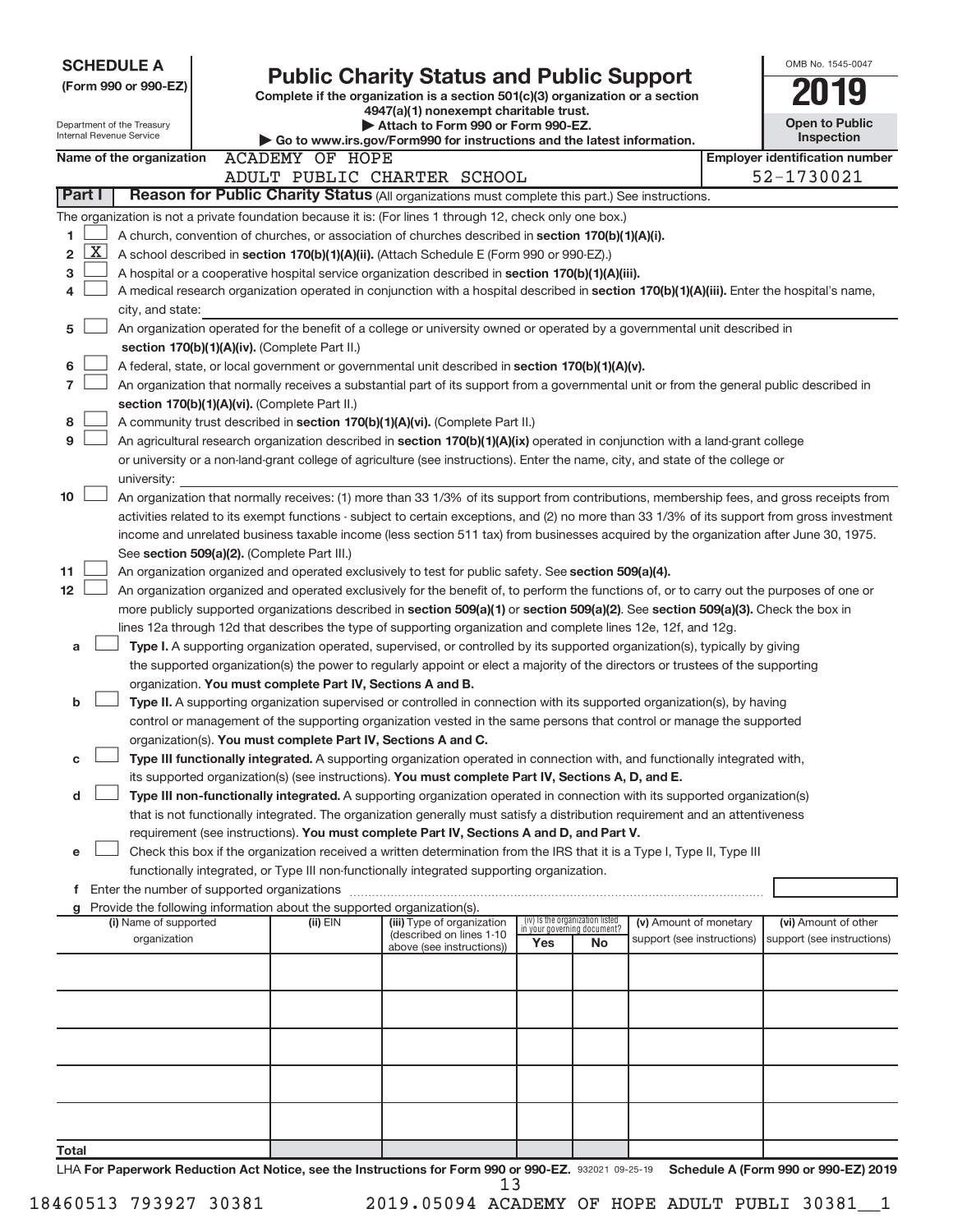**SCHEDULE A**
**(Form 990 or 990-EZ)**

Department of the Treasury
Internal Revenue Service

# Public Charity Status and Public Support

**Complete if the organization is a section 501(c)(3) organization or a section 4947(a)(1) nonexempt charitable trust.**
**▶ Attach to Form 990 or Form 990-EZ.**
**▶ Go to www.irs.gov/Form990 for instructions and the latest information.**

OMB No. 1545-0047

**2019**

**Open to Public Inspection**

**Name of the organization** ACADEMY OF HOPE ADULT PUBLIC CHARTER SCHOOL

**Employer identification number** 52-1730021

## Part I — Reason for Public Charity Status (All organizations must complete this part.) See instructions.

The organization is not a private foundation because it is: (For lines 1 through 12, check only one box.)

1. ☐ A church, convention of churches, or association of churches described in **section 170(b)(1)(A)(i).**
2. ☒ A school described in **section 170(b)(1)(A)(ii).** (Attach Schedule E (Form 990 or 990-EZ).)
3. ☐ A hospital or a cooperative hospital service organization described in **section 170(b)(1)(A)(iii).**
4. ☐ A medical research organization operated in conjunction with a hospital described in **section 170(b)(1)(A)(iii).** Enter the hospital's name, city, and state:
5. ☐ An organization operated for the benefit of a college or university owned or operated by a governmental unit described in **section 170(b)(1)(A)(iv).** (Complete Part II.)
6. ☐ A federal, state, or local government or governmental unit described in **section 170(b)(1)(A)(v).**
7. ☐ An organization that normally receives a substantial part of its support from a governmental unit or from the general public described in **section 170(b)(1)(A)(vi).** (Complete Part II.)
8. ☐ A community trust described in **section 170(b)(1)(A)(vi).** (Complete Part II.)
9. ☐ An agricultural research organization described in **section 170(b)(1)(A)(ix)** operated in conjunction with a land-grant college or university or a non-land-grant college of agriculture (see instructions). Enter the name, city, and state of the college or university:
10. ☐ An organization that normally receives: (1) more than 33 1/3% of its support from contributions, membership fees, and gross receipts from activities related to its exempt functions - subject to certain exceptions, and (2) no more than 33 1/3% of its support from gross investment income and unrelated business taxable income (less section 511 tax) from businesses acquired by the organization after June 30, 1975. See **section 509(a)(2).** (Complete Part III.)
11. ☐ An organization organized and operated exclusively to test for public safety. See **section 509(a)(4).**
12. ☐ An organization organized and operated exclusively for the benefit of, to perform the functions of, or to carry out the purposes of one or more publicly supported organizations described in **section 509(a)(1)** or **section 509(a)(2).** See **section 509(a)(3).** Check the box in lines 12a through 12d that describes the type of supporting organization and complete lines 12e, 12f, and 12g.
   - **a** ☐ **Type I.** A supporting organization operated, supervised, or controlled by its supported organization(s), typically by giving the supported organization(s) the power to regularly appoint or elect a majority of the directors or trustees of the supporting organization. **You must complete Part IV, Sections A and B.**
   - **b** ☐ **Type II.** A supporting organization supervised or controlled in connection with its supported organization(s), by having control or management of the supporting organization vested in the same persons that control or manage the supported organization(s). **You must complete Part IV, Sections A and C.**
   - **c** ☐ **Type III functionally integrated.** A supporting organization operated in connection with, and functionally integrated with, its supported organization(s) (see instructions). **You must complete Part IV, Sections A, D, and E.**
   - **d** ☐ **Type III non-functionally integrated.** A supporting organization operated in connection with its supported organization(s) that is not functionally integrated. The organization generally must satisfy a distribution requirement and an attentiveness requirement (see instructions). **You must complete Part IV, Sections A and D, and Part V.**
   - **e** ☐ Check this box if the organization received a written determination from the IRS that it is a Type I, Type II, Type III functionally integrated, or Type III non-functionally integrated supporting organization.
   - **f** Enter the number of supported organizations
   - **g** Provide the following information about the supported organization(s).

| (i) Name of supported organization | (ii) EIN | (iii) Type of organization (described on lines 1-10 above (see instructions)) | (iv) Is the organization listed in your governing document? Yes | No | (v) Amount of monetary support (see instructions) | (vi) Amount of other support (see instructions) |
|---|---|---|---|---|---|---|
| | | | | | | |
| | | | | | | |
| | | | | | | |
| | | | | | | |
| | | | | | | |
| **Total** | | | | | | |

LHA **For Paperwork Reduction Act Notice, see the Instructions for Form 990 or 990-EZ.** 932021 09-25-19 **Schedule A (Form 990 or 990-EZ) 2019**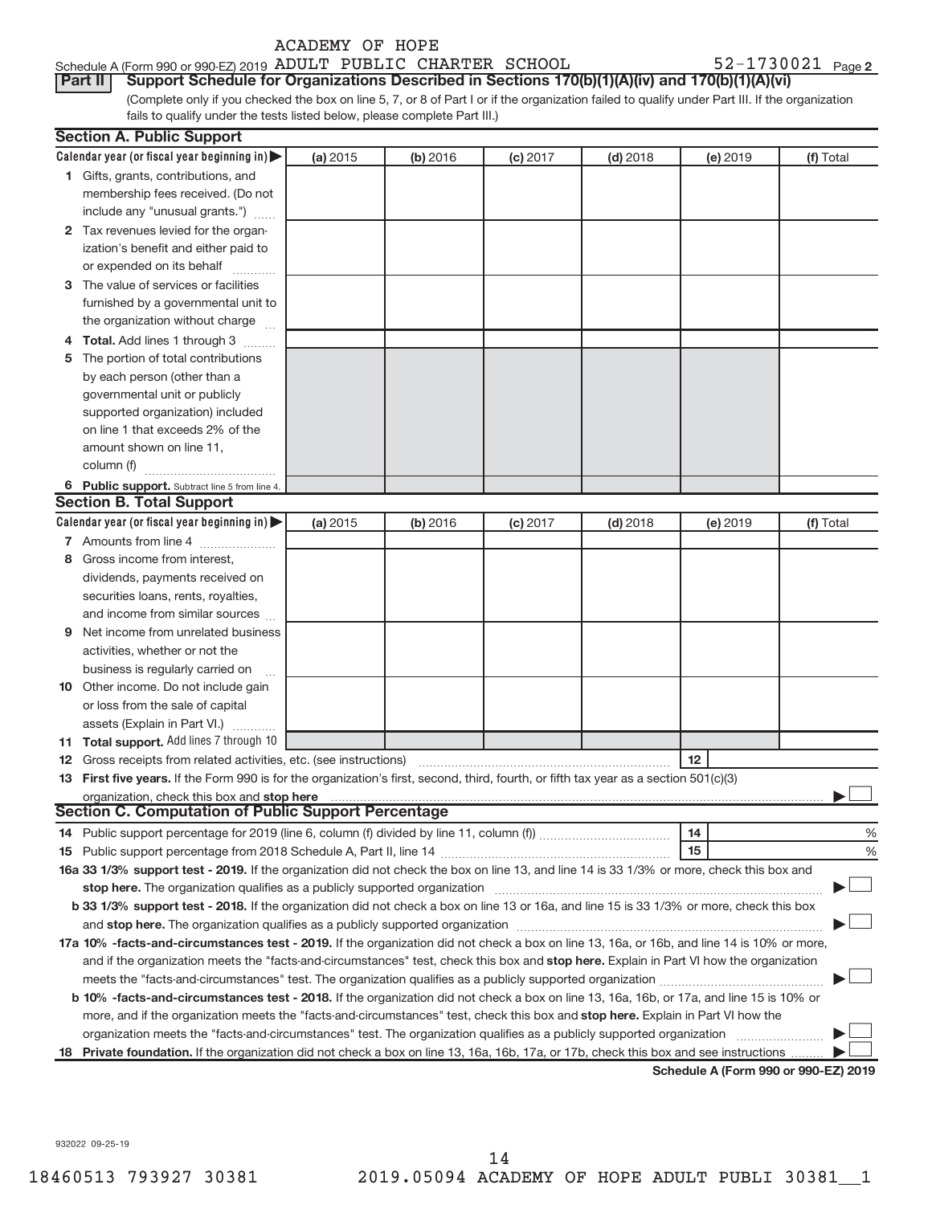Schedule A (Form 990 or 990-EZ) 2019 ACADEMY OF HOPE ADULT PUBLIC CHARTER SCHOOL 52-1730021 Page 2

**Part II** **Support Schedule for Organizations Described in Sections 170(b)(1)(A)(iv) and 170(b)(1)(A)(vi)**

(Complete only if you checked the box on line 5, 7, or 8 of Part I or if the organization failed to qualify under Part III. If the organization fails to qualify under the tests listed below, please complete Part III.)

**Section A. Public Support**

| Calendar year (or fiscal year beginning in) ▶ | (a) 2015 | (b) 2016 | (c) 2017 | (d) 2018 | (e) 2019 | (f) Total |
|---|---|---|---|---|---|---|
| **1** Gifts, grants, contributions, and membership fees received. (Do not include any "unusual grants.") | | | | | | |
| **2** Tax revenues levied for the organization's benefit and either paid to or expended on its behalf | | | | | | |
| **3** The value of services or facilities furnished by a governmental unit to the organization without charge | | | | | | |
| **4** **Total.** Add lines 1 through 3 | | | | | | |
| **5** The portion of total contributions by each person (other than a governmental unit or publicly supported organization) included on line 1 that exceeds 2% of the amount shown on line 11, column (f) | | | | | | |
| **6** **Public support.** Subtract line 5 from line 4. | | | | | | |

**Section B. Total Support**

| Calendar year (or fiscal year beginning in) ▶ | (a) 2015 | (b) 2016 | (c) 2017 | (d) 2018 | (e) 2019 | (f) Total |
|---|---|---|---|---|---|---|
| **7** Amounts from line 4 | | | | | | |
| **8** Gross income from interest, dividends, payments received on securities loans, rents, royalties, and income from similar sources | | | | | | |
| **9** Net income from unrelated business activities, whether or not the business is regularly carried on | | | | | | |
| **10** Other income. Do not include gain or loss from the sale of capital assets (Explain in Part VI.) | | | | | | |
| **11** **Total support.** Add lines 7 through 10 | | | | | | |

**12** Gross receipts from related activities, etc. (see instructions) | **12** |

**13** **First five years.** If the Form 990 is for the organization's first, second, third, fourth, or fifth tax year as a section 501(c)(3) organization, check this box and **stop here** ▶ ☐

**Section C. Computation of Public Support Percentage**

**14** Public support percentage for 2019 (line 6, column (f) divided by line 11, column (f)) | **14** | %

**15** Public support percentage from 2018 Schedule A, Part II, line 14 | **15** | %

**16a** **33 1/3% support test - 2019.** If the organization did not check the box on line 13, and line 14 is 33 1/3% or more, check this box and **stop here.** The organization qualifies as a publicly supported organization ▶ ☐

**b** **33 1/3% support test - 2018.** If the organization did not check a box on line 13 or 16a, and line 15 is 33 1/3% or more, check this box and **stop here.** The organization qualifies as a publicly supported organization ▶ ☐

**17a** **10% -facts-and-circumstances test - 2019.** If the organization did not check a box on line 13, 16a, or 16b, and line 14 is 10% or more, and if the organization meets the "facts-and-circumstances" test, check this box and **stop here.** Explain in Part VI how the organization meets the "facts-and-circumstances" test. The organization qualifies as a publicly supported organization ▶ ☐

**b** **10% -facts-and-circumstances test - 2018.** If the organization did not check a box on line 13, 16a, 16b, or 17a, and line 15 is 10% or more, and if the organization meets the "facts-and-circumstances" test, check this box and **stop here.** Explain in Part VI how the organization meets the "facts-and-circumstances" test. The organization qualifies as a publicly supported organization ▶ ☐

**18** **Private foundation.** If the organization did not check a box on line 13, 16a, 16b, 17a, or 17b, check this box and see instructions ▶ ☐

**Schedule A (Form 990 or 990-EZ) 2019**

932022 09-25-19

18460513 793927 30381 2019.05094 ACADEMY OF HOPE ADULT PUBLI 30381__1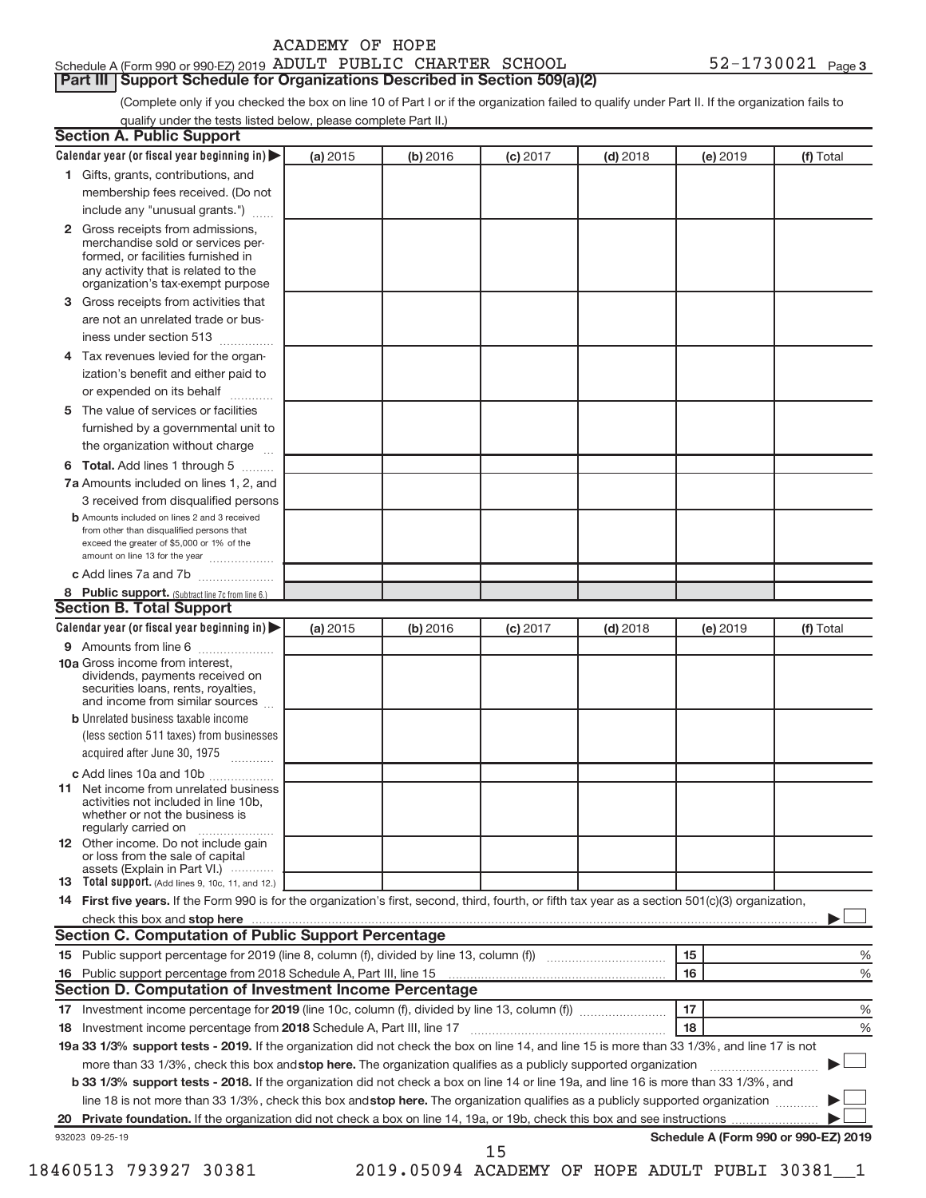ACADEMY OF HOPE

Schedule A (Form 990 or 990-EZ) 2019 ADULT PUBLIC CHARTER SCHOOL 52-1730021 Page 3

**Part III | Support Schedule for Organizations Described in Section 509(a)(2)**

(Complete only if you checked the box on line 10 of Part I or if the organization failed to qualify under Part II. If the organization fails to qualify under the tests listed below, please complete Part II.)

**Section A. Public Support**

| Calendar year (or fiscal year beginning in) | (a) 2015 | (b) 2016 | (c) 2017 | (d) 2018 | (e) 2019 | (f) Total |
|---|---|---|---|---|---|---|
| 1 Gifts, grants, contributions, and membership fees received. (Do not include any "unusual grants.") | | | | | | |
| 2 Gross receipts from admissions, merchandise sold or services performed, or facilities furnished in any activity that is related to the organization's tax-exempt purpose | | | | | | |
| 3 Gross receipts from activities that are not an unrelated trade or business under section 513 | | | | | | |
| 4 Tax revenues levied for the organization's benefit and either paid to or expended on its behalf | | | | | | |
| 5 The value of services or facilities furnished by a governmental unit to the organization without charge | | | | | | |
| 6 **Total.** Add lines 1 through 5 | | | | | | |
| 7a Amounts included on lines 1, 2, and 3 received from disqualified persons | | | | | | |
| b Amounts included on lines 2 and 3 received from other than disqualified persons that exceed the greater of $5,000 or 1% of the amount on line 13 for the year | | | | | | |
| c Add lines 7a and 7b | | | | | | |
| 8 **Public support.** (Subtract line 7c from line 6.) | | | | | | |

**Section B. Total Support**

| Calendar year (or fiscal year beginning in) | (a) 2015 | (b) 2016 | (c) 2017 | (d) 2018 | (e) 2019 | (f) Total |
|---|---|---|---|---|---|---|
| 9 Amounts from line 6 | | | | | | |
| 10a Gross income from interest, dividends, payments received on securities loans, rents, royalties, and income from similar sources | | | | | | |
| b Unrelated business taxable income (less section 511 taxes) from businesses acquired after June 30, 1975 | | | | | | |
| c Add lines 10a and 10b | | | | | | |
| 11 Net income from unrelated business activities not included in line 10b, whether or not the business is regularly carried on | | | | | | |
| 12 Other income. Do not include gain or loss from the sale of capital assets (Explain in Part VI.) | | | | | | |
| 13 **Total support.** (Add lines 9, 10c, 11, and 12.) | | | | | | |

14 **First five years.** If the Form 990 is for the organization's first, second, third, fourth, or fifth tax year as a section 501(c)(3) organization, check this box and **stop here** ☐

**Section C. Computation of Public Support Percentage**

15 Public support percentage for 2019 (line 8, column (f), divided by line 13, column (f)) | 15 | %

16 Public support percentage from 2018 Schedule A, Part III, line 15 | 16 | %

**Section D. Computation of Investment Income Percentage**

17 Investment income percentage for **2019** (line 10c, column (f), divided by line 13, column (f)) | 17 | %

18 Investment income percentage from **2018** Schedule A, Part III, line 17 | 18 | %

**19a 33 1/3% support tests - 2019.** If the organization did not check the box on line 14, and line 15 is more than 33 1/3%, and line 17 is not more than 33 1/3%, check this box and **stop here.** The organization qualifies as a publicly supported organization ☐

**b 33 1/3% support tests - 2018.** If the organization did not check a box on line 14 or line 19a, and line 16 is more than 33 1/3%, and line 18 is not more than 33 1/3%, check this box and **stop here.** The organization qualifies as a publicly supported organization ☐

**20 Private foundation.** If the organization did not check a box on line 14, 19a, or 19b, check this box and see instructions ☐

932023 09-25-19 **Schedule A (Form 990 or 990-EZ) 2019**

18460513 793927 30381 2019.05094 ACADEMY OF HOPE ADULT PUBLI 30381__1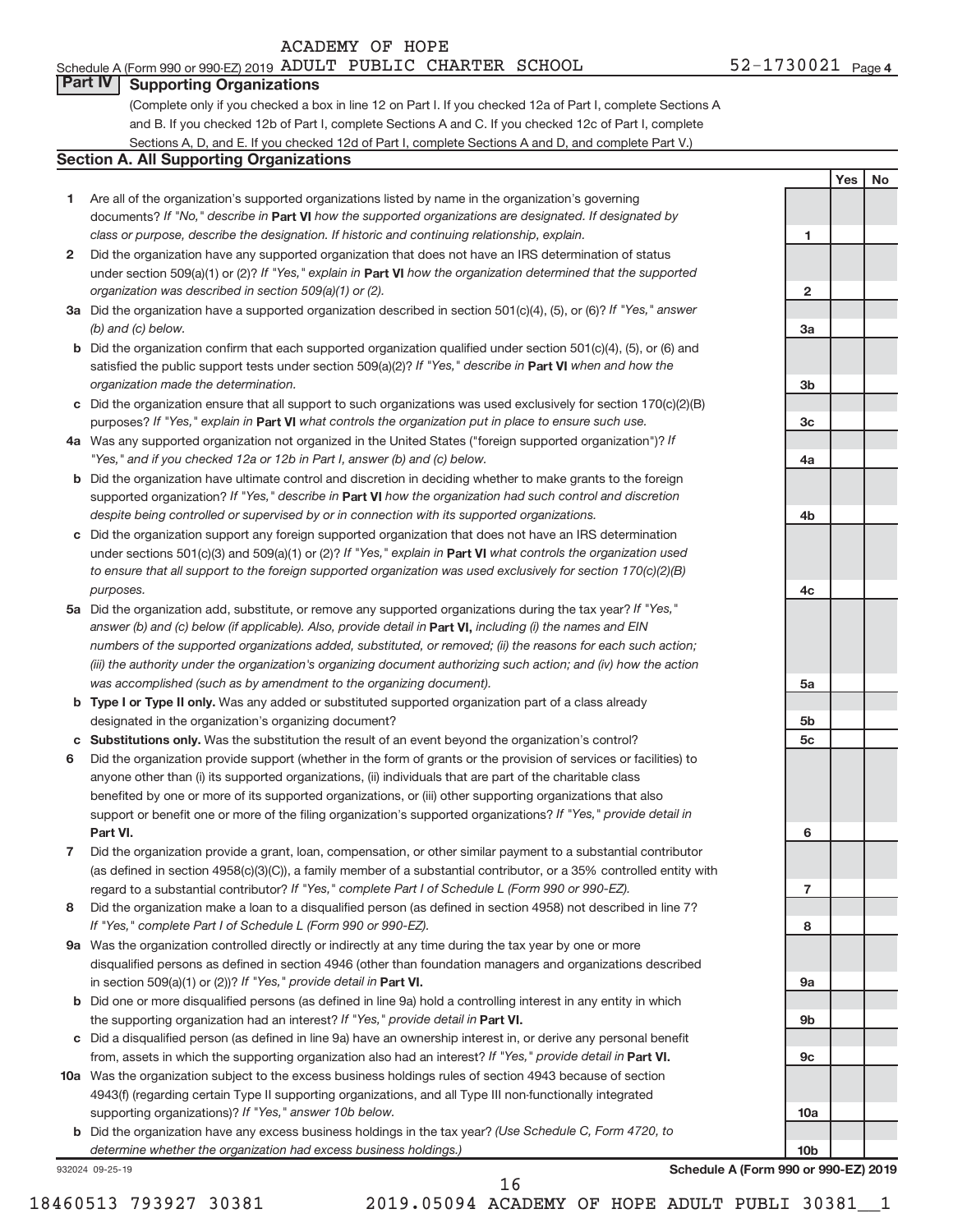ACADEMY OF HOPE

Schedule A (Form 990 or 990-EZ) 2019 ADULT PUBLIC CHARTER SCHOOL 52-1730021 Page 4

## Part IV Supporting Organizations

(Complete only if you checked a box in line 12 on Part I. If you checked 12a of Part I, complete Sections A and B. If you checked 12b of Part I, complete Sections A and C. If you checked 12c of Part I, complete Sections A, D, and E. If you checked 12d of Part I, complete Sections A and D, and complete Part V.)

### Section A. All Supporting Organizations

| | | Line | Yes | No |
|---|---|---|---|---|
| **1** | Are all of the organization's supported organizations listed by name in the organization's governing documents? *If "No," describe in* **Part VI** *how the supported organizations are designated. If designated by class or purpose, describe the designation. If historic and continuing relationship, explain.* | 1 | | |
| **2** | Did the organization have any supported organization that does not have an IRS determination of status under section 509(a)(1) or (2)? *If "Yes," explain in* **Part VI** *how the organization determined that the supported organization was described in section 509(a)(1) or (2).* | 2 | | |
| **3a** | Did the organization have a supported organization described in section 501(c)(4), (5), or (6)? *If "Yes," answer (b) and (c) below.* | 3a | | |
| **b** | Did the organization confirm that each supported organization qualified under section 501(c)(4), (5), or (6) and satisfied the public support tests under section 509(a)(2)? *If "Yes," describe in* **Part VI** *when and how the organization made the determination.* | 3b | | |
| **c** | Did the organization ensure that all support to such organizations was used exclusively for section 170(c)(2)(B) purposes? *If "Yes," explain in* **Part VI** *what controls the organization put in place to ensure such use.* | 3c | | |
| **4a** | Was any supported organization not organized in the United States ("foreign supported organization")? *If "Yes," and if you checked 12a or 12b in Part I, answer (b) and (c) below.* | 4a | | |
| **b** | Did the organization have ultimate control and discretion in deciding whether to make grants to the foreign supported organization? *If "Yes," describe in* **Part VI** *how the organization had such control and discretion despite being controlled or supervised by or in connection with its supported organizations.* | 4b | | |
| **c** | Did the organization support any foreign supported organization that does not have an IRS determination under sections 501(c)(3) and 509(a)(1) or (2)? *If "Yes," explain in* **Part VI** *what controls the organization used to ensure that all support to the foreign supported organization was used exclusively for section 170(c)(2)(B) purposes.* | 4c | | |
| **5a** | Did the organization add, substitute, or remove any supported organizations during the tax year? *If "Yes," answer (b) and (c) below (if applicable). Also, provide detail in* **Part VI,** *including (i) the names and EIN numbers of the supported organizations added, substituted, or removed; (ii) the reasons for each such action; (iii) the authority under the organization's organizing document authorizing such action; and (iv) how the action was accomplished (such as by amendment to the organizing document).* | 5a | | |
| **b** | **Type I or Type II only.** Was any added or substituted supported organization part of a class already designated in the organization's organizing document? | 5b | | |
| **c** | **Substitutions only.** Was the substitution the result of an event beyond the organization's control? | 5c | | |
| **6** | Did the organization provide support (whether in the form of grants or the provision of services or facilities) to anyone other than (i) its supported organizations, (ii) individuals that are part of the charitable class benefited by one or more of its supported organizations, or (iii) other supporting organizations that also support or benefit one or more of the filing organization's supported organizations? *If "Yes," provide detail in* **Part VI.** | 6 | | |
| **7** | Did the organization provide a grant, loan, compensation, or other similar payment to a substantial contributor (as defined in section 4958(c)(3)(C)), a family member of a substantial contributor, or a 35% controlled entity with regard to a substantial contributor? *If "Yes," complete Part I of Schedule L (Form 990 or 990-EZ).* | 7 | | |
| **8** | Did the organization make a loan to a disqualified person (as defined in section 4958) not described in line 7? *If "Yes," complete Part I of Schedule L (Form 990 or 990-EZ).* | 8 | | |
| **9a** | Was the organization controlled directly or indirectly at any time during the tax year by one or more disqualified persons as defined in section 4946 (other than foundation managers and organizations described in section 509(a)(1) or (2))? *If "Yes," provide detail in* **Part VI.** | 9a | | |
| **b** | Did one or more disqualified persons (as defined in line 9a) hold a controlling interest in any entity in which the supporting organization had an interest? *If "Yes," provide detail in* **Part VI.** | 9b | | |
| **c** | Did a disqualified person (as defined in line 9a) have an ownership interest in, or derive any personal benefit from, assets in which the supporting organization also had an interest? *If "Yes," provide detail in* **Part VI.** | 9c | | |
| **10a** | Was the organization subject to the excess business holdings rules of section 4943 because of section 4943(f) (regarding certain Type II supporting organizations, and all Type III non-functionally integrated supporting organizations)? *If "Yes," answer 10b below.* | 10a | | |
| **b** | Did the organization have any excess business holdings in the tax year? *(Use Schedule C, Form 4720, to determine whether the organization had excess business holdings.)* | 10b | | |

932024 09-25-19 **Schedule A (Form 990 or 990-EZ) 2019**

18460513 793927 30381 2019.05094 ACADEMY OF HOPE ADULT PUBLI 30381__1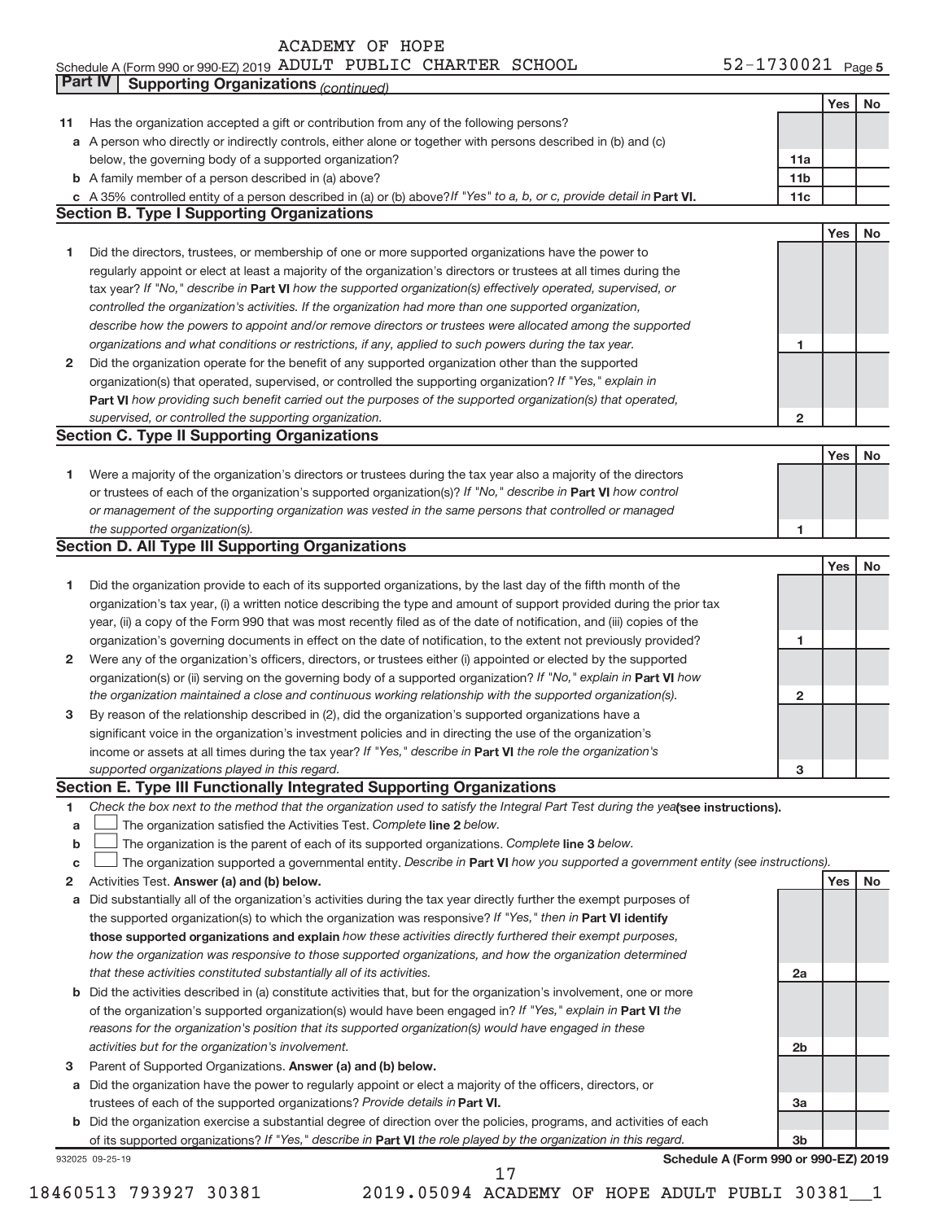ACADEMY OF HOPE
Schedule A (Form 990 or 990-EZ) 2019 ADULT PUBLIC CHARTER SCHOOL 52-1730021 Page 5

**Part IV | Supporting Organizations** *(continued)*

| | | | Yes | No |
|---|---|---|---|---|
| **11** | Has the organization accepted a gift or contribution from any of the following persons? | | | |
| **a** | A person who directly or indirectly controls, either alone or together with persons described in (b) and (c) below, the governing body of a supported organization? | **11a** | | |
| **b** | A family member of a person described in (a) above? | **11b** | | |
| **c** | A 35% controlled entity of a person described in (a) or (b) above? *If "Yes" to a, b, or c, provide detail in* **Part VI.** | **11c** | | |

**Section B. Type I Supporting Organizations**

| | | | Yes | No |
|---|---|---|---|---|
| **1** | Did the directors, trustees, or membership of one or more supported organizations have the power to regularly appoint or elect at least a majority of the organization's directors or trustees at all times during the tax year? *If "No," describe in* **Part VI** *how the supported organization(s) effectively operated, supervised, or controlled the organization's activities. If the organization had more than one supported organization, describe how the powers to appoint and/or remove directors or trustees were allocated among the supported organizations and what conditions or restrictions, if any, applied to such powers during the tax year.* | **1** | | |
| **2** | Did the organization operate for the benefit of any supported organization other than the supported organization(s) that operated, supervised, or controlled the supporting organization? *If "Yes," explain in* **Part VI** *how providing such benefit carried out the purposes of the supported organization(s) that operated, supervised, or controlled the supporting organization.* | **2** | | |

**Section C. Type II Supporting Organizations**

| | | | Yes | No |
|---|---|---|---|---|
| **1** | Were a majority of the organization's directors or trustees during the tax year also a majority of the directors or trustees of each of the organization's supported organization(s)? *If "No," describe in* **Part VI** *how control or management of the supporting organization was vested in the same persons that controlled or managed the supported organization(s).* | **1** | | |

**Section D. All Type III Supporting Organizations**

| | | | Yes | No |
|---|---|---|---|---|
| **1** | Did the organization provide to each of its supported organizations, by the last day of the fifth month of the organization's tax year, (i) a written notice describing the type and amount of support provided during the prior tax year, (ii) a copy of the Form 990 that was most recently filed as of the date of notification, and (iii) copies of the organization's governing documents in effect on the date of notification, to the extent not previously provided? | **1** | | |
| **2** | Were any of the organization's officers, directors, or trustees either (i) appointed or elected by the supported organization(s) or (ii) serving on the governing body of a supported organization? *If "No," explain in* **Part VI** *how the organization maintained a close and continuous working relationship with the supported organization(s).* | **2** | | |
| **3** | By reason of the relationship described in (2), did the organization's supported organizations have a significant voice in the organization's investment policies and in directing the use of the organization's income or assets at all times during the tax year? *If "Yes," describe in* **Part VI** *the role the organization's supported organizations played in this regard.* | **3** | | |

**Section E. Type III Functionally Integrated Supporting Organizations**

**1** *Check the box next to the method that the organization used to satisfy the Integral Part Test during the year* **(see instructions).**

**a** ☐ The organization satisfied the Activities Test. *Complete* **line 2** *below.*

**b** ☐ The organization is the parent of each of its supported organizations. *Complete* **line 3** *below.*

**c** ☐ The organization supported a governmental entity. *Describe in* **Part VI** *how you supported a government entity (see instructions).*

| | | | Yes | No |
|---|---|---|---|---|
| **2** | Activities Test. **Answer (a) and (b) below.** | | | |
| **a** | Did substantially all of the organization's activities during the tax year directly further the exempt purposes of the supported organization(s) to which the organization was responsive? *If "Yes," then in* **Part VI identify those supported organizations and explain** *how these activities directly furthered their exempt purposes, how the organization was responsive to those supported organizations, and how the organization determined that these activities constituted substantially all of its activities.* | **2a** | | |
| **b** | Did the activities described in (a) constitute activities that, but for the organization's involvement, one or more of the organization's supported organization(s) would have been engaged in? *If "Yes," explain in* **Part VI** *the reasons for the organization's position that its supported organization(s) would have engaged in these activities but for the organization's involvement.* | **2b** | | |
| **3** | Parent of Supported Organizations. **Answer (a) and (b) below.** | | | |
| **a** | Did the organization have the power to regularly appoint or elect a majority of the officers, directors, or trustees of each of the supported organizations? *Provide details in* **Part VI.** | **3a** | | |
| **b** | Did the organization exercise a substantial degree of direction over the policies, programs, and activities of each of its supported organizations? *If "Yes," describe in* **Part VI** *the role played by the organization in this regard.* | **3b** | | |

932025 09-25-19 **Schedule A (Form 990 or 990-EZ) 2019**

18460513 793927 30381 2019.05094 ACADEMY OF HOPE ADULT PUBLI 30381__1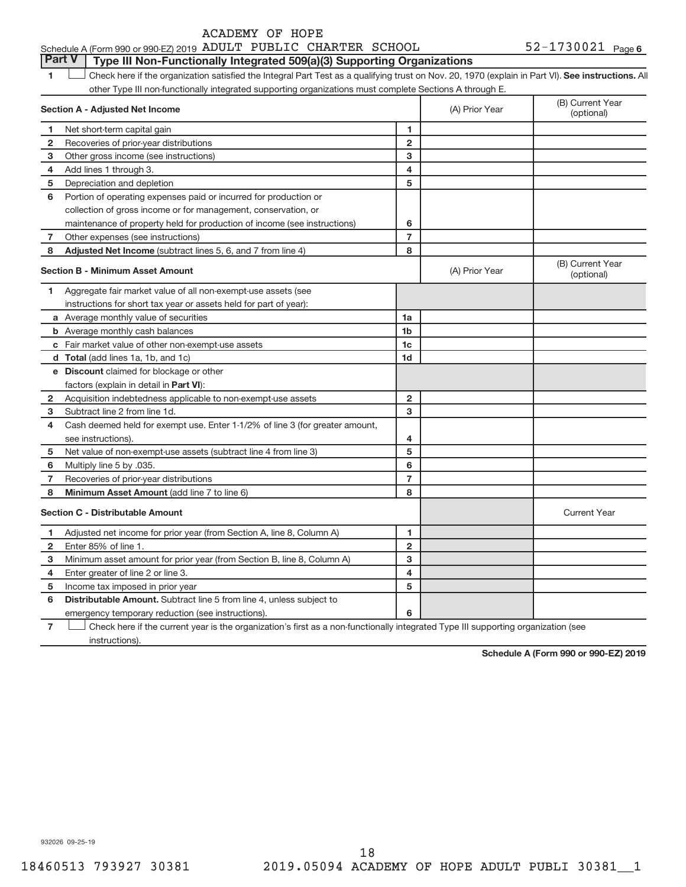ACADEMY OF HOPE

Schedule A (Form 990 or 990-EZ) 2019 ADULT PUBLIC CHARTER SCHOOL 52-1730021 Page 6

## Part V | Type III Non-Functionally Integrated 509(a)(3) Supporting Organizations

1 ☐ Check here if the organization satisfied the Integral Part Test as a qualifying trust on Nov. 20, 1970 (explain in Part VI). **See instructions.** All other Type III non-functionally integrated supporting organizations must complete Sections A through E.

| **Section A - Adjusted Net Income** | | | (A) Prior Year | (B) Current Year (optional) |
|---|---|---|---|---|
| 1 | Net short-term capital gain | 1 | | |
| 2 | Recoveries of prior-year distributions | 2 | | |
| 3 | Other gross income (see instructions) | 3 | | |
| 4 | Add lines 1 through 3. | 4 | | |
| 5 | Depreciation and depletion | 5 | | |
| 6 | Portion of operating expenses paid or incurred for production or collection of gross income or for management, conservation, or maintenance of property held for production of income (see instructions) | 6 | | |
| 7 | Other expenses (see instructions) | 7 | | |
| 8 | **Adjusted Net Income** (subtract lines 5, 6, and 7 from line 4) | 8 | | |

| **Section B - Minimum Asset Amount** | | | (A) Prior Year | (B) Current Year (optional) |
|---|---|---|---|---|
| 1 | Aggregate fair market value of all non-exempt-use assets (see instructions for short tax year or assets held for part of year): | | | |
| a | Average monthly value of securities | 1a | | |
| b | Average monthly cash balances | 1b | | |
| c | Fair market value of other non-exempt-use assets | 1c | | |
| d | **Total** (add lines 1a, 1b, and 1c) | 1d | | |
| e | **Discount** claimed for blockage or other factors (explain in detail in **Part VI**): | | | |
| 2 | Acquisition indebtedness applicable to non-exempt-use assets | 2 | | |
| 3 | Subtract line 2 from line 1d. | 3 | | |
| 4 | Cash deemed held for exempt use. Enter 1-1/2% of line 3 (for greater amount, see instructions). | 4 | | |
| 5 | Net value of non-exempt-use assets (subtract line 4 from line 3) | 5 | | |
| 6 | Multiply line 5 by .035. | 6 | | |
| 7 | Recoveries of prior-year distributions | 7 | | |
| 8 | **Minimum Asset Amount** (add line 7 to line 6) | 8 | | |

| **Section C - Distributable Amount** | | | | Current Year |
|---|---|---|---|---|
| 1 | Adjusted net income for prior year (from Section A, line 8, Column A) | 1 | | |
| 2 | Enter 85% of line 1. | 2 | | |
| 3 | Minimum asset amount for prior year (from Section B, line 8, Column A) | 3 | | |
| 4 | Enter greater of line 2 or line 3. | 4 | | |
| 5 | Income tax imposed in prior year | 5 | | |
| 6 | **Distributable Amount.** Subtract line 5 from line 4, unless subject to emergency temporary reduction (see instructions). | 6 | | |

7 ☐ Check here if the current year is the organization's first as a non-functionally integrated Type III supporting organization (see instructions).

**Schedule A (Form 990 or 990-EZ) 2019**

932026 09-25-19

18460513 793927 30381 2019.05094 ACADEMY OF HOPE ADULT PUBLI 30381__1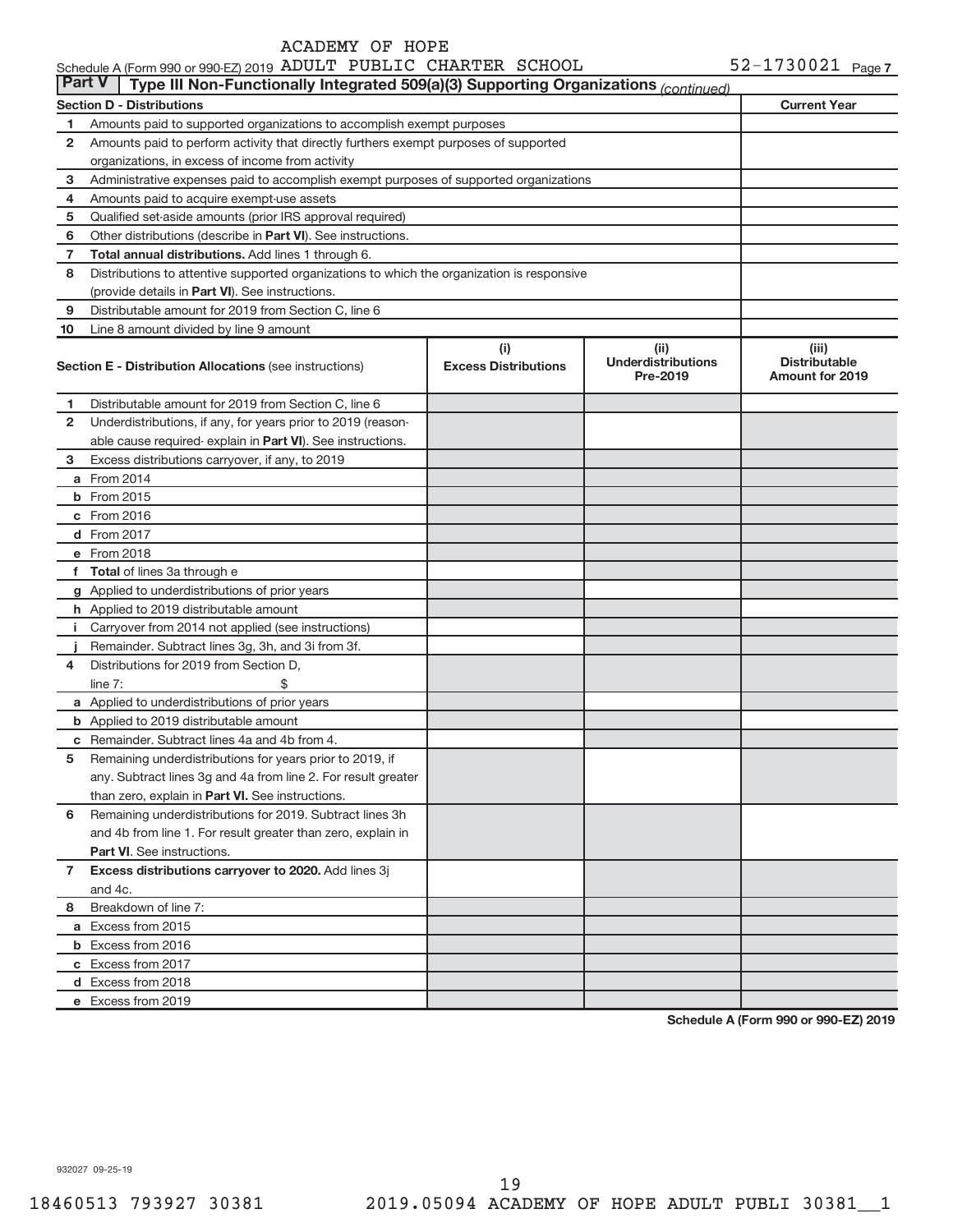Schedule A (Form 990 or 990-EZ) 2019 ACADEMY OF HOPE ADULT PUBLIC CHARTER SCHOOL 52-1730021 Page 7

**Part V** Type III Non-Functionally Integrated 509(a)(3) Supporting Organizations *(continued)*

| **Section D - Distributions** | | **Current Year** |
|---|---|---|
| 1 | Amounts paid to supported organizations to accomplish exempt purposes | |
| 2 | Amounts paid to perform activity that directly furthers exempt purposes of supported organizations, in excess of income from activity | |
| 3 | Administrative expenses paid to accomplish exempt purposes of supported organizations | |
| 4 | Amounts paid to acquire exempt-use assets | |
| 5 | Qualified set-aside amounts (prior IRS approval required) | |
| 6 | Other distributions (describe in **Part VI**). See instructions. | |
| 7 | **Total annual distributions.** Add lines 1 through 6. | |
| 8 | Distributions to attentive supported organizations to which the organization is responsive (provide details in **Part VI**). See instructions. | |
| 9 | Distributable amount for 2019 from Section C, line 6 | |
| 10 | Line 8 amount divided by line 9 amount | |

| **Section E - Distribution Allocations** (see instructions) | | (i) **Excess Distributions** | (ii) **Underdistributions Pre-2019** | (iii) **Distributable Amount for 2019** |
|---|---|---|---|---|
| 1 | Distributable amount for 2019 from Section C, line 6 | | | |
| 2 | Underdistributions, if any, for years prior to 2019 (reasonable cause required- explain in **Part VI**). See instructions. | | | |
| 3 | Excess distributions carryover, if any, to 2019 | | | |
| a | From 2014 | | | |
| b | From 2015 | | | |
| c | From 2016 | | | |
| d | From 2017 | | | |
| e | From 2018 | | | |
| f | **Total** of lines 3a through e | | | |
| g | Applied to underdistributions of prior years | | | |
| h | Applied to 2019 distributable amount | | | |
| i | Carryover from 2014 not applied (see instructions) | | | |
| j | Remainder. Subtract lines 3g, 3h, and 3i from 3f. | | | |
| 4 | Distributions for 2019 from Section D, line 7: $ | | | |
| a | Applied to underdistributions of prior years | | | |
| b | Applied to 2019 distributable amount | | | |
| c | Remainder. Subtract lines 4a and 4b from 4. | | | |
| 5 | Remaining underdistributions for years prior to 2019, if any. Subtract lines 3g and 4a from line 2. For result greater than zero, explain in **Part VI.** See instructions. | | | |
| 6 | Remaining underdistributions for 2019. Subtract lines 3h and 4b from line 1. For result greater than zero, explain in **Part VI**. See instructions. | | | |
| 7 | **Excess distributions carryover to 2020.** Add lines 3j and 4c. | | | |
| 8 | Breakdown of line 7: | | | |
| a | Excess from 2015 | | | |
| b | Excess from 2016 | | | |
| c | Excess from 2017 | | | |
| d | Excess from 2018 | | | |
| e | Excess from 2019 | | | |

**Schedule A (Form 990 or 990-EZ) 2019**

932027 09-25-19

18460513 793927 30381 2019.05094 ACADEMY OF HOPE ADULT PUBLI 30381__1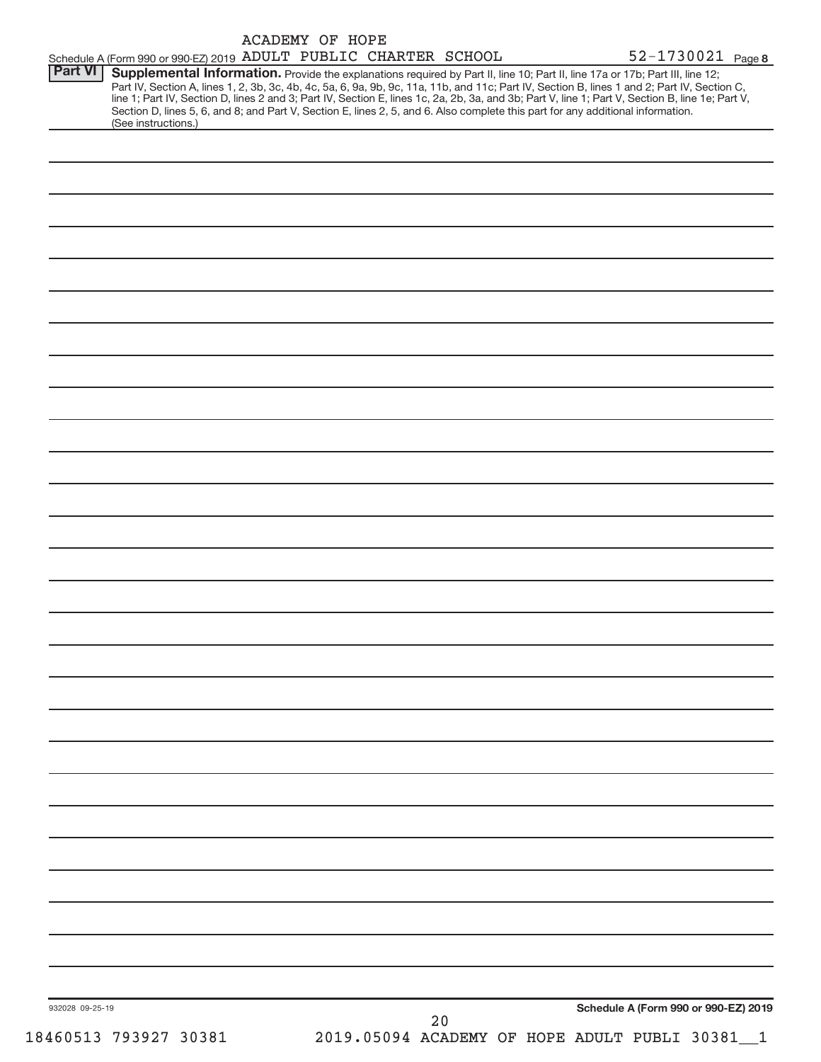ACADEMY OF HOPE

Schedule A (Form 990 or 990-EZ) 2019 ADULT PUBLIC CHARTER SCHOOL 52-1730021 Page **8**

**Part VI** **Supplemental Information.** Provide the explanations required by Part II, line 10; Part II, line 17a or 17b; Part III, line 12; Part IV, Section A, lines 1, 2, 3b, 3c, 4b, 4c, 5a, 6, 9a, 9b, 9c, 11a, 11b, and 11c; Part IV, Section B, lines 1 and 2; Part IV, Section C, line 1; Part IV, Section D, lines 2 and 3; Part IV, Section E, lines 1c, 2a, 2b, 3a, and 3b; Part V, line 1; Part V, Section B, line 1e; Part V, Section D, lines 5, 6, and 8; and Part V, Section E, lines 2, 5, and 6. Also complete this part for any additional information. (See instructions.)

932028 09-25-19

**Schedule A (Form 990 or 990-EZ) 2019**

18460513 793927 30381 2019.05094 ACADEMY OF HOPE ADULT PUBLI 30381__1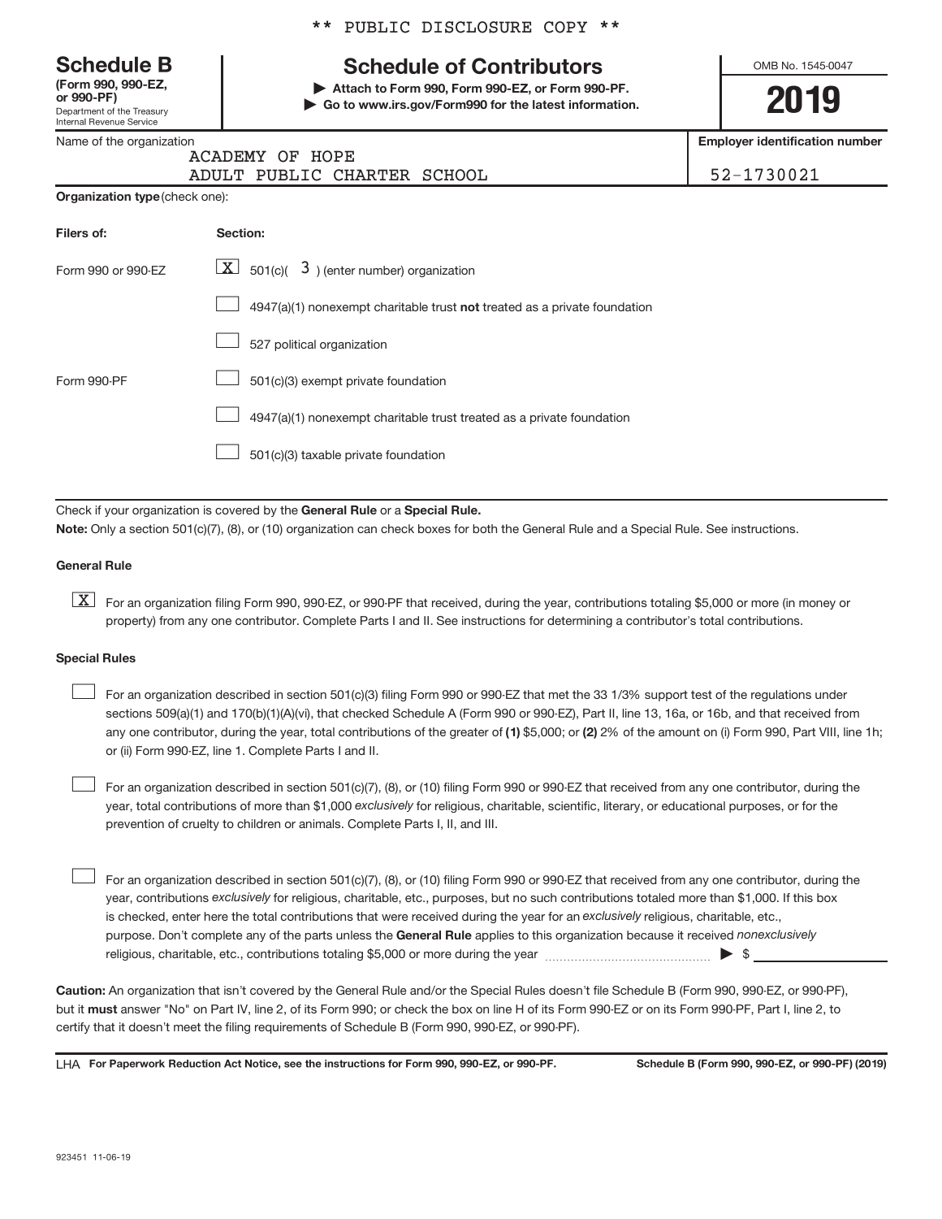** PUBLIC DISCLOSURE COPY **

# Schedule B

**(Form 990, 990-EZ, or 990-PF)**
Department of the Treasury
Internal Revenue Service

## Schedule of Contributors

▶ **Attach to Form 990, Form 990-EZ, or Form 990-PF.**
▶ **Go to www.irs.gov/Form990 for the latest information.**

OMB No. 1545-0047

**2019**

| Name of the organization | Employer identification number |
|---|---|
| ACADEMY OF HOPE ADULT PUBLIC CHARTER SCHOOL | 52-1730021 |

**Organization type** (check one):

| Filers of: | Section: |
|---|---|
| Form 990 or 990-EZ | [X] 501(c)( 3 ) (enter number) organization |
| | [ ] 4947(a)(1) nonexempt charitable trust **not** treated as a private foundation |
| | [ ] 527 political organization |
| Form 990-PF | [ ] 501(c)(3) exempt private foundation |
| | [ ] 4947(a)(1) nonexempt charitable trust treated as a private foundation |
| | [ ] 501(c)(3) taxable private foundation |

Check if your organization is covered by the **General Rule** or a **Special Rule.**

**Note:** Only a section 501(c)(7), (8), or (10) organization can check boxes for both the General Rule and a Special Rule. See instructions.

**General Rule**

[X] For an organization filing Form 990, 990-EZ, or 990-PF that received, during the year, contributions totaling $5,000 or more (in money or property) from any one contributor. Complete Parts I and II. See instructions for determining a contributor's total contributions.

**Special Rules**

[ ] For an organization described in section 501(c)(3) filing Form 990 or 990-EZ that met the 33 1/3% support test of the regulations under sections 509(a)(1) and 170(b)(1)(A)(vi), that checked Schedule A (Form 990 or 990-EZ), Part II, line 13, 16a, or 16b, and that received from any one contributor, during the year, total contributions of the greater of **(1)** $5,000; or **(2)** 2% of the amount on (i) Form 990, Part VIII, line 1h; or (ii) Form 990-EZ, line 1. Complete Parts I and II.

[ ] For an organization described in section 501(c)(7), (8), or (10) filing Form 990 or 990-EZ that received from any one contributor, during the year, total contributions of more than $1,000 *exclusively* for religious, charitable, scientific, literary, or educational purposes, or for the prevention of cruelty to children or animals. Complete Parts I, II, and III.

[ ] For an organization described in section 501(c)(7), (8), or (10) filing Form 990 or 990-EZ that received from any one contributor, during the year, contributions *exclusively* for religious, charitable, etc., purposes, but no such contributions totaled more than $1,000. If this box is checked, enter here the total contributions that were received during the year for an *exclusively* religious, charitable, etc., purpose. Don't complete any of the parts unless the **General Rule** applies to this organization because it received *nonexclusively* religious, charitable, etc., contributions totaling $5,000 or more during the year ▶ $ ____________

**Caution:** An organization that isn't covered by the General Rule and/or the Special Rules doesn't file Schedule B (Form 990, 990-EZ, or 990-PF), but it **must** answer "No" on Part IV, line 2, of its Form 990; or check the box on line H of its Form 990-EZ or on its Form 990-PF, Part I, line 2, to certify that it doesn't meet the filing requirements of Schedule B (Form 990, 990-EZ, or 990-PF).

LHA **For Paperwork Reduction Act Notice, see the instructions for Form 990, 990-EZ, or 990-PF.** **Schedule B (Form 990, 990-EZ, or 990-PF) (2019)**

923451 11-06-19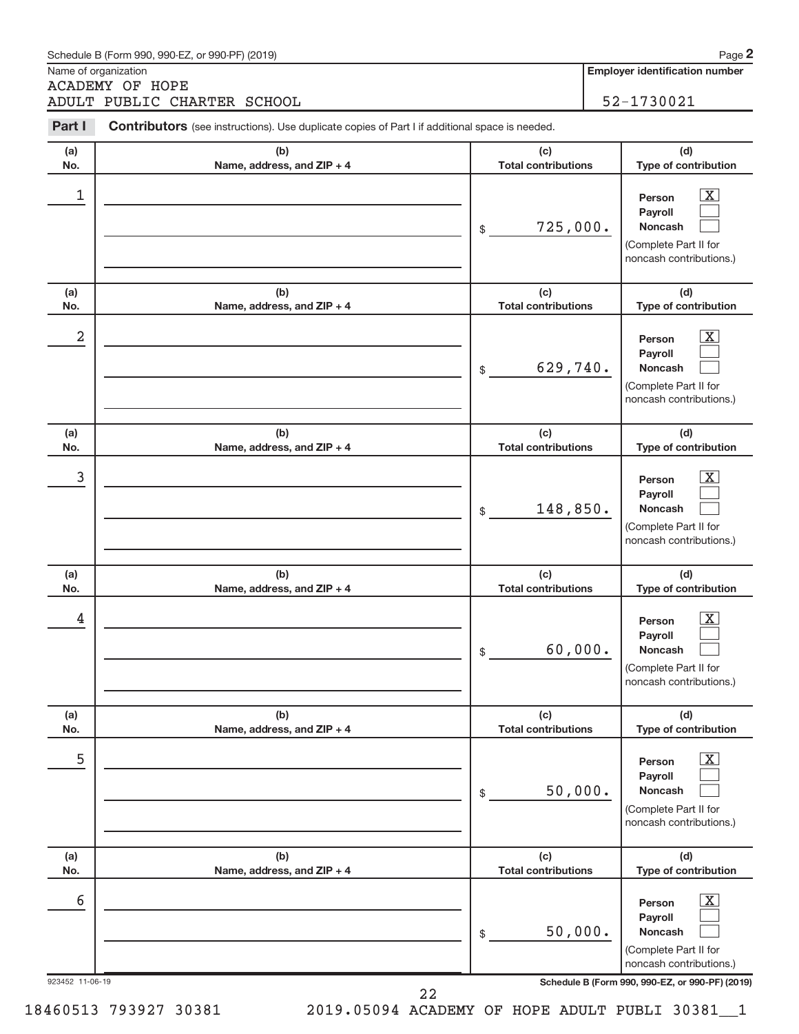Schedule B (Form 990, 990-EZ, or 990-PF) (2019)

Name of organization: ACADEMY OF HOPE ADULT PUBLIC CHARTER SCHOOL

Employer identification number: 52-1730021

**Part I** **Contributors** (see instructions). Use duplicate copies of Part I if additional space is needed.

| (a) No. | (b) Name, address, and ZIP + 4 | (c) Total contributions | (d) Type of contribution |
|---|---|---|---|
| 1 | | $ 725,000. | Person [X] Payroll [ ] Noncash [ ] (Complete Part II for noncash contributions.) |
| 2 | | $ 629,740. | Person [X] Payroll [ ] Noncash [ ] (Complete Part II for noncash contributions.) |
| 3 | | $ 148,850. | Person [X] Payroll [ ] Noncash [ ] (Complete Part II for noncash contributions.) |
| 4 | | $ 60,000. | Person [X] Payroll [ ] Noncash [ ] (Complete Part II for noncash contributions.) |
| 5 | | $ 50,000. | Person [X] Payroll [ ] Noncash [ ] (Complete Part II for noncash contributions.) |
| 6 | | $ 50,000. | Person [X] Payroll [ ] Noncash [ ] (Complete Part II for noncash contributions.) |

923452 11-06-19

Schedule B (Form 990, 990-EZ, or 990-PF) (2019)

18460513 793927 30381 2019.05094 ACADEMY OF HOPE ADULT PUBLI 30381__1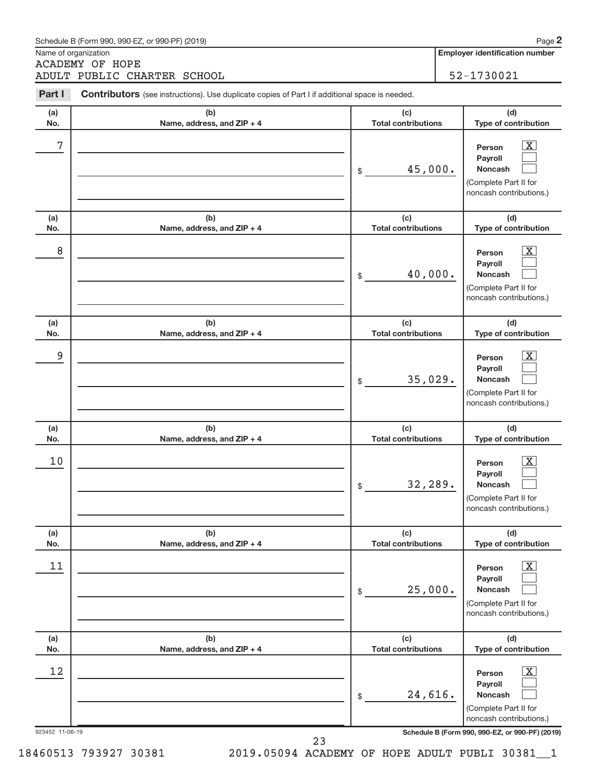Schedule B (Form 990, 990-EZ, or 990-PF) (2019) Page **2**

Name of organization: ACADEMY OF HOPE ADULT PUBLIC CHARTER SCHOOL

**Employer identification number:** 52-1730021

**Part I** **Contributors** (see instructions). Use duplicate copies of Part I if additional space is needed.

| (a) No. | (b) Name, address, and ZIP + 4 | (c) Total contributions | (d) Type of contribution |
|---|---|---|---|
| 7 | | $ 45,000. | Person [X] Payroll [ ] Noncash [ ] (Complete Part II for noncash contributions.) |
| 8 | | $ 40,000. | Person [X] Payroll [ ] Noncash [ ] (Complete Part II for noncash contributions.) |
| 9 | | $ 35,029. | Person [X] Payroll [ ] Noncash [ ] (Complete Part II for noncash contributions.) |
| 10 | | $ 32,289. | Person [X] Payroll [ ] Noncash [ ] (Complete Part II for noncash contributions.) |
| 11 | | $ 25,000. | Person [X] Payroll [ ] Noncash [ ] (Complete Part II for noncash contributions.) |
| 12 | | $ 24,616. | Person [X] Payroll [ ] Noncash [ ] (Complete Part II for noncash contributions.) |

923452 11-06-19 **Schedule B (Form 990, 990-EZ, or 990-PF) (2019)**

18460513 793927 30381 2019.05094 ACADEMY OF HOPE ADULT PUBLI 30381__1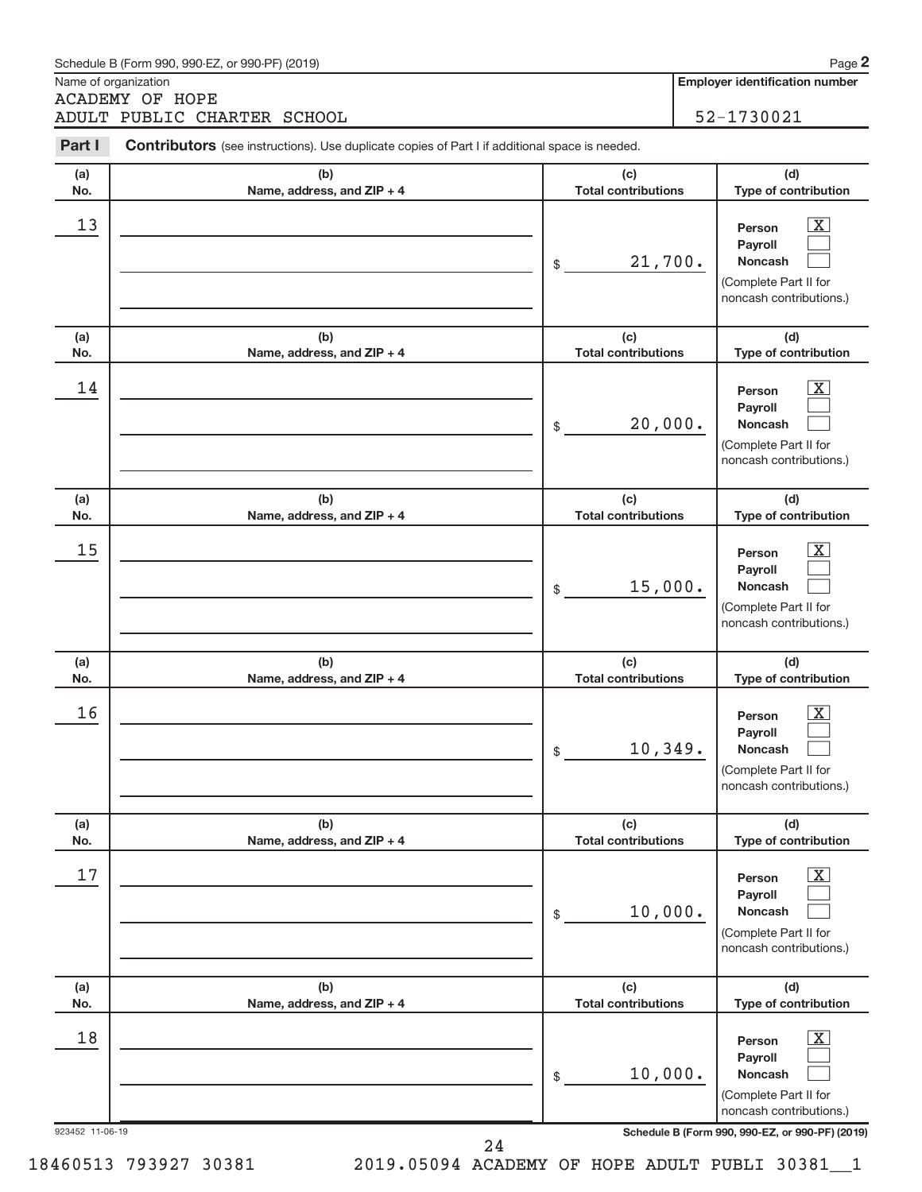Schedule B (Form 990, 990-EZ, or 990-PF) (2019)

Name of organization: ACADEMY OF HOPE ADULT PUBLIC CHARTER SCHOOL

Employer identification number: 52-1730021

**Part I** **Contributors** (see instructions). Use duplicate copies of Part I if additional space is needed.

| (a) No. | (b) Name, address, and ZIP + 4 | (c) Total contributions | (d) Type of contribution |
|---|---|---|---|
| 13 | | $ 21,700. | Person [X] Payroll [ ] Noncash [ ] (Complete Part II for noncash contributions.) |
| 14 | | $ 20,000. | Person [X] Payroll [ ] Noncash [ ] (Complete Part II for noncash contributions.) |
| 15 | | $ 15,000. | Person [X] Payroll [ ] Noncash [ ] (Complete Part II for noncash contributions.) |
| 16 | | $ 10,349. | Person [X] Payroll [ ] Noncash [ ] (Complete Part II for noncash contributions.) |
| 17 | | $ 10,000. | Person [X] Payroll [ ] Noncash [ ] (Complete Part II for noncash contributions.) |
| 18 | | $ 10,000. | Person [X] Payroll [ ] Noncash [ ] (Complete Part II for noncash contributions.) |

923452 11-06-19

Schedule B (Form 990, 990-EZ, or 990-PF) (2019)

18460513 793927 30381 2019.05094 ACADEMY OF HOPE ADULT PUBLI 30381__1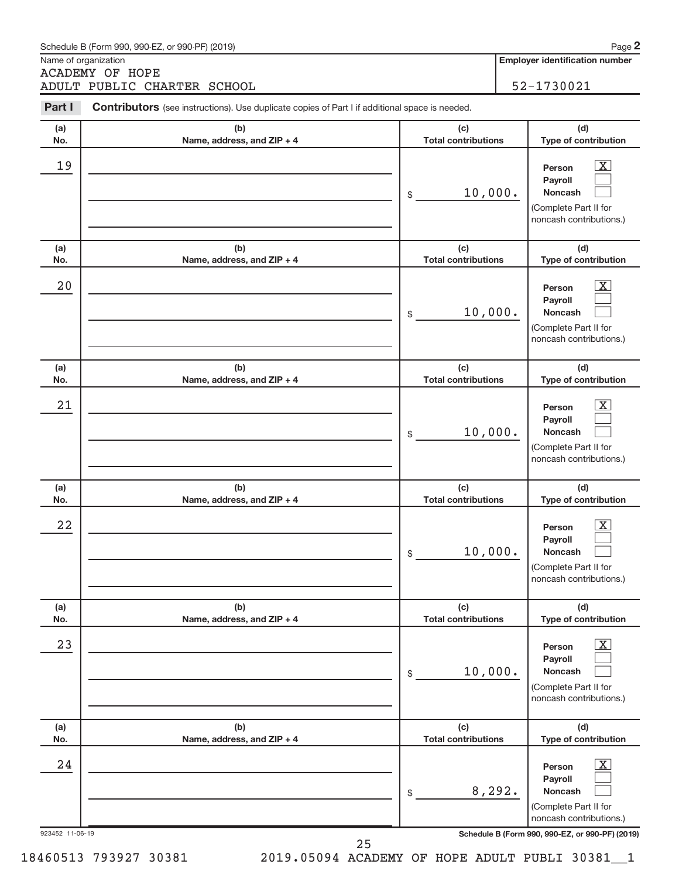Schedule B (Form 990, 990-EZ, or 990-PF) (2019) Page **2**

Name of organization

ACADEMY OF HOPE
ADULT PUBLIC CHARTER SCHOOL

**Employer identification number**

52-1730021

**Part I** **Contributors** (see instructions). Use duplicate copies of Part I if additional space is needed.

| (a) No. | (b) Name, address, and ZIP + 4 | (c) Total contributions | (d) Type of contribution |
|---|---|---|---|
| 19 | | $ 10,000. | Person [X] Payroll [ ] Noncash [ ] (Complete Part II for noncash contributions.) |
| 20 | | $ 10,000. | Person [X] Payroll [ ] Noncash [ ] (Complete Part II for noncash contributions.) |
| 21 | | $ 10,000. | Person [X] Payroll [ ] Noncash [ ] (Complete Part II for noncash contributions.) |
| 22 | | $ 10,000. | Person [X] Payroll [ ] Noncash [ ] (Complete Part II for noncash contributions.) |
| 23 | | $ 10,000. | Person [X] Payroll [ ] Noncash [ ] (Complete Part II for noncash contributions.) |
| 24 | | $ 8,292. | Person [X] Payroll [ ] Noncash [ ] (Complete Part II for noncash contributions.) |

923452 11-06-19 **Schedule B (Form 990, 990-EZ, or 990-PF) (2019)**

18460513 793927 30381 2019.05094 ACADEMY OF HOPE ADULT PUBLI 30381__1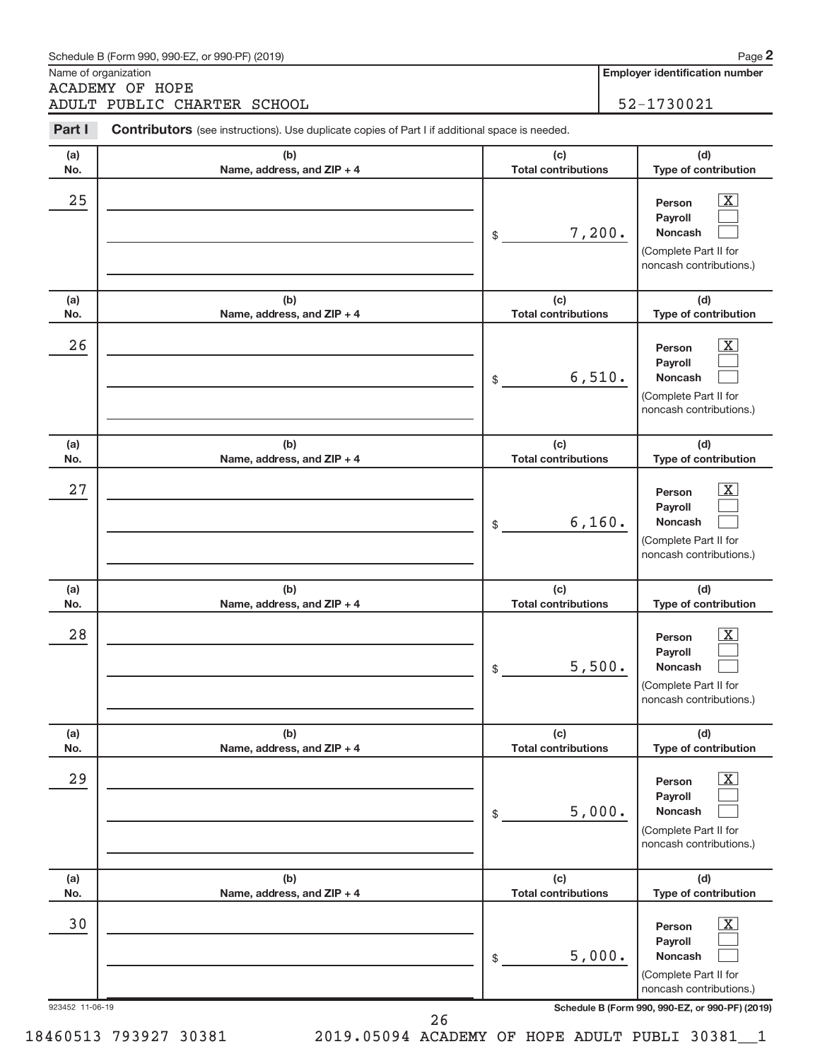Schedule B (Form 990, 990-EZ, or 990-PF) (2019)

Name of organization: ACADEMY OF HOPE ADULT PUBLIC CHARTER SCHOOL

Employer identification number: 52-1730021

**Part I** **Contributors** (see instructions). Use duplicate copies of Part I if additional space is needed.

| (a) No. | (b) Name, address, and ZIP + 4 | (c) Total contributions | (d) Type of contribution |
|---|---|---|---|
| 25 | | $ 7,200. | Person [X] Payroll [ ] Noncash [ ] (Complete Part II for noncash contributions.) |
| 26 | | $ 6,510. | Person [X] Payroll [ ] Noncash [ ] (Complete Part II for noncash contributions.) |
| 27 | | $ 6,160. | Person [X] Payroll [ ] Noncash [ ] (Complete Part II for noncash contributions.) |
| 28 | | $ 5,500. | Person [X] Payroll [ ] Noncash [ ] (Complete Part II for noncash contributions.) |
| 29 | | $ 5,000. | Person [X] Payroll [ ] Noncash [ ] (Complete Part II for noncash contributions.) |
| 30 | | $ 5,000. | Person [X] Payroll [ ] Noncash [ ] (Complete Part II for noncash contributions.) |

923452 11-06-19 Schedule B (Form 990, 990-EZ, or 990-PF) (2019)

18460513 793927 30381 2019.05094 ACADEMY OF HOPE ADULT PUBLI 30381__1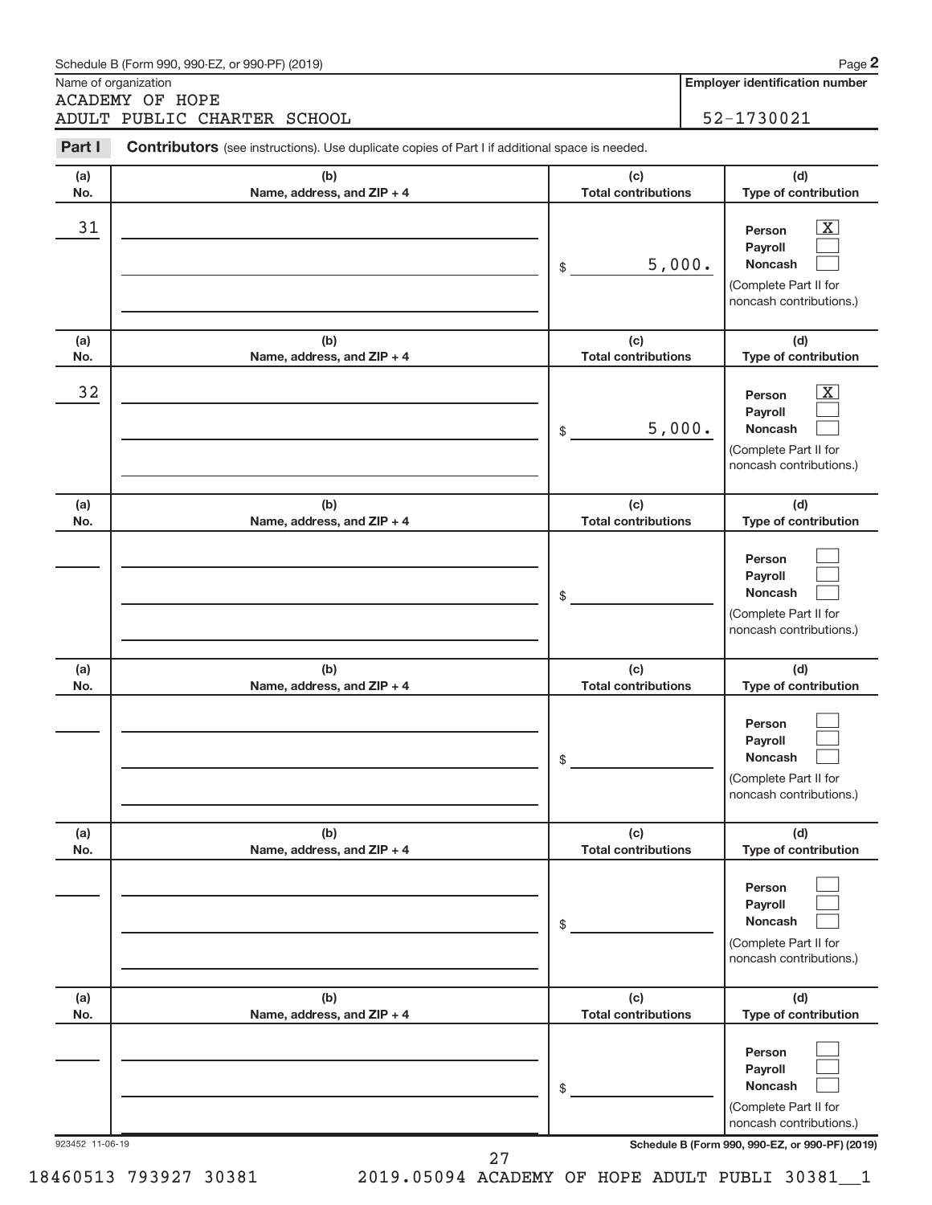Schedule B (Form 990, 990-EZ, or 990-PF) (2019) Page **2**

Name of organization

ACADEMY OF HOPE
ADULT PUBLIC CHARTER SCHOOL

**Employer identification number**

52-1730021

**Part I** **Contributors** (see instructions). Use duplicate copies of Part I if additional space is needed.

| (a) No. | (b) Name, address, and ZIP + 4 | (c) Total contributions | (d) Type of contribution |
|---|---|---|---|
| 31 | | $ 5,000. | Person [X] Payroll [ ] Noncash [ ] (Complete Part II for noncash contributions.) |
| 32 | | $ 5,000. | Person [X] Payroll [ ] Noncash [ ] (Complete Part II for noncash contributions.) |
| | | $ | Person [ ] Payroll [ ] Noncash [ ] (Complete Part II for noncash contributions.) |
| | | $ | Person [ ] Payroll [ ] Noncash [ ] (Complete Part II for noncash contributions.) |
| | | $ | Person [ ] Payroll [ ] Noncash [ ] (Complete Part II for noncash contributions.) |
| | | $ | Person [ ] Payroll [ ] Noncash [ ] (Complete Part II for noncash contributions.) |

923452 11-06-19 **Schedule B (Form 990, 990-EZ, or 990-PF) (2019)**

18460513 793927 30381 2019.05094 ACADEMY OF HOPE ADULT PUBLI 30381__1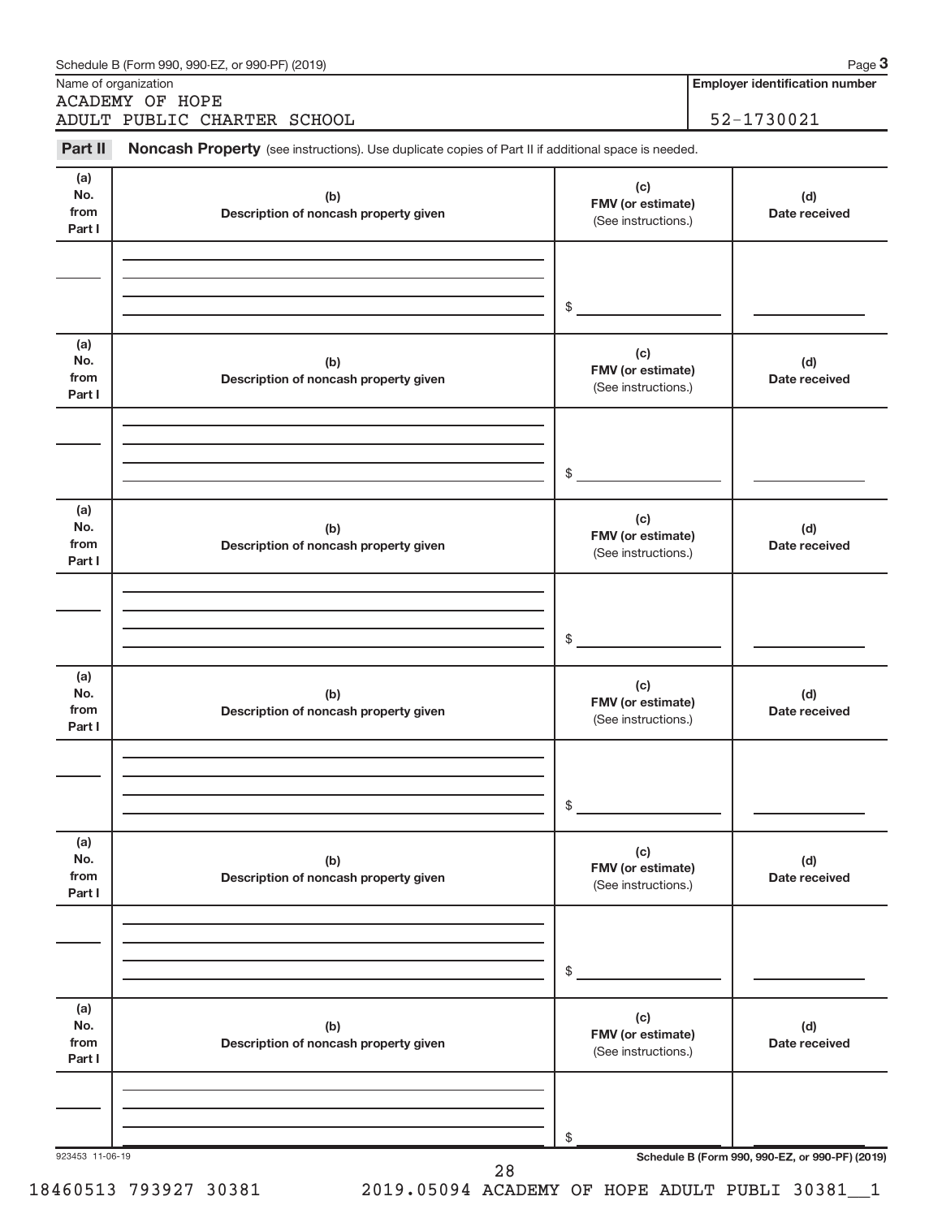Schedule B (Form 990, 990-EZ, or 990-PF) (2019) Page **3**

| Name of organization | Employer identification number |
|---|---|
| ACADEMY OF HOPE ADULT PUBLIC CHARTER SCHOOL | 52-1730021 |

**Part II** **Noncash Property** (see instructions). Use duplicate copies of Part II if additional space is needed.

| (a) No. from Part I | (b) Description of noncash property given | (c) FMV (or estimate) (See instructions.) | (d) Date received |
|---|---|---|---|
| | | $ | |

| (a) No. from Part I | (b) Description of noncash property given | (c) FMV (or estimate) (See instructions.) | (d) Date received |
|---|---|---|---|
| | | $ | |

| (a) No. from Part I | (b) Description of noncash property given | (c) FMV (or estimate) (See instructions.) | (d) Date received |
|---|---|---|---|
| | | $ | |

| (a) No. from Part I | (b) Description of noncash property given | (c) FMV (or estimate) (See instructions.) | (d) Date received |
|---|---|---|---|
| | | $ | |

| (a) No. from Part I | (b) Description of noncash property given | (c) FMV (or estimate) (See instructions.) | (d) Date received |
|---|---|---|---|
| | | $ | |

| (a) No. from Part I | (b) Description of noncash property given | (c) FMV (or estimate) (See instructions.) | (d) Date received |
|---|---|---|---|
| | | $ | |

923453 11-06-19 **Schedule B (Form 990, 990-EZ, or 990-PF) (2019)**

18460513 793927 30381 2019.05094 ACADEMY OF HOPE ADULT PUBLI 30381__1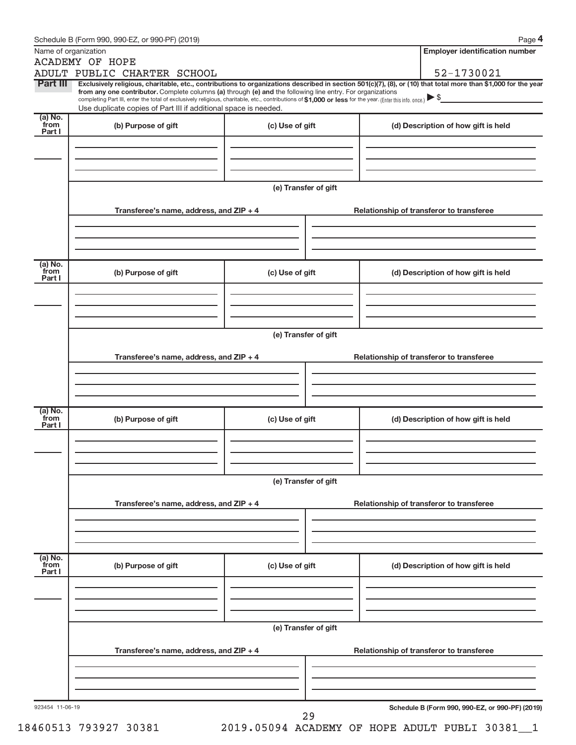Schedule B (Form 990, 990-EZ, or 990-PF) (2019) Page **4**

Name of organization

ACADEMY OF HOPE
ADULT PUBLIC CHARTER SCHOOL

**Employer identification number**

52-1730021

**Part III** **Exclusively religious, charitable, etc., contributions to organizations described in section 501(c)(7), (8), or (10) that total more than $1,000 for the year from any one contributor.** Complete columns **(a)** through **(e)** and the following line entry. For organizations completing Part III, enter the total of exclusively religious, charitable, etc., contributions of **$1,000 or less** for the year. (Enter this info. once.) ▶ $

Use duplicate copies of Part III if additional space is needed.

| (a) No. from Part I | (b) Purpose of gift | (c) Use of gift | (d) Description of how gift is held |
|---|---|---|---|
| | | | |

**(e) Transfer of gift**

| Transferee's name, address, and ZIP + 4 | Relationship of transferor to transferee |
|---|---|
| | |

| (a) No. from Part I | (b) Purpose of gift | (c) Use of gift | (d) Description of how gift is held |
|---|---|---|---|
| | | | |

**(e) Transfer of gift**

| Transferee's name, address, and ZIP + 4 | Relationship of transferor to transferee |
|---|---|
| | |

| (a) No. from Part I | (b) Purpose of gift | (c) Use of gift | (d) Description of how gift is held |
|---|---|---|---|
| | | | |

**(e) Transfer of gift**

| Transferee's name, address, and ZIP + 4 | Relationship of transferor to transferee |
|---|---|
| | |

| (a) No. from Part I | (b) Purpose of gift | (c) Use of gift | (d) Description of how gift is held |
|---|---|---|---|
| | | | |

**(e) Transfer of gift**

| Transferee's name, address, and ZIP + 4 | Relationship of transferor to transferee |
|---|---|
| | |

923454 11-06-19 **Schedule B (Form 990, 990-EZ, or 990-PF) (2019)**

18460513 793927 30381 2019.05094 ACADEMY OF HOPE ADULT PUBLI 30381__1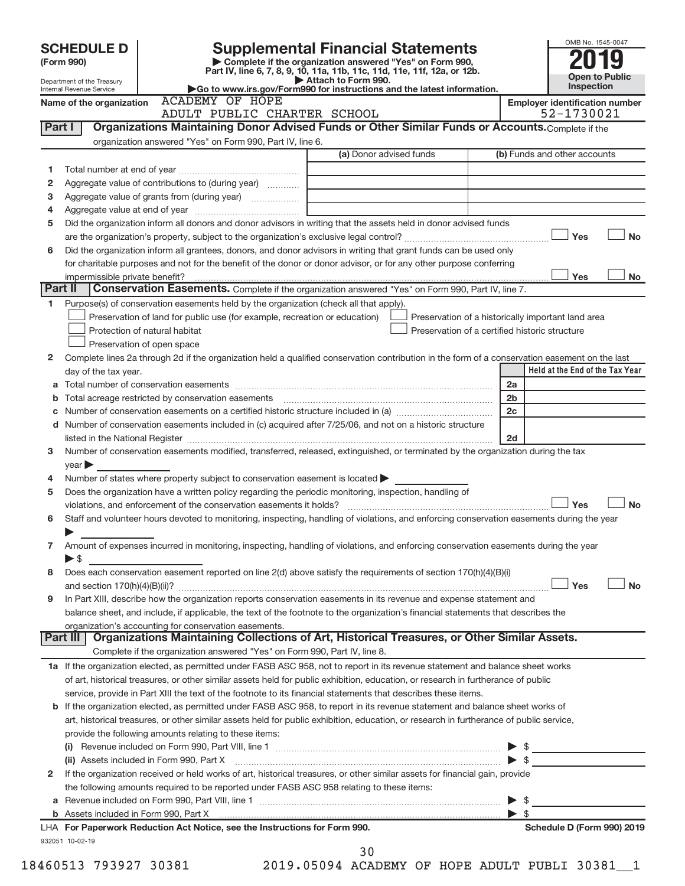# SCHEDULE D (Form 990)

Department of the Treasury
Internal Revenue Service

## Supplemental Financial Statements

▶ Complete if the organization answered "Yes" on Form 990, Part IV, line 6, 7, 8, 9, 10, 11a, 11b, 11c, 11d, 11e, 11f, 12a, or 12b.
▶ Attach to Form 990.
▶Go to www.irs.gov/Form990 for instructions and the latest information.

OMB No. 1545-0047

**2019**

**Open to Public Inspection**

Name of the organization: ACADEMY OF HOPE ADULT PUBLIC CHARTER SCHOOL

Employer identification number: 52-1730021

### Part I — Organizations Maintaining Donor Advised Funds or Other Similar Funds or Accounts.
Complete if the organization answered "Yes" on Form 990, Part IV, line 6.

| | | (a) Donor advised funds | (b) Funds and other accounts |
|---|---|---|---|
| 1 | Total number at end of year | | |
| 2 | Aggregate value of contributions to (during year) | | |
| 3 | Aggregate value of grants from (during year) | | |
| 4 | Aggregate value at end of year | | |

5 Did the organization inform all donors and donor advisors in writing that the assets held in donor advised funds are the organization's property, subject to the organization's exclusive legal control? ☐ Yes ☐ No

6 Did the organization inform all grantees, donors, and donor advisors in writing that grant funds can be used only for charitable purposes and not for the benefit of the donor or donor advisor, or for any other purpose conferring impermissible private benefit? ☐ Yes ☐ No

### Part II — Conservation Easements.
Complete if the organization answered "Yes" on Form 990, Part IV, line 7.

1 Purpose(s) of conservation easements held by the organization (check all that apply).

- ☐ Preservation of land for public use (for example, recreation or education)
- ☐ Protection of natural habitat
- ☐ Preservation of open space
- ☐ Preservation of a historically important land area
- ☐ Preservation of a certified historic structure

2 Complete lines 2a through 2d if the organization held a qualified conservation contribution in the form of a conservation easement on the last day of the tax year.

| | | | Held at the End of the Tax Year |
|---|---|---|---|
| a | Total number of conservation easements | 2a | |
| b | Total acreage restricted by conservation easements | 2b | |
| c | Number of conservation easements on a certified historic structure included in (a) | 2c | |
| d | Number of conservation easements included in (c) acquired after 7/25/06, and not on a historic structure listed in the National Register | 2d | |

3 Number of conservation easements modified, transferred, released, extinguished, or terminated by the organization during the tax year ▶

4 Number of states where property subject to conservation easement is located ▶

5 Does the organization have a written policy regarding the periodic monitoring, inspection, handling of violations, and enforcement of the conservation easements it holds? ☐ Yes ☐ No

6 Staff and volunteer hours devoted to monitoring, inspecting, handling of violations, and enforcing conservation easements during the year ▶

7 Amount of expenses incurred in monitoring, inspecting, handling of violations, and enforcing conservation easements during the year ▶ $

8 Does each conservation easement reported on line 2(d) above satisfy the requirements of section 170(h)(4)(B)(i) and section 170(h)(4)(B)(ii)? ☐ Yes ☐ No

9 In Part XIII, describe how the organization reports conservation easements in its revenue and expense statement and balance sheet, and include, if applicable, the text of the footnote to the organization's financial statements that describes the organization's accounting for conservation easements.

### Part III — Organizations Maintaining Collections of Art, Historical Treasures, or Other Similar Assets.
Complete if the organization answered "Yes" on Form 990, Part IV, line 8.

1a If the organization elected, as permitted under FASB ASC 958, not to report in its revenue statement and balance sheet works of art, historical treasures, or other similar assets held for public exhibition, education, or research in furtherance of public service, provide in Part XIII the text of the footnote to its financial statements that describes these items.

b If the organization elected, as permitted under FASB ASC 958, to report in its revenue statement and balance sheet works of art, historical treasures, or other similar assets held for public exhibition, education, or research in furtherance of public service, provide the following amounts relating to these items:

(i) Revenue included on Form 990, Part VIII, line 1 ▶ $

(ii) Assets included in Form 990, Part X ▶ $

2 If the organization received or held works of art, historical treasures, or other similar assets for financial gain, provide the following amounts required to be reported under FASB ASC 958 relating to these items:

a Revenue included on Form 990, Part VIII, line 1 ▶ $

b Assets included in Form 990, Part X ▶ $

LHA For Paperwork Reduction Act Notice, see the Instructions for Form 990. — Schedule D (Form 990) 2019

932051 10-02-19

18460513 793927 30381 2019.05094 ACADEMY OF HOPE ADULT PUBLI 30381__1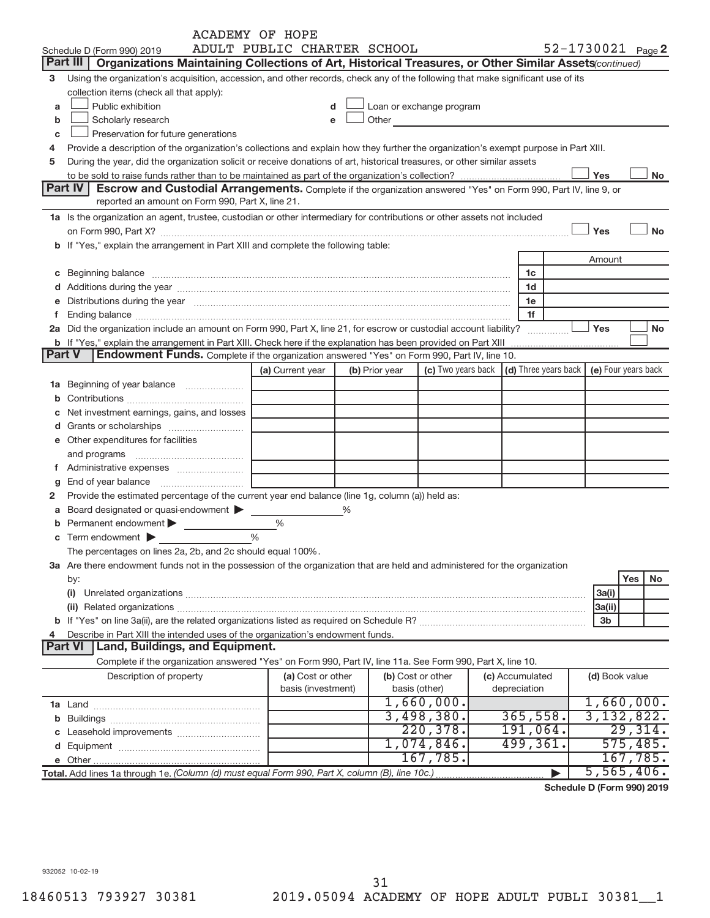ACADEMY OF HOPE
Schedule D (Form 990) 2019 ADULT PUBLIC CHARTER SCHOOL 52-1730021 Page 2

**Part III** **Organizations Maintaining Collections of Art, Historical Treasures, or Other Similar Assets** *(continued)*

3 Using the organization's acquisition, accession, and other records, check any of the following that make significant use of its collection items (check all that apply):

- a ☐ Public exhibition
- b ☐ Scholarly research
- c ☐ Preservation for future generations
- d ☐ Loan or exchange program
- e ☐ Other

4 Provide a description of the organization's collections and explain how they further the organization's exempt purpose in Part XIII.

5 During the year, did the organization solicit or receive donations of art, historical treasures, or other similar assets to be sold to raise funds rather than to be maintained as part of the organization's collection? ☐ Yes ☐ No

**Part IV** **Escrow and Custodial Arrangements.** Complete if the organization answered "Yes" on Form 990, Part IV, line 9, or reported an amount on Form 990, Part X, line 21.

1a Is the organization an agent, trustee, custodian or other intermediary for contributions or other assets not included on Form 990, Part X? ☐ Yes ☐ No

b If "Yes," explain the arrangement in Part XIII and complete the following table:

| | | Amount |
|---|---|---|
| c Beginning balance | 1c | |
| d Additions during the year | 1d | |
| e Distributions during the year | 1e | |
| f Ending balance | 1f | |

2a Did the organization include an amount on Form 990, Part X, line 21, for escrow or custodial account liability? ☐ Yes ☐ No

b If "Yes," explain the arrangement in Part XIII. Check here if the explanation has been provided on Part XIII ☐

**Part V** **Endowment Funds.** Complete if the organization answered "Yes" on Form 990, Part IV, line 10.

| | (a) Current year | (b) Prior year | (c) Two years back | (d) Three years back | (e) Four years back |
|---|---|---|---|---|---|
| 1a Beginning of year balance | | | | | |
| b Contributions | | | | | |
| c Net investment earnings, gains, and losses | | | | | |
| d Grants or scholarships | | | | | |
| e Other expenditures for facilities and programs | | | | | |
| f Administrative expenses | | | | | |
| g End of year balance | | | | | |

2 Provide the estimated percentage of the current year end balance (line 1g, column (a)) held as:

- a Board designated or quasi-endowment ▶ %
- b Permanent endowment ▶ %
- c Term endowment ▶ %

The percentages on lines 2a, 2b, and 2c should equal 100%.

3a Are there endowment funds not in the possession of the organization that are held and administered for the organization by:

| | | Yes | No |
|---|---|---|---|
| (i) Unrelated organizations | 3a(i) | | |
| (ii) Related organizations | 3a(ii) | | |
| b If "Yes" on line 3a(ii), are the related organizations listed as required on Schedule R? | 3b | | |

4 Describe in Part XIII the intended uses of the organization's endowment funds.

**Part VI** **Land, Buildings, and Equipment.**

Complete if the organization answered "Yes" on Form 990, Part IV, line 11a. See Form 990, Part X, line 10.

| Description of property | (a) Cost or other basis (investment) | (b) Cost or other basis (other) | (c) Accumulated depreciation | (d) Book value |
|---|---|---|---|---|
| 1a Land | | 1,660,000. | | 1,660,000. |
| b Buildings | | 3,498,380. | 365,558. | 3,132,822. |
| c Leasehold improvements | | 220,378. | 191,064. | 29,314. |
| d Equipment | | 1,074,846. | 499,361. | 575,485. |
| e Other | | 167,785. | | 167,785. |
| **Total.** Add lines 1a through 1e. *(Column (d) must equal Form 990, Part X, column (B), line 10c.)* ▶ | | | | 5,565,406. |

**Schedule D (Form 990) 2019**

932052 10-02-19

18460513 793927 30381 2019.05094 ACADEMY OF HOPE ADULT PUBLI 30381__1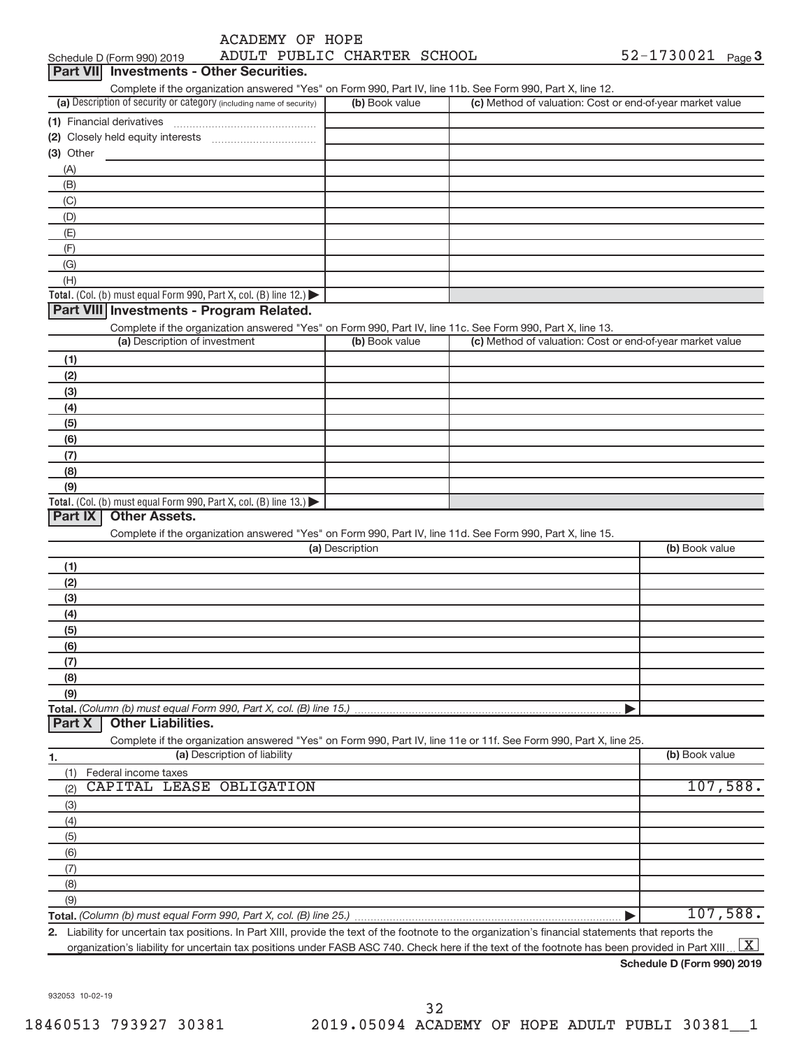Schedule D (Form 990) 2019 ACADEMY OF HOPE ADULT PUBLIC CHARTER SCHOOL 52-1730021 Page 3

## Part VII Investments - Other Securities.

Complete if the organization answered "Yes" on Form 990, Part IV, line 11b. See Form 990, Part X, line 12.

| (a) Description of security or category (including name of security) | (b) Book value | (c) Method of valuation: Cost or end-of-year market value |
|---|---|---|
| (1) Financial derivatives | | |
| (2) Closely held equity interests | | |
| (3) Other | | |
| (A) | | |
| (B) | | |
| (C) | | |
| (D) | | |
| (E) | | |
| (F) | | |
| (G) | | |
| (H) | | |
| Total. (Col. (b) must equal Form 990, Part X, col. (B) line 12.) | | |

## Part VIII Investments - Program Related.

Complete if the organization answered "Yes" on Form 990, Part IV, line 11c. See Form 990, Part X, line 13.

| (a) Description of investment | (b) Book value | (c) Method of valuation: Cost or end-of-year market value |
|---|---|---|
| (1) | | |
| (2) | | |
| (3) | | |
| (4) | | |
| (5) | | |
| (6) | | |
| (7) | | |
| (8) | | |
| (9) | | |
| Total. (Col. (b) must equal Form 990, Part X, col. (B) line 13.) | | |

## Part IX Other Assets.

Complete if the organization answered "Yes" on Form 990, Part IV, line 11d. See Form 990, Part X, line 15.

| (a) Description | (b) Book value |
|---|---|
| (1) | |
| (2) | |
| (3) | |
| (4) | |
| (5) | |
| (6) | |
| (7) | |
| (8) | |
| (9) | |
| Total. (Column (b) must equal Form 990, Part X, col. (B) line 15.) | |

## Part X Other Liabilities.

Complete if the organization answered "Yes" on Form 990, Part IV, line 11e or 11f. See Form 990, Part X, line 25.

| 1. (a) Description of liability | (b) Book value |
|---|---|
| (1) Federal income taxes | |
| (2) CAPITAL LEASE OBLIGATION | 107,588. |
| (3) | |
| (4) | |
| (5) | |
| (6) | |
| (7) | |
| (8) | |
| (9) | |
| Total. (Column (b) must equal Form 990, Part X, col. (B) line 25.) | 107,588. |

2. Liability for uncertain tax positions. In Part XIII, provide the text of the footnote to the organization's financial statements that reports the organization's liability for uncertain tax positions under FASB ASC 740. Check here if the text of the footnote has been provided in Part XIII [X]

Schedule D (Form 990) 2019

932053 10-02-19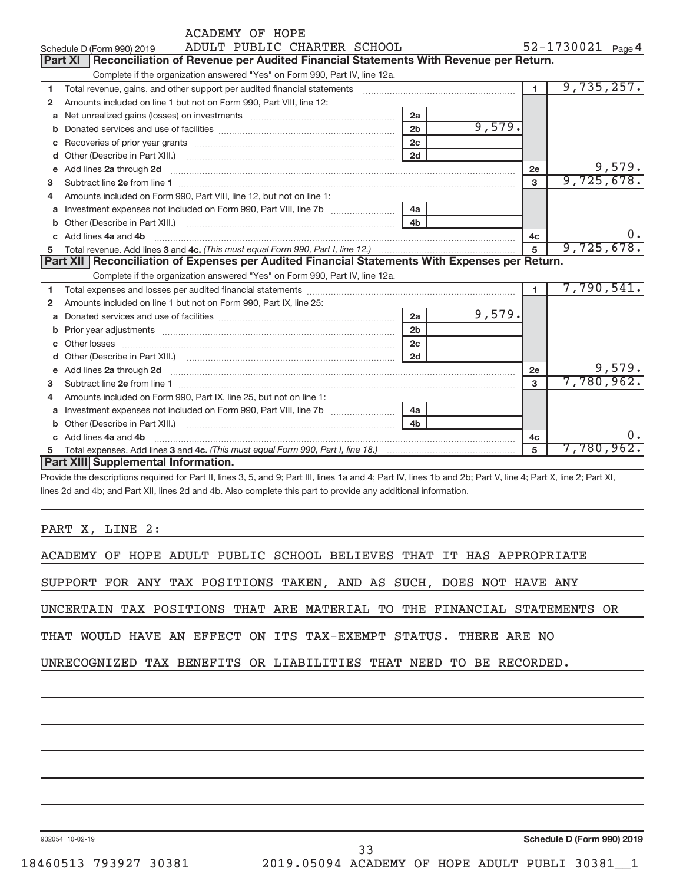ACADEMY OF HOPE
ADULT PUBLIC CHARTER SCHOOL

Schedule D (Form 990) 2019 — 52-1730021 Page 4

## Part XI Reconciliation of Revenue per Audited Financial Statements With Revenue per Return.

Complete if the organization answered "Yes" on Form 990, Part IV, line 12a.

| | | | | | |
|---|---|---|---|---|---|
| 1 | Total revenue, gains, and other support per audited financial statements | | | 1 | 9,735,257. |
| 2 | Amounts included on line 1 but not on Form 990, Part VIII, line 12: | | | | |
| a | Net unrealized gains (losses) on investments | 2a | | | |
| b | Donated services and use of facilities | 2b | 9,579. | | |
| c | Recoveries of prior year grants | 2c | | | |
| d | Other (Describe in Part XIII.) | 2d | | | |
| e | Add lines 2a through 2d | | | 2e | 9,579. |
| 3 | Subtract line 2e from line 1 | | | 3 | 9,725,678. |
| 4 | Amounts included on Form 990, Part VIII, line 12, but not on line 1: | | | | |
| a | Investment expenses not included on Form 990, Part VIII, line 7b | 4a | | | |
| b | Other (Describe in Part XIII.) | 4b | | | |
| c | Add lines 4a and 4b | | | 4c | 0. |
| 5 | Total revenue. Add lines 3 and 4c. *(This must equal Form 990, Part I, line 12.)* | | | 5 | 9,725,678. |

## Part XII Reconciliation of Expenses per Audited Financial Statements With Expenses per Return.

Complete if the organization answered "Yes" on Form 990, Part IV, line 12a.

| | | | | | |
|---|---|---|---|---|---|
| 1 | Total expenses and losses per audited financial statements | | | 1 | 7,790,541. |
| 2 | Amounts included on line 1 but not on Form 990, Part IX, line 25: | | | | |
| a | Donated services and use of facilities | 2a | 9,579. | | |
| b | Prior year adjustments | 2b | | | |
| c | Other losses | 2c | | | |
| d | Other (Describe in Part XIII.) | 2d | | | |
| e | Add lines 2a through 2d | | | 2e | 9,579. |
| 3 | Subtract line 2e from line 1 | | | 3 | 7,780,962. |
| 4 | Amounts included on Form 990, Part IX, line 25, but not on line 1: | | | | |
| a | Investment expenses not included on Form 990, Part VIII, line 7b | 4a | | | |
| b | Other (Describe in Part XIII.) | 4b | | | |
| c | Add lines 4a and 4b | | | 4c | 0. |
| 5 | Total expenses. Add lines 3 and 4c. *(This must equal Form 990, Part I, line 18.)* | | | 5 | 7,780,962. |

## Part XIII Supplemental Information.

Provide the descriptions required for Part II, lines 3, 5, and 9; Part III, lines 1a and 4; Part IV, lines 1b and 2b; Part V, line 4; Part X, line 2; Part XI, lines 2d and 4b; and Part XII, lines 2d and 4b. Also complete this part to provide any additional information.

PART X, LINE 2:

ACADEMY OF HOPE ADULT PUBLIC SCHOOL BELIEVES THAT IT HAS APPROPRIATE SUPPORT FOR ANY TAX POSITIONS TAKEN, AND AS SUCH, DOES NOT HAVE ANY UNCERTAIN TAX POSITIONS THAT ARE MATERIAL TO THE FINANCIAL STATEMENTS OR THAT WOULD HAVE AN EFFECT ON ITS TAX-EXEMPT STATUS. THERE ARE NO UNRECOGNIZED TAX BENEFITS OR LIABILITIES THAT NEED TO BE RECORDED.

932054 10-02-19 — Schedule D (Form 990) 2019

18460513 793927 30381 — 2019.05094 ACADEMY OF HOPE ADULT PUBLI 30381__1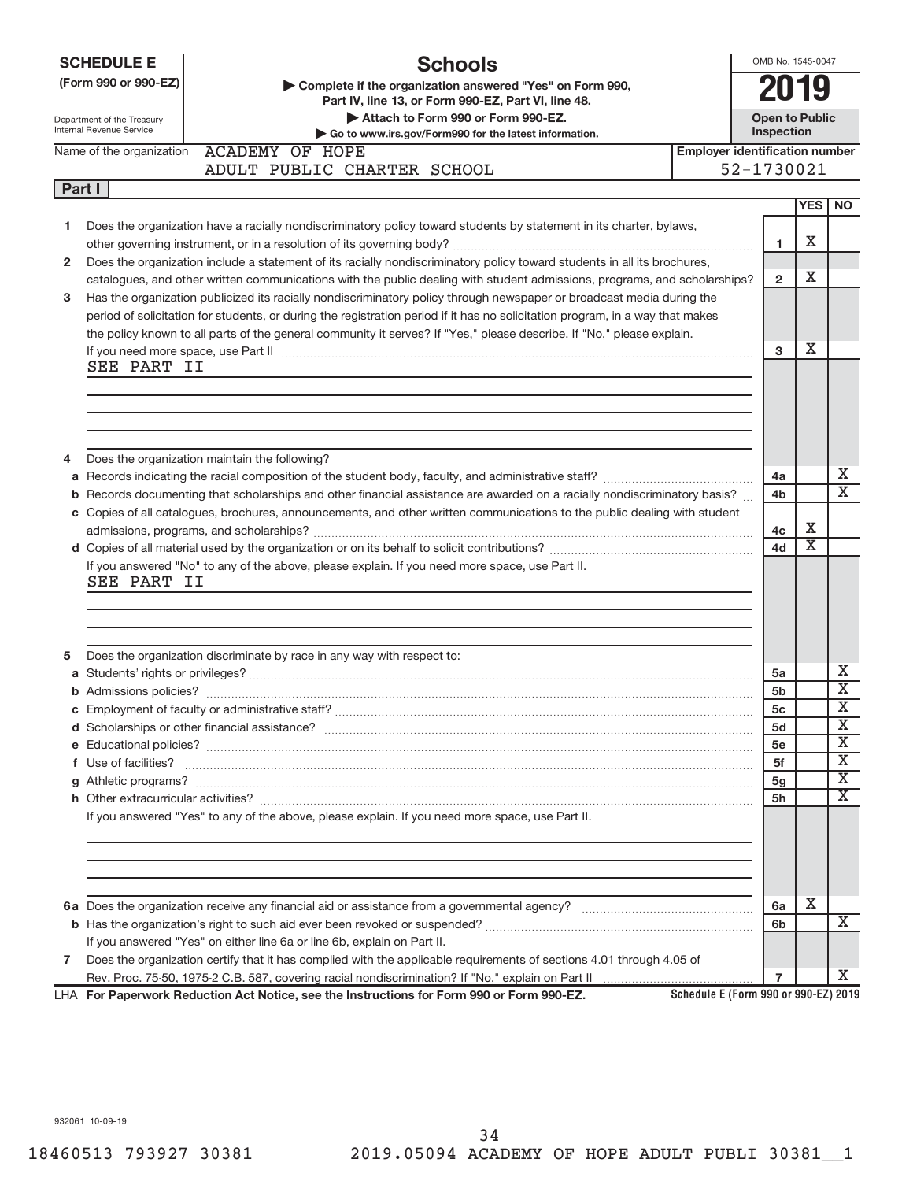**SCHEDULE E**
**(Form 990 or 990-EZ)**

Department of the Treasury
Internal Revenue Service

# Schools

▶ Complete if the organization answered "Yes" on Form 990, Part IV, line 13, or Form 990-EZ, Part VI, line 48.
▶ Attach to Form 990 or Form 990-EZ.
▶ Go to www.irs.gov/Form990 for the latest information.

OMB No. 1545-0047

**2019**

**Open to Public Inspection**

Name of the organization: ACADEMY OF HOPE ADULT PUBLIC CHARTER SCHOOL

Employer identification number: 52-1730021

## Part I

| | | | YES | NO |
|---|---|---|---|---|
| 1 | Does the organization have a racially nondiscriminatory policy toward students by statement in its charter, bylaws, other governing instrument, or in a resolution of its governing body? | 1 | X | |
| 2 | Does the organization include a statement of its racially nondiscriminatory policy toward students in all its brochures, catalogues, and other written communications with the public dealing with student admissions, programs, and scholarships? | 2 | X | |
| 3 | Has the organization publicized its racially nondiscriminatory policy through newspaper or broadcast media during the period of solicitation for students, or during the registration period if it has no solicitation program, in a way that makes the policy known to all parts of the general community it serves? If "Yes," please describe. If "No," please explain. If you need more space, use Part II | 3 | X | |

SEE PART II

| | | | YES | NO |
|---|---|---|---|---|
| 4 | Does the organization maintain the following? | | | |
| a | Records indicating the racial composition of the student body, faculty, and administrative staff? | 4a | | X |
| b | Records documenting that scholarships and other financial assistance are awarded on a racially nondiscriminatory basis? | 4b | | X |
| c | Copies of all catalogues, brochures, announcements, and other written communications to the public dealing with student admissions, programs, and scholarships? | 4c | X | |
| d | Copies of all material used by the organization or on its behalf to solicit contributions? | 4d | X | |

If you answered "No" to any of the above, please explain. If you need more space, use Part II.

SEE PART II

| | | | YES | NO |
|---|---|---|---|---|
| 5 | Does the organization discriminate by race in any way with respect to: | | | |
| a | Students' rights or privileges? | 5a | | X |
| b | Admissions policies? | 5b | | X |
| c | Employment of faculty or administrative staff? | 5c | | X |
| d | Scholarships or other financial assistance? | 5d | | X |
| e | Educational policies? | 5e | | X |
| f | Use of facilities? | 5f | | X |
| g | Athletic programs? | 5g | | X |
| h | Other extracurricular activities? | 5h | | X |

If you answered "Yes" to any of the above, please explain. If you need more space, use Part II.

| | | | YES | NO |
|---|---|---|---|---|
| 6a | Does the organization receive any financial aid or assistance from a governmental agency? | 6a | X | |
| b | Has the organization's right to such aid ever been revoked or suspended? | 6b | | X |
| | If you answered "Yes" on either line 6a or line 6b, explain on Part II. | | | |
| 7 | Does the organization certify that it has complied with the applicable requirements of sections 4.01 through 4.05 of Rev. Proc. 75-50, 1975-2 C.B. 587, covering racial nondiscrimination? If "No," explain on Part II | 7 | | X |

LHA **For Paperwork Reduction Act Notice, see the Instructions for Form 990 or Form 990-EZ.** **Schedule E (Form 990 or 990-EZ) 2019**

932061 10-09-19

18460513 793927 30381 2019.05094 ACADEMY OF HOPE ADULT PUBLI 30381__1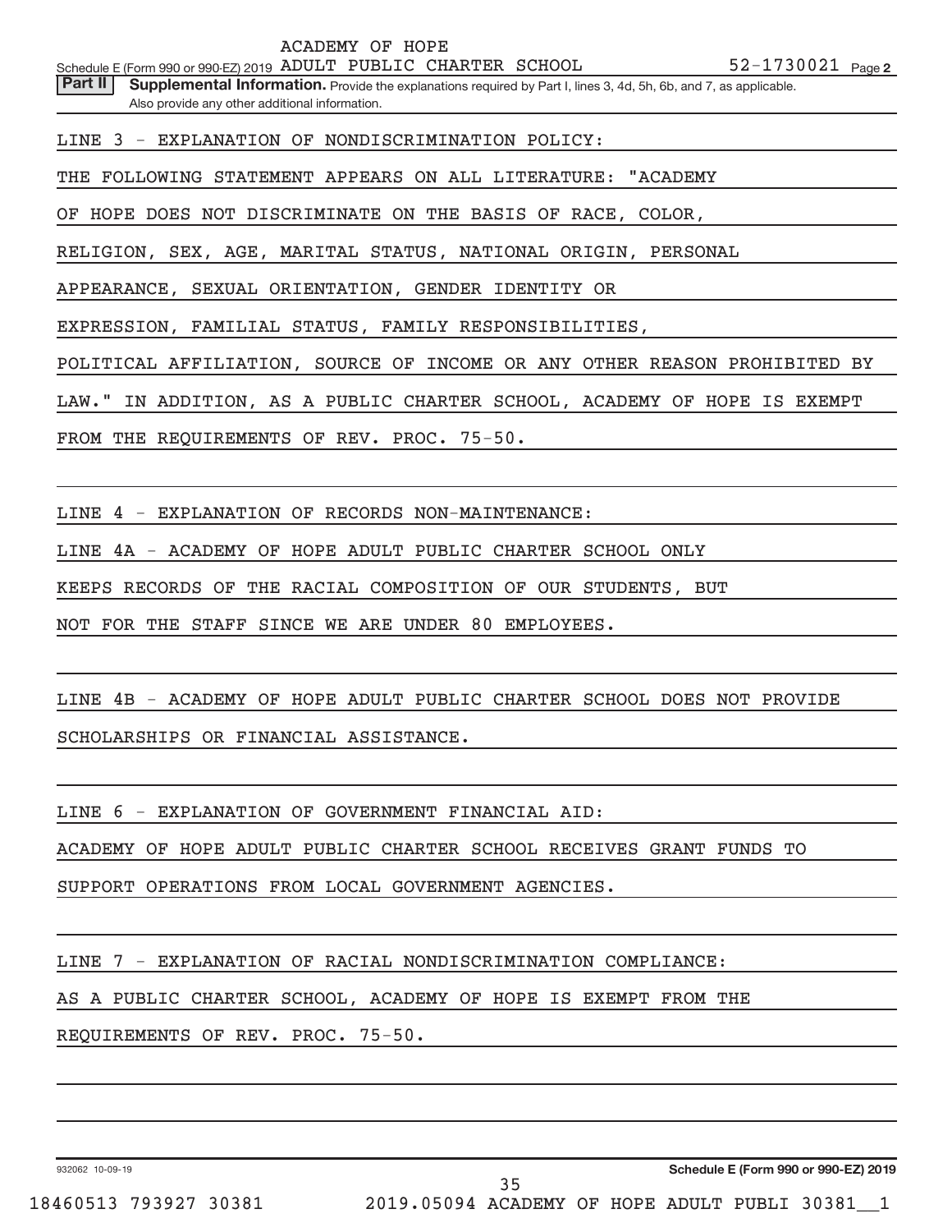Schedule E (Form 990 or 990-EZ) 2019 ACADEMY OF HOPE ADULT PUBLIC CHARTER SCHOOL 52-1730021 Page 2

**Part II** **Supplemental Information.** Provide the explanations required by Part I, lines 3, 4d, 5h, 6b, and 7, as applicable. Also provide any other additional information.

LINE 3 - EXPLANATION OF NONDISCRIMINATION POLICY:

THE FOLLOWING STATEMENT APPEARS ON ALL LITERATURE: "ACADEMY OF HOPE DOES NOT DISCRIMINATE ON THE BASIS OF RACE, COLOR, RELIGION, SEX, AGE, MARITAL STATUS, NATIONAL ORIGIN, PERSONAL APPEARANCE, SEXUAL ORIENTATION, GENDER IDENTITY OR EXPRESSION, FAMILIAL STATUS, FAMILY RESPONSIBILITIES, POLITICAL AFFILIATION, SOURCE OF INCOME OR ANY OTHER REASON PROHIBITED BY LAW." IN ADDITION, AS A PUBLIC CHARTER SCHOOL, ACADEMY OF HOPE IS EXEMPT FROM THE REQUIREMENTS OF REV. PROC. 75-50.

LINE 4 - EXPLANATION OF RECORDS NON-MAINTENANCE:

LINE 4A - ACADEMY OF HOPE ADULT PUBLIC CHARTER SCHOOL ONLY KEEPS RECORDS OF THE RACIAL COMPOSITION OF OUR STUDENTS, BUT NOT FOR THE STAFF SINCE WE ARE UNDER 80 EMPLOYEES.

LINE 4B - ACADEMY OF HOPE ADULT PUBLIC CHARTER SCHOOL DOES NOT PROVIDE SCHOLARSHIPS OR FINANCIAL ASSISTANCE.

LINE 6 - EXPLANATION OF GOVERNMENT FINANCIAL AID:

ACADEMY OF HOPE ADULT PUBLIC CHARTER SCHOOL RECEIVES GRANT FUNDS TO SUPPORT OPERATIONS FROM LOCAL GOVERNMENT AGENCIES.

LINE 7 - EXPLANATION OF RACIAL NONDISCRIMINATION COMPLIANCE:

AS A PUBLIC CHARTER SCHOOL, ACADEMY OF HOPE IS EXEMPT FROM THE REQUIREMENTS OF REV. PROC. 75-50.

932062 10-09-19 **Schedule E (Form 990 or 990-EZ) 2019**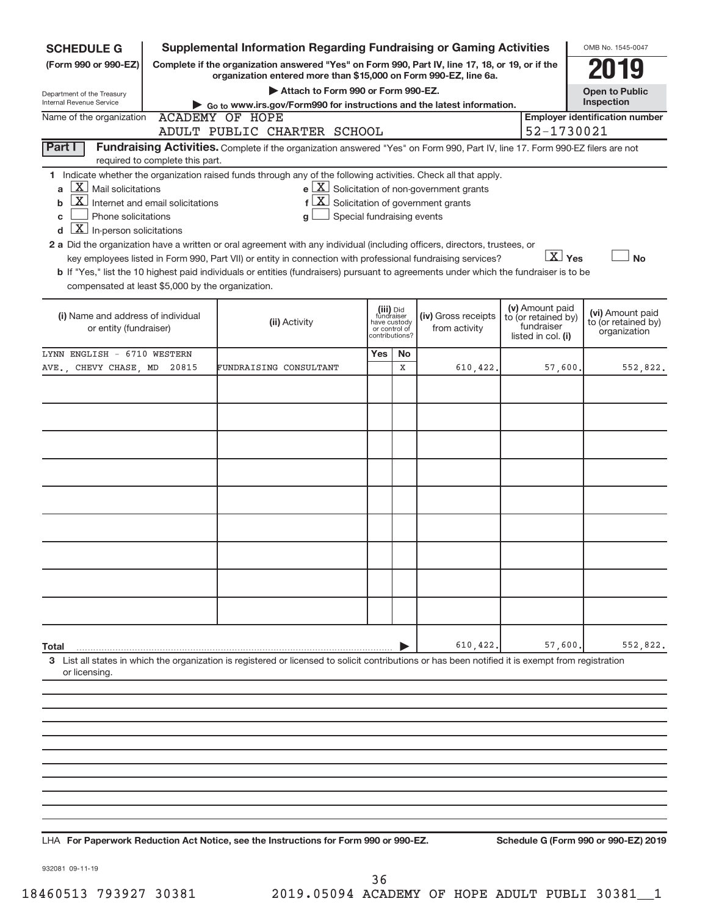**SCHEDULE G** (Form 990 or 990-EZ)

Department of the Treasury
Internal Revenue Service

# Supplemental Information Regarding Fundraising or Gaming Activities

**Complete if the organization answered "Yes" on Form 990, Part IV, line 17, 18, or 19, or if the organization entered more than $15,000 on Form 990-EZ, line 6a.**

▶ Attach to Form 990 or Form 990-EZ.

▶ Go to www.irs.gov/Form990 for instructions and the latest information.

OMB No. 1545-0047

**2019**

**Open to Public Inspection**

Name of the organization: ACADEMY OF HOPE ADULT PUBLIC CHARTER SCHOOL

Employer identification number: 52-1730021

**Part I** **Fundraising Activities.** Complete if the organization answered "Yes" on Form 990, Part IV, line 17. Form 990-EZ filers are not required to complete this part.

**1** Indicate whether the organization raised funds through any of the following activities. Check all that apply.

- **a** [X] Mail solicitations
- **b** [X] Internet and email solicitations
- **c** [ ] Phone solicitations
- **d** [X] In-person solicitations
- **e** [X] Solicitation of non-government grants
- **f** [X] Solicitation of government grants
- **g** [ ] Special fundraising events

**2 a** Did the organization have a written or oral agreement with any individual (including officers, directors, trustees, or key employees listed in Form 990, Part VII) or entity in connection with professional fundraising services? [X] Yes [ ] No

**b** If "Yes," list the 10 highest paid individuals or entities (fundraisers) pursuant to agreements under which the fundraiser is to be compensated at least $5,000 by the organization.

| (i) Name and address of individual or entity (fundraiser) | (ii) Activity | (iii) Did fundraiser have custody or control of contributions? Yes | No | (iv) Gross receipts from activity | (v) Amount paid to (or retained by) fundraiser listed in col. (i) | (vi) Amount paid to (or retained by) organization |
|---|---|---|---|---|---|---|
| LYNN ENGLISH - 6710 WESTERN AVE., CHEVY CHASE, MD 20815 | FUNDRAISING CONSULTANT | | X | 610,422. | 57,600. | 552,822. |
| | | | | | | |
| | | | | | | |
| | | | | | | |
| | | | | | | |
| | | | | | | |
| | | | | | | |
| | | | | | | |
| | | | | | | |
| | | | | | | |
| **Total** ▶ | | | | 610,422. | 57,600. | 552,822. |

**3** List all states in which the organization is registered or licensed to solicit contributions or has been notified it is exempt from registration or licensing.

LHA **For Paperwork Reduction Act Notice, see the Instructions for Form 990 or 990-EZ.** **Schedule G (Form 990 or 990-EZ) 2019**

932081 09-11-19

18460513 793927 30381 2019.05094 ACADEMY OF HOPE ADULT PUBLI 30381__1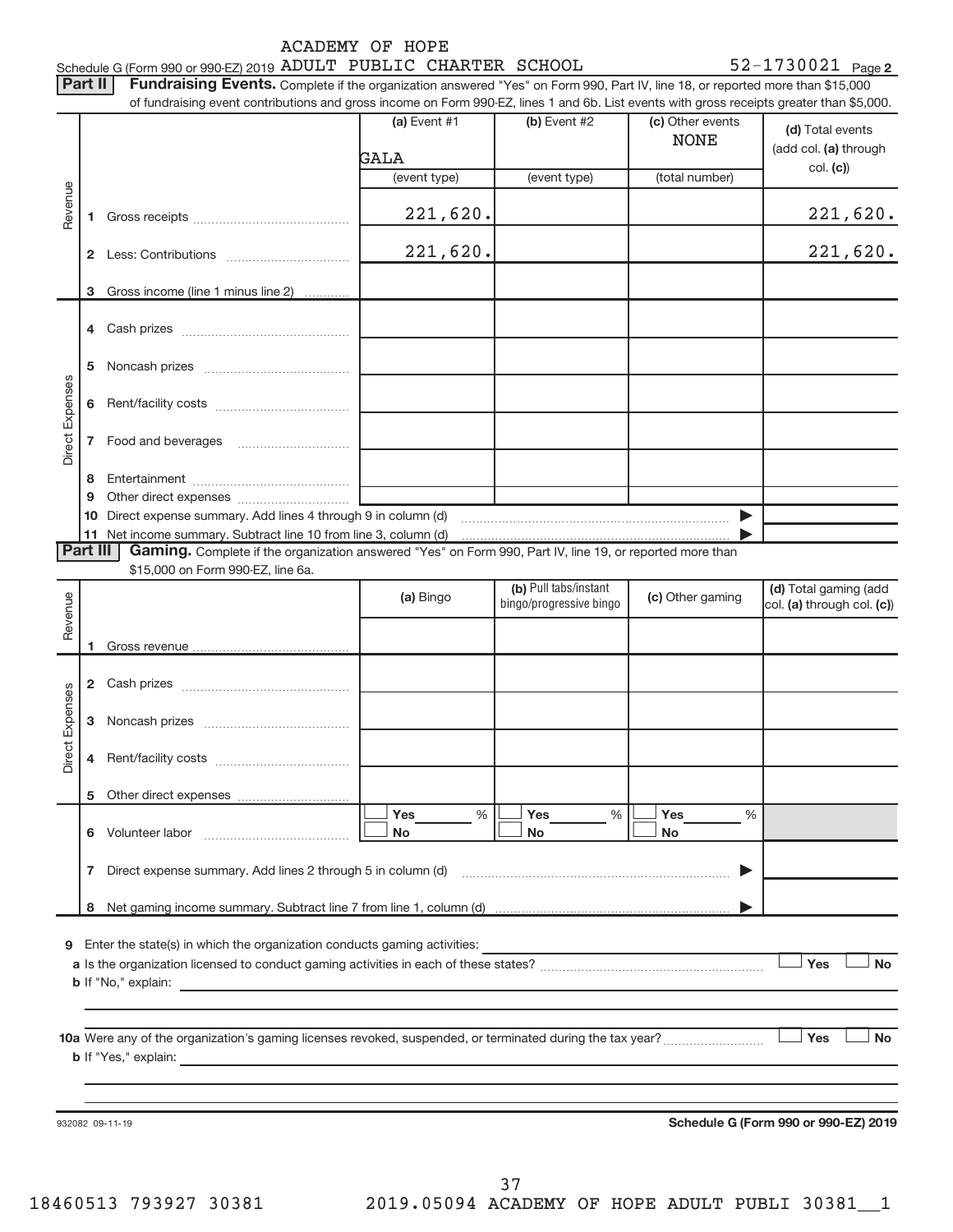Schedule G (Form 990 or 990-EZ) 2019 ACADEMY OF HOPE ADULT PUBLIC CHARTER SCHOOL 52-1730021 Page 2

**Part II** **Fundraising Events.** Complete if the organization answered "Yes" on Form 990, Part IV, line 18, or reported more than $15,000 of fundraising event contributions and gross income on Form 990-EZ, lines 1 and 6b. List events with gross receipts greater than $5,000.

| | | (a) Event #1 | (b) Event #2 | (c) Other events | (d) Total events (add col. (a) through col. (c)) |
|---|---|---|---|---|---|
| | | GALA | | NONE | |
| | | (event type) | (event type) | (total number) | |
| Revenue | 1 Gross receipts | 221,620. | | | 221,620. |
| | 2 Less: Contributions | 221,620. | | | 221,620. |
| | 3 Gross income (line 1 minus line 2) | | | | |
| Direct Expenses | 4 Cash prizes | | | | |
| | 5 Noncash prizes | | | | |
| | 6 Rent/facility costs | | | | |
| | 7 Food and beverages | | | | |
| | 8 Entertainment | | | | |
| | 9 Other direct expenses | | | | |
| | 10 Direct expense summary. Add lines 4 through 9 in column (d) | | | ▶ | |
| | 11 Net income summary. Subtract line 10 from line 3, column (d) | | | ▶ | |

**Part III** **Gaming.** Complete if the organization answered "Yes" on Form 990, Part IV, line 19, or reported more than $15,000 on Form 990-EZ, line 6a.

| | | (a) Bingo | (b) Pull tabs/instant bingo/progressive bingo | (c) Other gaming | (d) Total gaming (add col. (a) through col. (c)) |
|---|---|---|---|---|---|
| Revenue | 1 Gross revenue | | | | |
| Direct Expenses | 2 Cash prizes | | | | |
| | 3 Noncash prizes | | | | |
| | 4 Rent/facility costs | | | | |
| | 5 Other direct expenses | | | | |
| | 6 Volunteer labor | ☐ Yes ___% ☐ No | ☐ Yes ___% ☐ No | ☐ Yes ___% ☐ No | |
| | 7 Direct expense summary. Add lines 2 through 5 in column (d) | | | ▶ | |
| | 8 Net gaming income summary. Subtract line 7 from line 1, column (d) | | | ▶ | |

9 Enter the state(s) in which the organization conducts gaming activities:

a Is the organization licensed to conduct gaming activities in each of these states? ☐ Yes ☐ No

b If "No," explain:

10a Were any of the organization's gaming licenses revoked, suspended, or terminated during the tax year? ☐ Yes ☐ No

b If "Yes," explain:

932082 09-11-19

**Schedule G (Form 990 or 990-EZ) 2019**

18460513 793927 30381 2019.05094 ACADEMY OF HOPE ADULT PUBLI 30381__1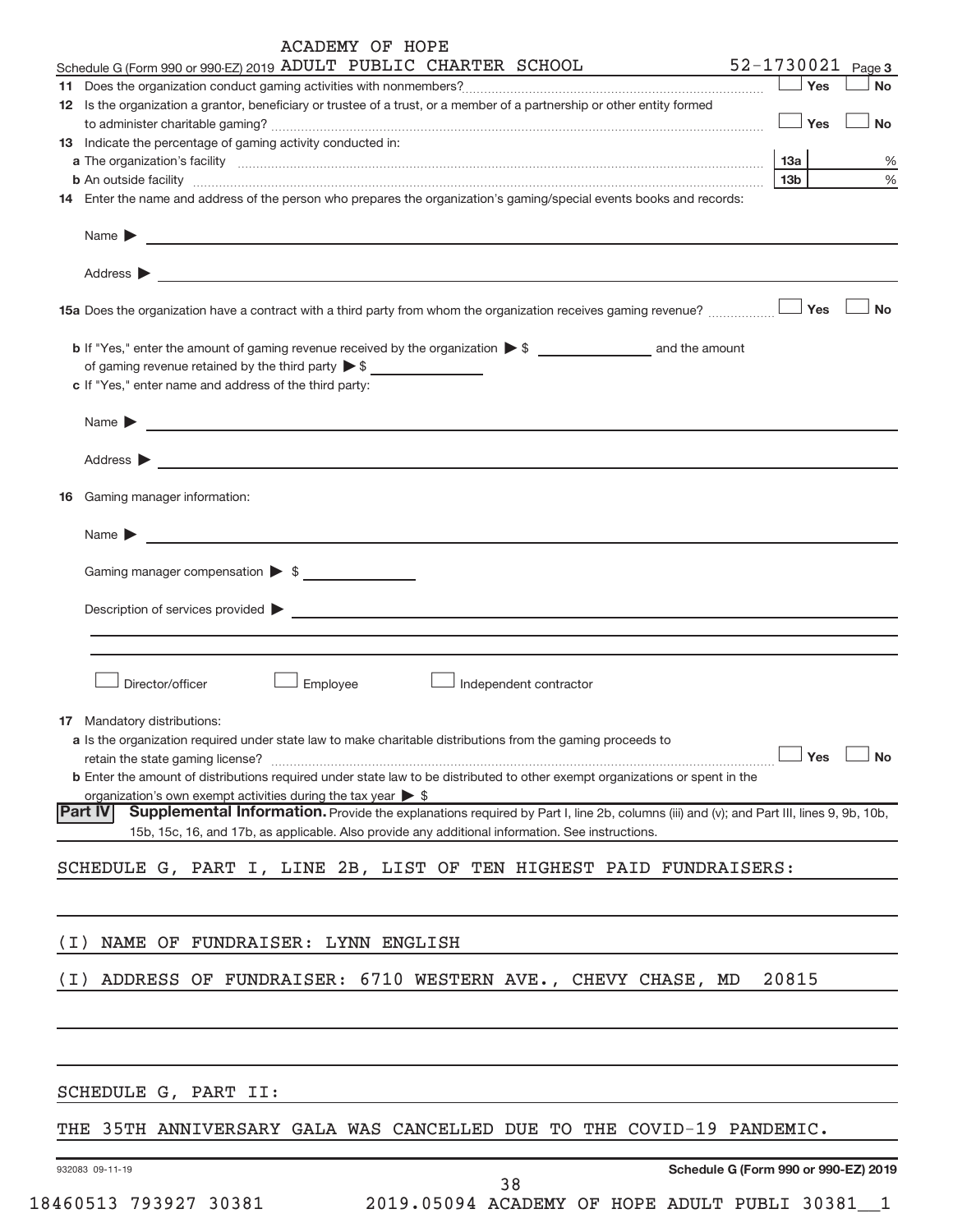ACADEMY OF HOPE

Schedule G (Form 990 or 990-EZ) 2019 ADULT PUBLIC CHARTER SCHOOL 52-1730021 Page 3

**11** Does the organization conduct gaming activities with nonmembers? ☐ Yes ☐ No

**12** Is the organization a grantor, beneficiary or trustee of a trust, or a member of a partnership or other entity formed to administer charitable gaming? ☐ Yes ☐ No

**13** Indicate the percentage of gaming activity conducted in:

**a** The organization's facility **13a** %

**b** An outside facility **13b** %

**14** Enter the name and address of the person who prepares the organization's gaming/special events books and records:

Name ▶

Address ▶

**15a** Does the organization have a contract with a third party from whom the organization receives gaming revenue? ☐ Yes ☐ No

**b** If "Yes," enter the amount of gaming revenue received by the organization ▶ $ ______ and the amount of gaming revenue retained by the third party ▶ $ ______

**c** If "Yes," enter name and address of the third party:

Name ▶

Address ▶

**16** Gaming manager information:

Name ▶

Gaming manager compensation ▶ $

Description of services provided ▶

☐ Director/officer ☐ Employee ☐ Independent contractor

**17** Mandatory distributions:

**a** Is the organization required under state law to make charitable distributions from the gaming proceeds to retain the state gaming license? ☐ Yes ☐ No

**b** Enter the amount of distributions required under state law to be distributed to other exempt organizations or spent in the organization's own exempt activities during the tax year ▶ $

**Part IV** **Supplemental Information.** Provide the explanations required by Part I, line 2b, columns (iii) and (v); and Part III, lines 9, 9b, 10b, 15b, 15c, 16, and 17b, as applicable. Also provide any additional information. See instructions.

SCHEDULE G, PART I, LINE 2B, LIST OF TEN HIGHEST PAID FUNDRAISERS:

(I) NAME OF FUNDRAISER: LYNN ENGLISH

(I) ADDRESS OF FUNDRAISER: 6710 WESTERN AVE., CHEVY CHASE, MD 20815

SCHEDULE G, PART II:

THE 35TH ANNIVERSARY GALA WAS CANCELLED DUE TO THE COVID-19 PANDEMIC.

932083 09-11-19 **Schedule G (Form 990 or 990-EZ) 2019**

18460513 793927 30381 2019.05094 ACADEMY OF HOPE ADULT PUBLI 30381__1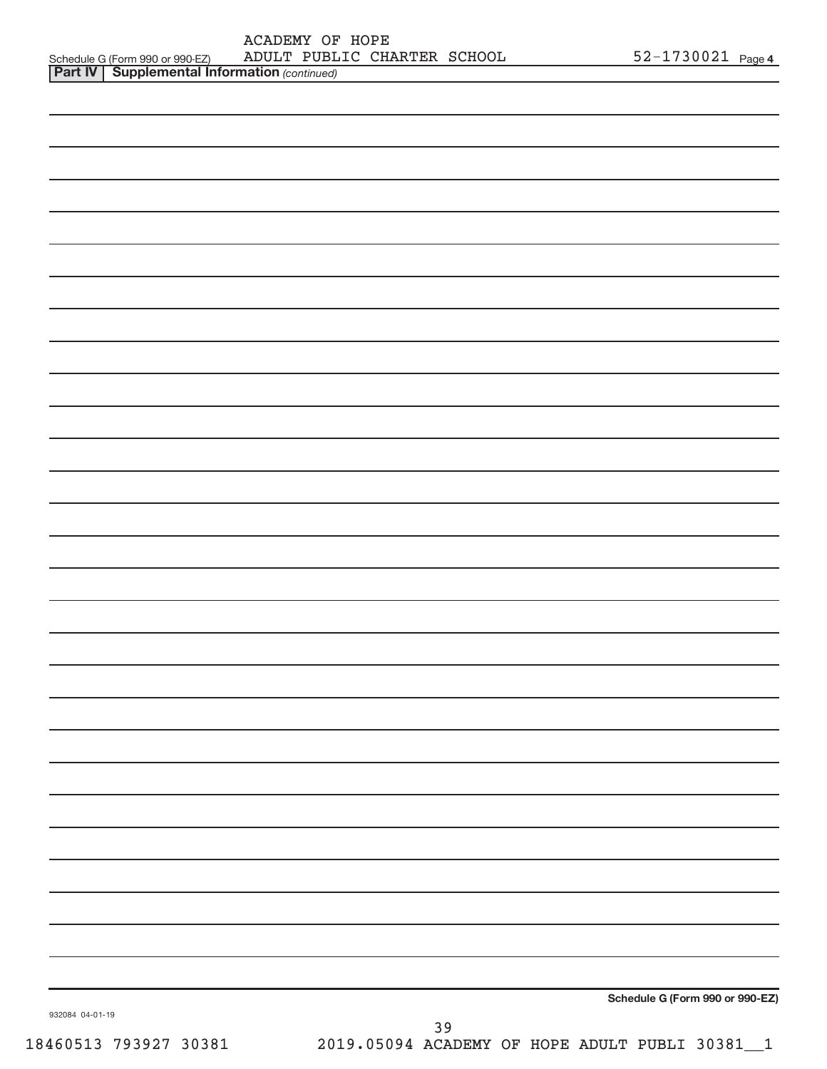Schedule G (Form 990 or 990-EZ) ACADEMY OF HOPE ADULT PUBLIC CHARTER SCHOOL 52-1730021 Page **4**

**Part IV | Supplemental Information** *(continued)*

**Schedule G (Form 990 or 990-EZ)**

932084 04-01-19

18460513 793927 30381 2019.05094 ACADEMY OF HOPE ADULT PUBLI 30381__1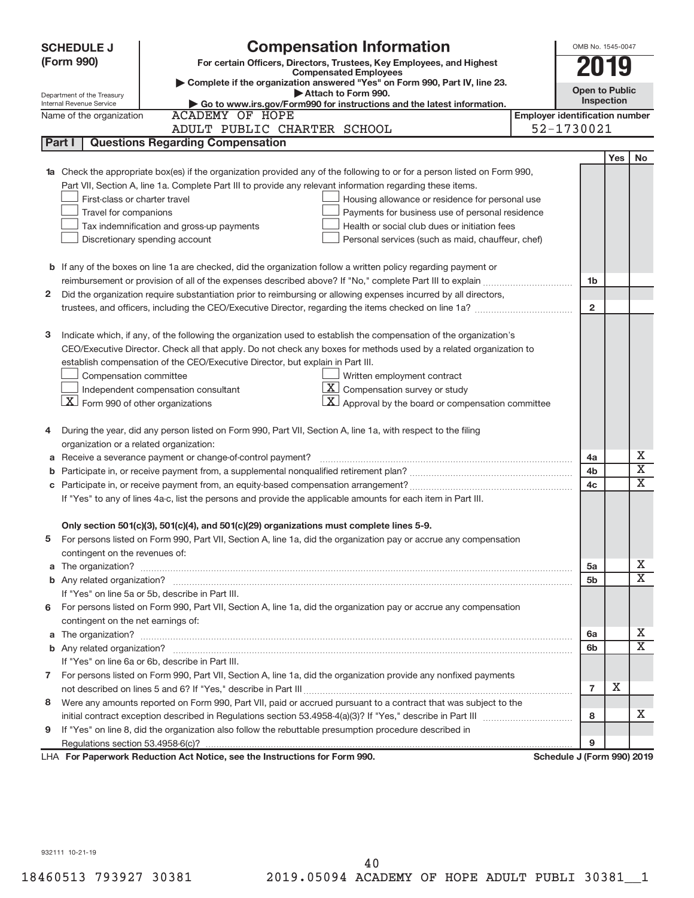**SCHEDULE J (Form 990)**

Department of the Treasury
Internal Revenue Service

# Compensation Information

**For certain Officers, Directors, Trustees, Key Employees, and Highest Compensated Employees**

▶ Complete if the organization answered "Yes" on Form 990, Part IV, line 23.
▶ Attach to Form 990.
▶ Go to www.irs.gov/Form990 for instructions and the latest information.

OMB No. 1545-0047

**2019**

**Open to Public Inspection**

Name of the organization: ACADEMY OF HOPE ADULT PUBLIC CHARTER SCHOOL

Employer identification number: 52-1730021

**Part I — Questions Regarding Compensation**

| | | | Yes | No |
|---|---|---|---|---|
| **1a** | Check the appropriate box(es) if the organization provided any of the following to or for a person listed on Form 990, Part VII, Section A, line 1a. Complete Part III to provide any relevant information regarding these items.<br>☐ First-class or charter travel ☐ Housing allowance or residence for personal use<br>☐ Travel for companions ☐ Payments for business use of personal residence<br>☐ Tax indemnification and gross-up payments ☐ Health or social club dues or initiation fees<br>☐ Discretionary spending account ☐ Personal services (such as maid, chauffeur, chef) | | | |
| **b** | If any of the boxes on line 1a are checked, did the organization follow a written policy regarding payment or reimbursement or provision of all of the expenses described above? If "No," complete Part III to explain | 1b | | |
| **2** | Did the organization require substantiation prior to reimbursing or allowing expenses incurred by all directors, trustees, and officers, including the CEO/Executive Director, regarding the items checked on line 1a? | 2 | | |
| **3** | Indicate which, if any, of the following the organization used to establish the compensation of the organization's CEO/Executive Director. Check all that apply. Do not check any boxes for methods used by a related organization to establish compensation of the CEO/Executive Director, but explain in Part III.<br>☐ Compensation committee ☐ Written employment contract<br>☐ Independent compensation consultant ☒ Compensation survey or study<br>☒ Form 990 of other organizations ☒ Approval by the board or compensation committee | | | |
| **4** | During the year, did any person listed on Form 990, Part VII, Section A, line 1a, with respect to the filing organization or a related organization: | | | |
| **a** | Receive a severance payment or change-of-control payment? | 4a | | X |
| **b** | Participate in, or receive payment from, a supplemental nonqualified retirement plan? | 4b | | X |
| **c** | Participate in, or receive payment from, an equity-based compensation arrangement? | 4c | | X |
| | If "Yes" to any of lines 4a-c, list the persons and provide the applicable amounts for each item in Part III. | | | |
| | **Only section 501(c)(3), 501(c)(4), and 501(c)(29) organizations must complete lines 5-9.** | | | |
| **5** | For persons listed on Form 990, Part VII, Section A, line 1a, did the organization pay or accrue any compensation contingent on the revenues of: | | | |
| **a** | The organization? | 5a | | X |
| **b** | Any related organization? | 5b | | X |
| | If "Yes" on line 5a or 5b, describe in Part III. | | | |
| **6** | For persons listed on Form 990, Part VII, Section A, line 1a, did the organization pay or accrue any compensation contingent on the net earnings of: | | | |
| **a** | The organization? | 6a | | X |
| **b** | Any related organization? | 6b | | X |
| | If "Yes" on line 6a or 6b, describe in Part III. | | | |
| **7** | For persons listed on Form 990, Part VII, Section A, line 1a, did the organization provide any nonfixed payments not described on lines 5 and 6? If "Yes," describe in Part III | 7 | X | |
| **8** | Were any amounts reported on Form 990, Part VII, paid or accrued pursuant to a contract that was subject to the initial contract exception described in Regulations section 53.4958-4(a)(3)? If "Yes," describe in Part III | 8 | | X |
| **9** | If "Yes" on line 8, did the organization also follow the rebuttable presumption procedure described in Regulations section 53.4958-6(c)? | 9 | | |

LHA **For Paperwork Reduction Act Notice, see the Instructions for Form 990.** **Schedule J (Form 990) 2019**

932111 10-21-19

18460513 793927 30381 2019.05094 ACADEMY OF HOPE ADULT PUBLI 30381__1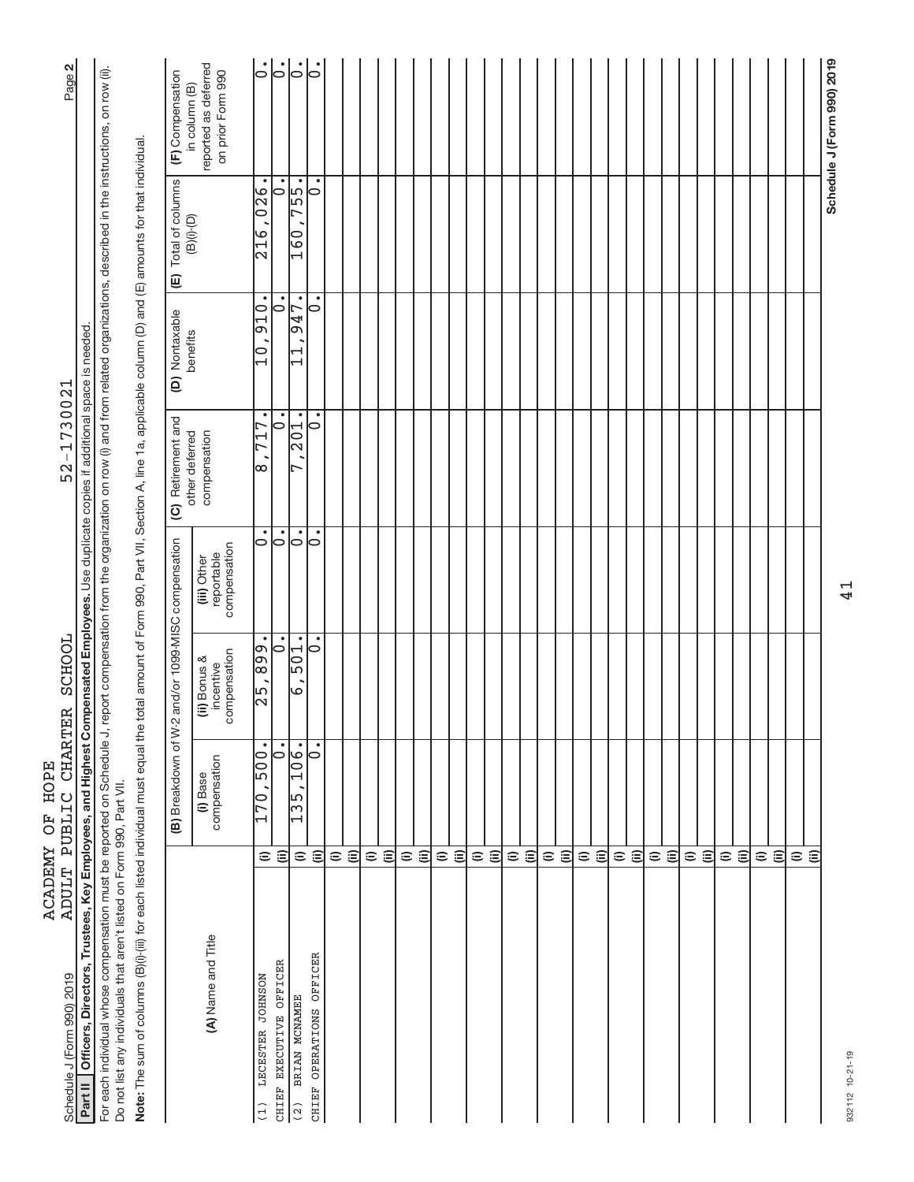Schedule J (Form 990) 2019 ACADEMY OF HOPE ADULT PUBLIC CHARTER SCHOOL 52-1730021 Page **2**

## Part II Officers, Directors, Trustees, Key Employees, and Highest Compensated Employees.

Use duplicate copies if additional space is needed.

For each individual whose compensation must be reported on Schedule J, report compensation from the organization on row (i) and from related organizations, described in the instructions, on row (ii). Do not list any individuals that aren't listed on Form 990, Part VII.

**Note:** The sum of columns (B)(i)-(iii) for each listed individual must equal the total amount of Form 990, Part VII, Section A, line 1a, applicable column (D) and (E) amounts for that individual.

| (A) Name and Title | | (B) Breakdown of W-2 and/or 1099-MISC compensation | | | (C) Retirement and other deferred compensation | (D) Nontaxable benefits | (E) Total of columns (B)(i)-(D) | (F) Compensation in column (B) reported as deferred on prior Form 990 |
|---|---|---|---|---|---|---|---|---|
| | | (i) Base compensation | (ii) Bonus & incentive compensation | (iii) Other reportable compensation | | | | |
| (1) LECESTER JOHNSON | (i) | 170,500. | 25,899. | 0. | 8,717. | 10,910. | 216,026. | 0. |
| CHIEF EXECUTIVE OFFICER | (ii) | 0. | 0. | 0. | 0. | 0. | 0. | 0. |
| (2) BRIAN MCNAMEE | (i) | 135,106. | 6,501. | 0. | 7,201. | 11,947. | 160,755. | 0. |
| CHIEF OPERATIONS OFFICER | (ii) | 0. | 0. | 0. | 0. | 0. | 0. | 0. |

932112 10-21-19

Schedule J (Form 990) 2019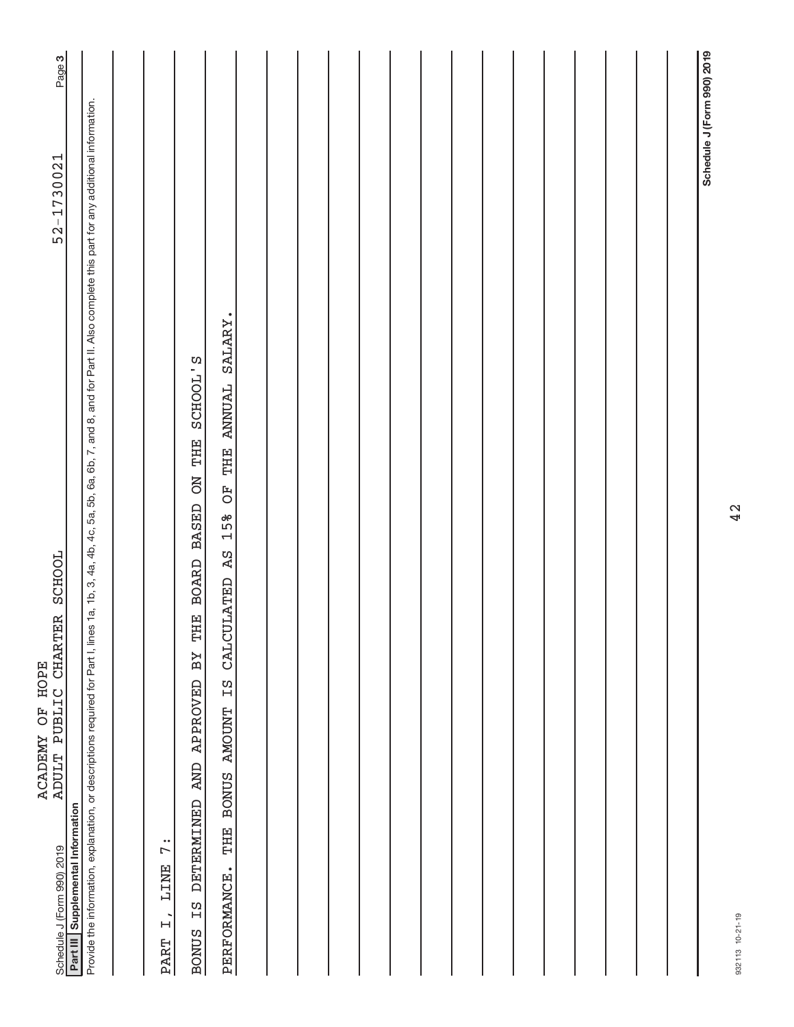Schedule J (Form 990) 2019

ACADEMY OF HOPE
ADULT PUBLIC CHARTER SCHOOL

52-1730021

Page 3

**Part III Supplemental Information**

Provide the information, explanation, or descriptions required for Part I, lines 1a, 1b, 3, 4a, 4b, 4c, 5a, 5b, 6a, 6b, 7, and 8, and for Part II. Also complete this part for any additional information.

PART I, LINE 7:

BONUS IS DETERMINED AND APPROVED BY THE BOARD BASED ON THE SCHOOL'S PERFORMANCE. THE BONUS AMOUNT IS CALCULATED AS 15% OF THE ANNUAL SALARY.

932113 10-21-19

**Schedule J (Form 990) 2019**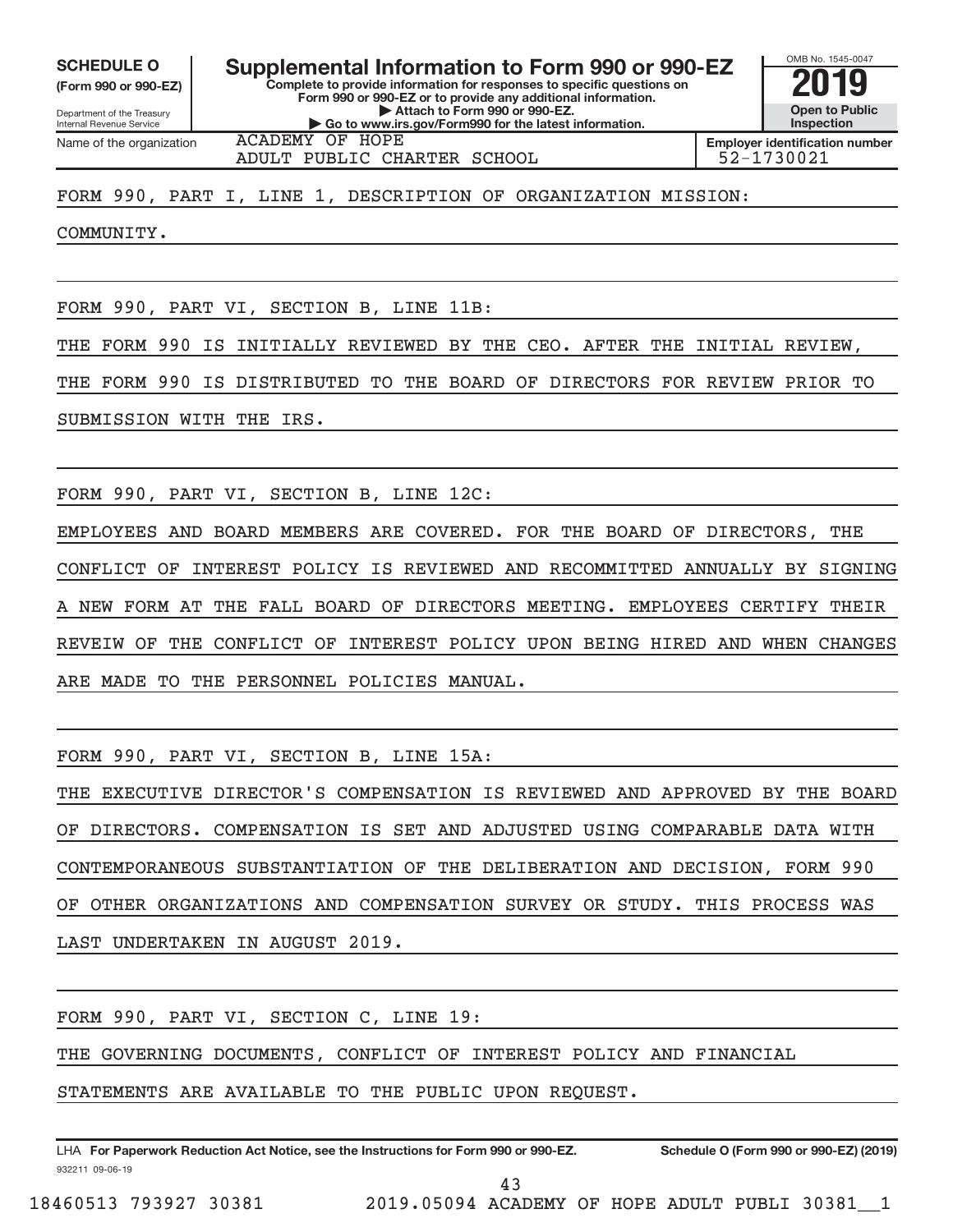**SCHEDULE O**
**(Form 990 or 990-EZ)**

Department of the Treasury
Internal Revenue Service

# Supplemental Information to Form 990 or 990-EZ

**Complete to provide information for responses to specific questions on Form 990 or 990-EZ or to provide any additional information.**
**▶ Attach to Form 990 or 990-EZ.**
**▶ Go to www.irs.gov/Form990 for the latest information.**

OMB No. 1545-0047
**2019**
**Open to Public Inspection**

| Name of the organization | Employer identification number |
|---|---|
| ACADEMY OF HOPE ADULT PUBLIC CHARTER SCHOOL | 52-1730021 |

FORM 990, PART I, LINE 1, DESCRIPTION OF ORGANIZATION MISSION:

COMMUNITY.

FORM 990, PART VI, SECTION B, LINE 11B:

THE FORM 990 IS INITIALLY REVIEWED BY THE CEO. AFTER THE INITIAL REVIEW, THE FORM 990 IS DISTRIBUTED TO THE BOARD OF DIRECTORS FOR REVIEW PRIOR TO SUBMISSION WITH THE IRS.

FORM 990, PART VI, SECTION B, LINE 12C:

EMPLOYEES AND BOARD MEMBERS ARE COVERED. FOR THE BOARD OF DIRECTORS, THE CONFLICT OF INTEREST POLICY IS REVIEWED AND RECOMMITTED ANNUALLY BY SIGNING A NEW FORM AT THE FALL BOARD OF DIRECTORS MEETING. EMPLOYEES CERTIFY THEIR REVEIW OF THE CONFLICT OF INTEREST POLICY UPON BEING HIRED AND WHEN CHANGES ARE MADE TO THE PERSONNEL POLICIES MANUAL.

FORM 990, PART VI, SECTION B, LINE 15A:

THE EXECUTIVE DIRECTOR'S COMPENSATION IS REVIEWED AND APPROVED BY THE BOARD OF DIRECTORS. COMPENSATION IS SET AND ADJUSTED USING COMPARABLE DATA WITH CONTEMPORANEOUS SUBSTANTIATION OF THE DELIBERATION AND DECISION, FORM 990 OF OTHER ORGANIZATIONS AND COMPENSATION SURVEY OR STUDY. THIS PROCESS WAS LAST UNDERTAKEN IN AUGUST 2019.

FORM 990, PART VI, SECTION C, LINE 19:

THE GOVERNING DOCUMENTS, CONFLICT OF INTEREST POLICY AND FINANCIAL STATEMENTS ARE AVAILABLE TO THE PUBLIC UPON REQUEST.

LHA **For Paperwork Reduction Act Notice, see the Instructions for Form 990 or 990-EZ.** **Schedule O (Form 990 or 990-EZ) (2019)**
932211 09-06-19

18460513 793927 30381 2019.05094 ACADEMY OF HOPE ADULT PUBLI 30381__1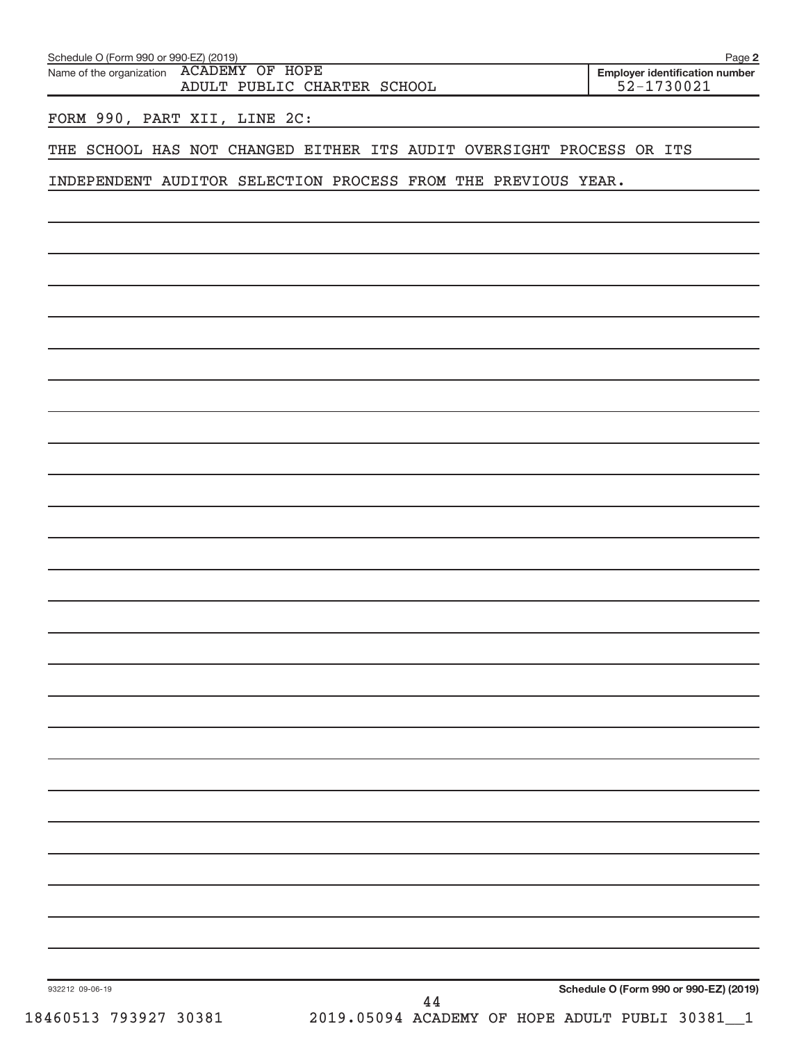Schedule O (Form 990 or 990-EZ) (2019) Page **2**

Name of the organization ACADEMY OF HOPE ADULT PUBLIC CHARTER SCHOOL

**Employer identification number** 52-1730021

FORM 990, PART XII, LINE 2C:

THE SCHOOL HAS NOT CHANGED EITHER ITS AUDIT OVERSIGHT PROCESS OR ITS INDEPENDENT AUDITOR SELECTION PROCESS FROM THE PREVIOUS YEAR.

932212 09-06-19

**Schedule O (Form 990 or 990-EZ) (2019)**

18460513 793927 30381 2019.05094 ACADEMY OF HOPE ADULT PUBLI 30381__1